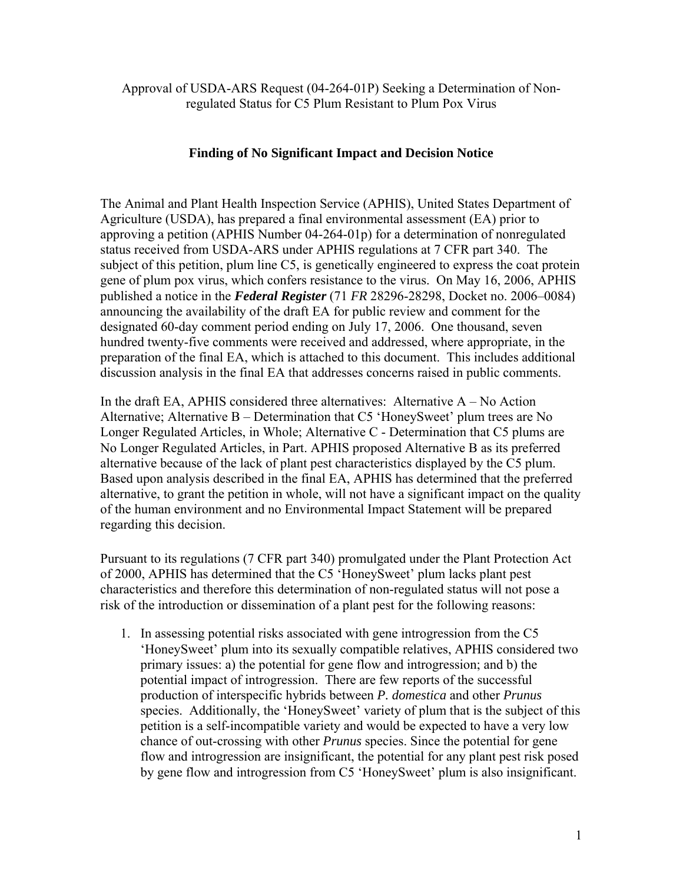Approval of USDA-ARS Request (04-264-01P) Seeking a Determination of Non-regulated Status for C5 Plum Resistant to Plum Pox Virus

## Finding of No Significant Impact and Decision Notice

The Animal and Plant Health Inspection Service (APHIS), United States Department of Agriculture (USDA), has prepared a final environmental assessment (EA) prior to approving a petition (APHIS Number 04-264-01p) for a determination of nonregulated status received from USDA-ARS under APHIS regulations at 7 CFR part 340. The subject of this petition, plum line C5, is genetically engineered to express the coat protein gene of plum pox virus, which confers resistance to the virus. On May 16, 2006, APHIS published a notice in the ***Federal Register*** (71 *FR* 28296-28298, Docket no. 2006–0084) announcing the availability of the draft EA for public review and comment for the designated 60-day comment period ending on July 17, 2006. One thousand, seven hundred twenty-five comments were received and addressed, where appropriate, in the preparation of the final EA, which is attached to this document. This includes additional discussion analysis in the final EA that addresses concerns raised in public comments.

In the draft EA, APHIS considered three alternatives: Alternative A – No Action Alternative; Alternative B – Determination that C5 'HoneySweet' plum trees are No Longer Regulated Articles, in Whole; Alternative C - Determination that C5 plums are No Longer Regulated Articles, in Part. APHIS proposed Alternative B as its preferred alternative because of the lack of plant pest characteristics displayed by the C5 plum. Based upon analysis described in the final EA, APHIS has determined that the preferred alternative, to grant the petition in whole, will not have a significant impact on the quality of the human environment and no Environmental Impact Statement will be prepared regarding this decision.

Pursuant to its regulations (7 CFR part 340) promulgated under the Plant Protection Act of 2000, APHIS has determined that the C5 'HoneySweet' plum lacks plant pest characteristics and therefore this determination of non-regulated status will not pose a risk of the introduction or dissemination of a plant pest for the following reasons:

1. In assessing potential risks associated with gene introgression from the C5 'HoneySweet' plum into its sexually compatible relatives, APHIS considered two primary issues: a) the potential for gene flow and introgression; and b) the potential impact of introgression. There are few reports of the successful production of interspecific hybrids between *P. domestica* and other *Prunus* species. Additionally, the 'HoneySweet' variety of plum that is the subject of this petition is a self-incompatible variety and would be expected to have a very low chance of out-crossing with other *Prunus* species. Since the potential for gene flow and introgression are insignificant, the potential for any plant pest risk posed by gene flow and introgression from C5 'HoneySweet' plum is also insignificant.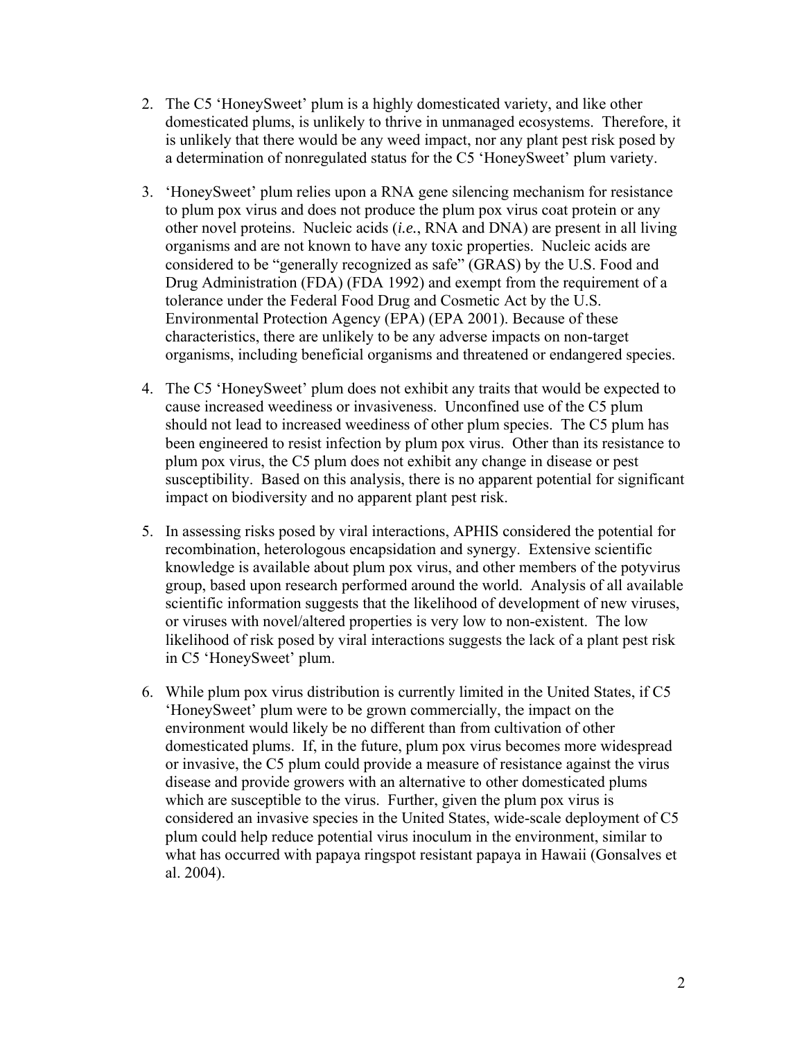2. The C5 'HoneySweet' plum is a highly domesticated variety, and like other domesticated plums, is unlikely to thrive in unmanaged ecosystems. Therefore, it is unlikely that there would be any weed impact, nor any plant pest risk posed by a determination of nonregulated status for the C5 'HoneySweet' plum variety.

3. 'HoneySweet' plum relies upon a RNA gene silencing mechanism for resistance to plum pox virus and does not produce the plum pox virus coat protein or any other novel proteins. Nucleic acids (*i.e.*, RNA and DNA) are present in all living organisms and are not known to have any toxic properties. Nucleic acids are considered to be "generally recognized as safe" (GRAS) by the U.S. Food and Drug Administration (FDA) (FDA 1992) and exempt from the requirement of a tolerance under the Federal Food Drug and Cosmetic Act by the U.S. Environmental Protection Agency (EPA) (EPA 2001). Because of these characteristics, there are unlikely to be any adverse impacts on non-target organisms, including beneficial organisms and threatened or endangered species.

4. The C5 'HoneySweet' plum does not exhibit any traits that would be expected to cause increased weediness or invasiveness. Unconfined use of the C5 plum should not lead to increased weediness of other plum species. The C5 plum has been engineered to resist infection by plum pox virus. Other than its resistance to plum pox virus, the C5 plum does not exhibit any change in disease or pest susceptibility. Based on this analysis, there is no apparent potential for significant impact on biodiversity and no apparent plant pest risk.

5. In assessing risks posed by viral interactions, APHIS considered the potential for recombination, heterologous encapsidation and synergy. Extensive scientific knowledge is available about plum pox virus, and other members of the potyvirus group, based upon research performed around the world. Analysis of all available scientific information suggests that the likelihood of development of new viruses, or viruses with novel/altered properties is very low to non-existent. The low likelihood of risk posed by viral interactions suggests the lack of a plant pest risk in C5 'HoneySweet' plum.

6. While plum pox virus distribution is currently limited in the United States, if C5 'HoneySweet' plum were to be grown commercially, the impact on the environment would likely be no different than from cultivation of other domesticated plums. If, in the future, plum pox virus becomes more widespread or invasive, the C5 plum could provide a measure of resistance against the virus disease and provide growers with an alternative to other domesticated plums which are susceptible to the virus. Further, given the plum pox virus is considered an invasive species in the United States, wide-scale deployment of C5 plum could help reduce potential virus inoculum in the environment, similar to what has occurred with papaya ringspot resistant papaya in Hawaii (Gonsalves et al. 2004).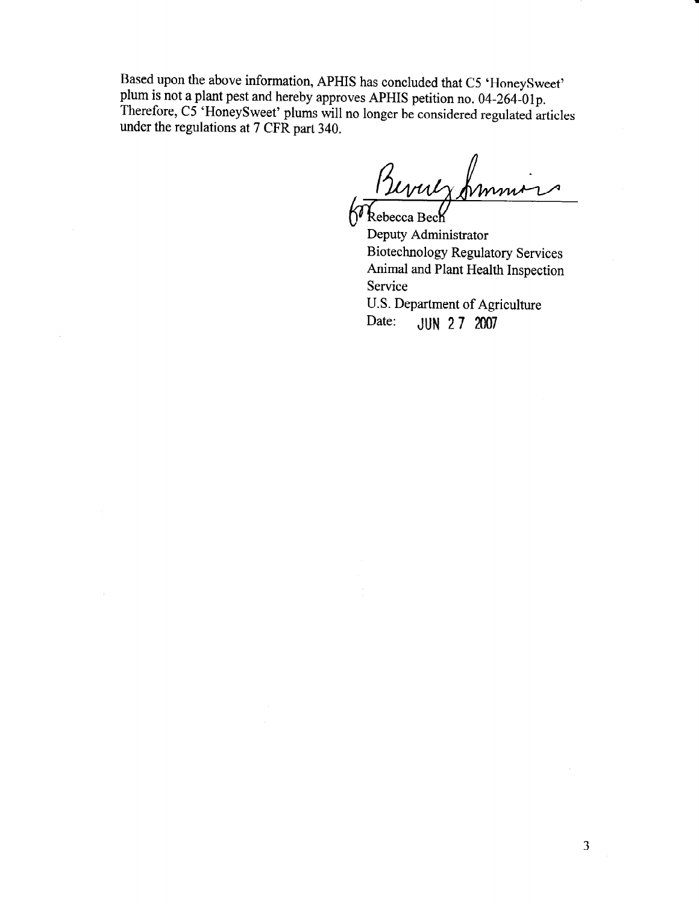Based upon the above information, APHIS has concluded that C5 'HoneySweet' plum is not a plant pest and hereby approves APHIS petition no. 04-264-01p. Therefore, C5 'HoneySweet' plums will no longer be considered regulated articles under the regulations at 7 CFR part 340.

Beverly Simmons
for Rebecca Bech
Deputy Administrator
Biotechnology Regulatory Services
Animal and Plant Health Inspection Service
U.S. Department of Agriculture
Date: JUN 27 2007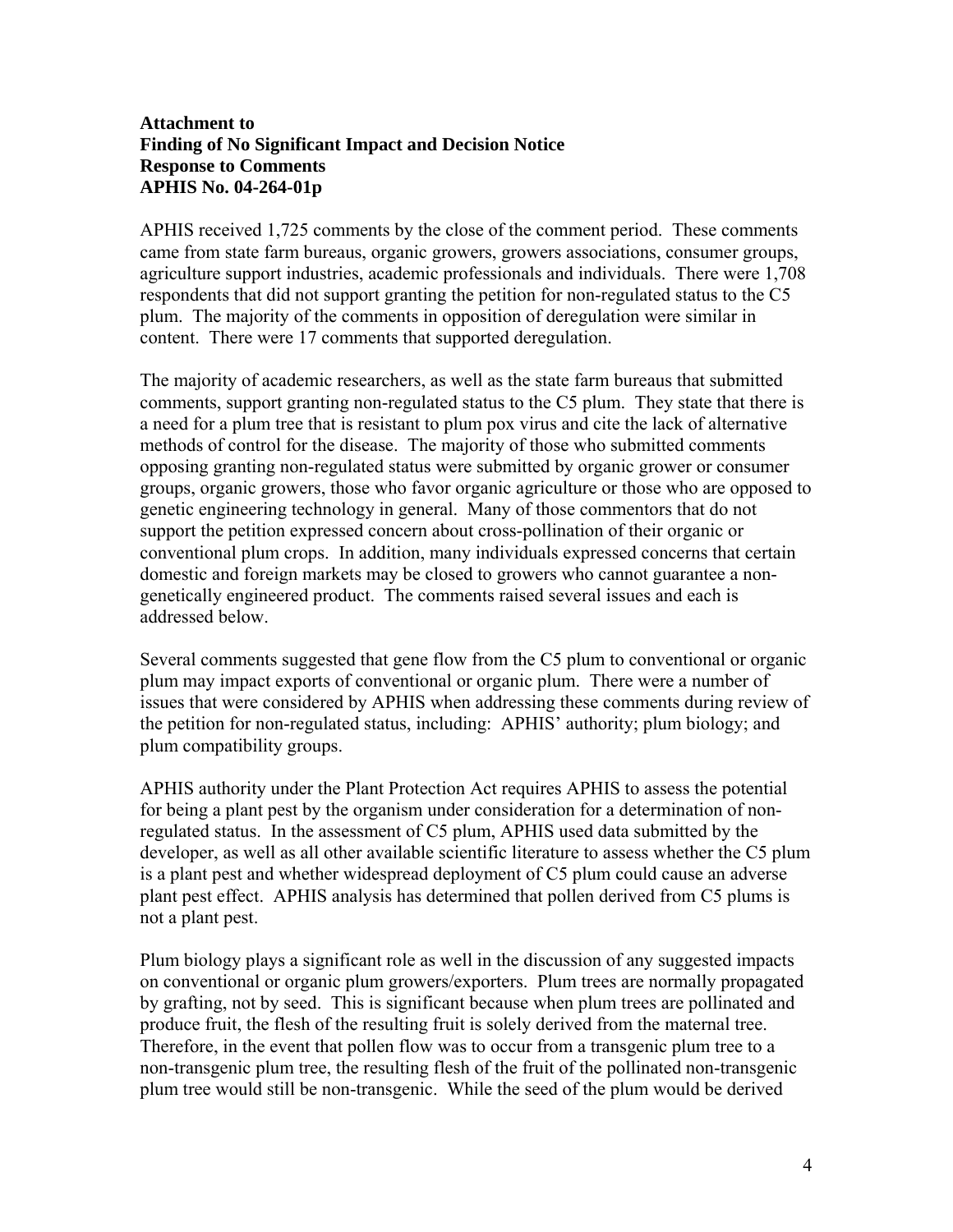**Attachment to**
**Finding of No Significant Impact and Decision Notice**
**Response to Comments**
**APHIS No. 04-264-01p**

APHIS received 1,725 comments by the close of the comment period. These comments came from state farm bureaus, organic growers, growers associations, consumer groups, agriculture support industries, academic professionals and individuals. There were 1,708 respondents that did not support granting the petition for non-regulated status to the C5 plum. The majority of the comments in opposition of deregulation were similar in content. There were 17 comments that supported deregulation.

The majority of academic researchers, as well as the state farm bureaus that submitted comments, support granting non-regulated status to the C5 plum. They state that there is a need for a plum tree that is resistant to plum pox virus and cite the lack of alternative methods of control for the disease. The majority of those who submitted comments opposing granting non-regulated status were submitted by organic grower or consumer groups, organic growers, those who favor organic agriculture or those who are opposed to genetic engineering technology in general. Many of those commentors that do not support the petition expressed concern about cross-pollination of their organic or conventional plum crops. In addition, many individuals expressed concerns that certain domestic and foreign markets may be closed to growers who cannot guarantee a non-genetically engineered product. The comments raised several issues and each is addressed below.

Several comments suggested that gene flow from the C5 plum to conventional or organic plum may impact exports of conventional or organic plum. There were a number of issues that were considered by APHIS when addressing these comments during review of the petition for non-regulated status, including: APHIS' authority; plum biology; and plum compatibility groups.

APHIS authority under the Plant Protection Act requires APHIS to assess the potential for being a plant pest by the organism under consideration for a determination of non-regulated status. In the assessment of C5 plum, APHIS used data submitted by the developer, as well as all other available scientific literature to assess whether the C5 plum is a plant pest and whether widespread deployment of C5 plum could cause an adverse plant pest effect. APHIS analysis has determined that pollen derived from C5 plums is not a plant pest.

Plum biology plays a significant role as well in the discussion of any suggested impacts on conventional or organic plum growers/exporters. Plum trees are normally propagated by grafting, not by seed. This is significant because when plum trees are pollinated and produce fruit, the flesh of the resulting fruit is solely derived from the maternal tree. Therefore, in the event that pollen flow was to occur from a transgenic plum tree to a non-transgenic plum tree, the resulting flesh of the fruit of the pollinated non-transgenic plum tree would still be non-transgenic. While the seed of the plum would be derived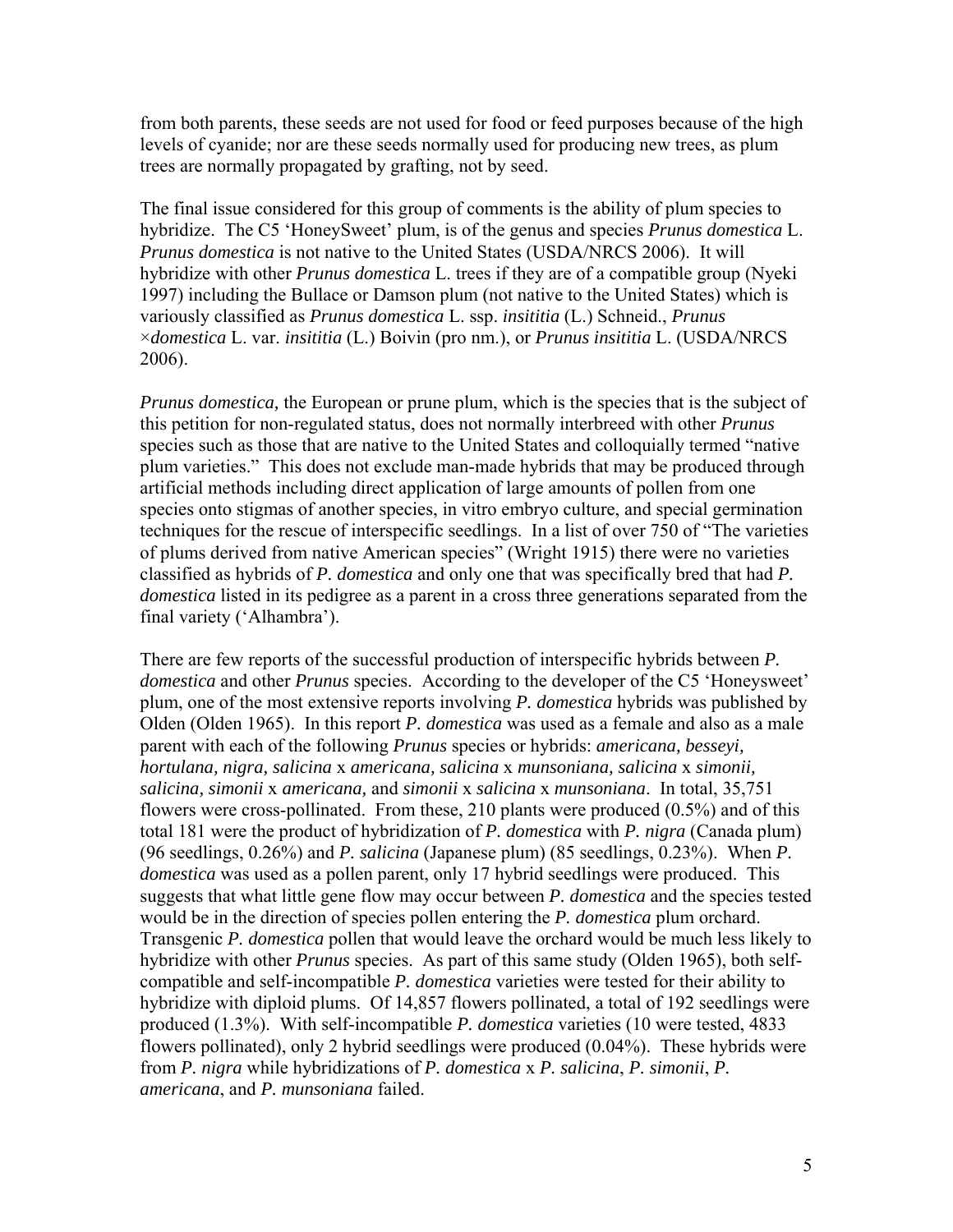from both parents, these seeds are not used for food or feed purposes because of the high levels of cyanide; nor are these seeds normally used for producing new trees, as plum trees are normally propagated by grafting, not by seed.

The final issue considered for this group of comments is the ability of plum species to hybridize. The C5 'HoneySweet' plum, is of the genus and species *Prunus domestica* L. *Prunus domestica* is not native to the United States (USDA/NRCS 2006). It will hybridize with other *Prunus domestica* L. trees if they are of a compatible group (Nyeki 1997) including the Bullace or Damson plum (not native to the United States) which is variously classified as *Prunus domestica* L. ssp. *insititia* (L.) Schneid., *Prunus* ×*domestica* L. var. *insititia* (L.) Boivin (pro nm.), or *Prunus insititia* L. (USDA/NRCS 2006).

*Prunus domestica,* the European or prune plum, which is the species that is the subject of this petition for non-regulated status, does not normally interbreed with other *Prunus* species such as those that are native to the United States and colloquially termed "native plum varieties." This does not exclude man-made hybrids that may be produced through artificial methods including direct application of large amounts of pollen from one species onto stigmas of another species, in vitro embryo culture, and special germination techniques for the rescue of interspecific seedlings. In a list of over 750 of "The varieties of plums derived from native American species" (Wright 1915) there were no varieties classified as hybrids of *P. domestica* and only one that was specifically bred that had *P. domestica* listed in its pedigree as a parent in a cross three generations separated from the final variety ('Alhambra').

There are few reports of the successful production of interspecific hybrids between *P. domestica* and other *Prunus* species. According to the developer of the C5 'Honeysweet' plum, one of the most extensive reports involving *P. domestica* hybrids was published by Olden (Olden 1965). In this report *P. domestica* was used as a female and also as a male parent with each of the following *Prunus* species or hybrids: *americana, besseyi, hortulana, nigra, salicina* x *americana, salicina* x *munsoniana, salicina* x *simonii, salicina, simonii* x *americana,* and *simonii* x *salicina* x *munsoniana*. In total, 35,751 flowers were cross-pollinated. From these, 210 plants were produced (0.5%) and of this total 181 were the product of hybridization of *P. domestica* with *P. nigra* (Canada plum) (96 seedlings, 0.26%) and *P. salicina* (Japanese plum) (85 seedlings, 0.23%). When *P. domestica* was used as a pollen parent, only 17 hybrid seedlings were produced. This suggests that what little gene flow may occur between *P. domestica* and the species tested would be in the direction of species pollen entering the *P. domestica* plum orchard. Transgenic *P. domestica* pollen that would leave the orchard would be much less likely to hybridize with other *Prunus* species. As part of this same study (Olden 1965), both self-compatible and self-incompatible *P. domestica* varieties were tested for their ability to hybridize with diploid plums. Of 14,857 flowers pollinated, a total of 192 seedlings were produced (1.3%). With self-incompatible *P. domestica* varieties (10 were tested, 4833 flowers pollinated), only 2 hybrid seedlings were produced (0.04%). These hybrids were from *P. nigra* while hybridizations of *P. domestica* x *P. salicina*, *P. simonii*, *P. americana*, and *P. munsoniana* failed.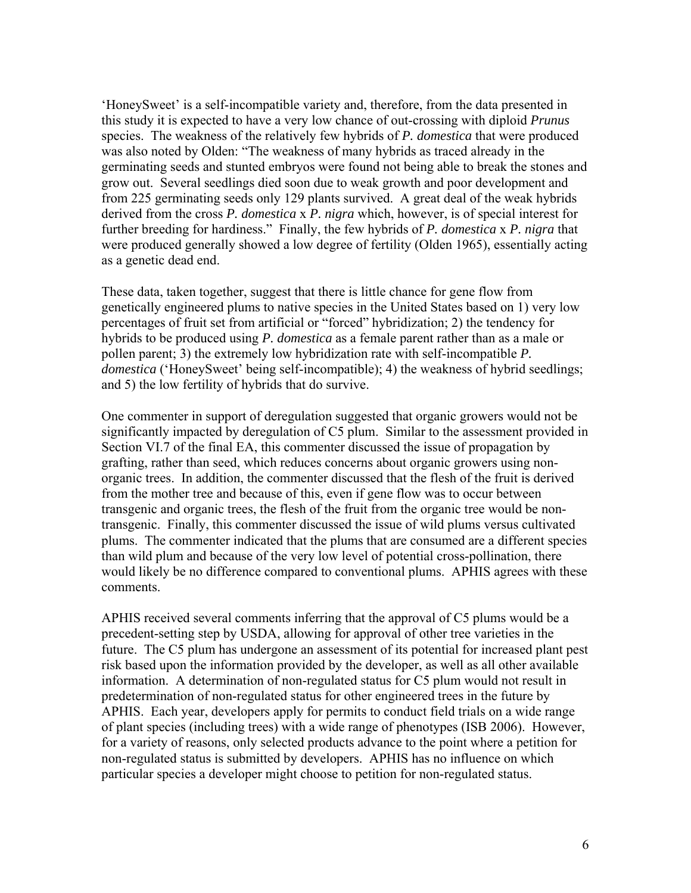'HoneySweet' is a self-incompatible variety and, therefore, from the data presented in this study it is expected to have a very low chance of out-crossing with diploid *Prunus* species. The weakness of the relatively few hybrids of *P. domestica* that were produced was also noted by Olden: "The weakness of many hybrids as traced already in the germinating seeds and stunted embryos were found not being able to break the stones and grow out. Several seedlings died soon due to weak growth and poor development and from 225 germinating seeds only 129 plants survived. A great deal of the weak hybrids derived from the cross *P. domestica* x *P. nigra* which, however, is of special interest for further breeding for hardiness." Finally, the few hybrids of *P. domestica* x *P. nigra* that were produced generally showed a low degree of fertility (Olden 1965), essentially acting as a genetic dead end.

These data, taken together, suggest that there is little chance for gene flow from genetically engineered plums to native species in the United States based on 1) very low percentages of fruit set from artificial or "forced" hybridization; 2) the tendency for hybrids to be produced using *P. domestica* as a female parent rather than as a male or pollen parent; 3) the extremely low hybridization rate with self-incompatible *P. domestica* ('HoneySweet' being self-incompatible); 4) the weakness of hybrid seedlings; and 5) the low fertility of hybrids that do survive.

One commenter in support of deregulation suggested that organic growers would not be significantly impacted by deregulation of C5 plum. Similar to the assessment provided in Section VI.7 of the final EA, this commenter discussed the issue of propagation by grafting, rather than seed, which reduces concerns about organic growers using non-organic trees. In addition, the commenter discussed that the flesh of the fruit is derived from the mother tree and because of this, even if gene flow was to occur between transgenic and organic trees, the flesh of the fruit from the organic tree would be non-transgenic. Finally, this commenter discussed the issue of wild plums versus cultivated plums. The commenter indicated that the plums that are consumed are a different species than wild plum and because of the very low level of potential cross-pollination, there would likely be no difference compared to conventional plums. APHIS agrees with these comments.

APHIS received several comments inferring that the approval of C5 plums would be a precedent-setting step by USDA, allowing for approval of other tree varieties in the future. The C5 plum has undergone an assessment of its potential for increased plant pest risk based upon the information provided by the developer, as well as all other available information. A determination of non-regulated status for C5 plum would not result in predetermination of non-regulated status for other engineered trees in the future by APHIS. Each year, developers apply for permits to conduct field trials on a wide range of plant species (including trees) with a wide range of phenotypes (ISB 2006). However, for a variety of reasons, only selected products advance to the point where a petition for non-regulated status is submitted by developers. APHIS has no influence on which particular species a developer might choose to petition for non-regulated status.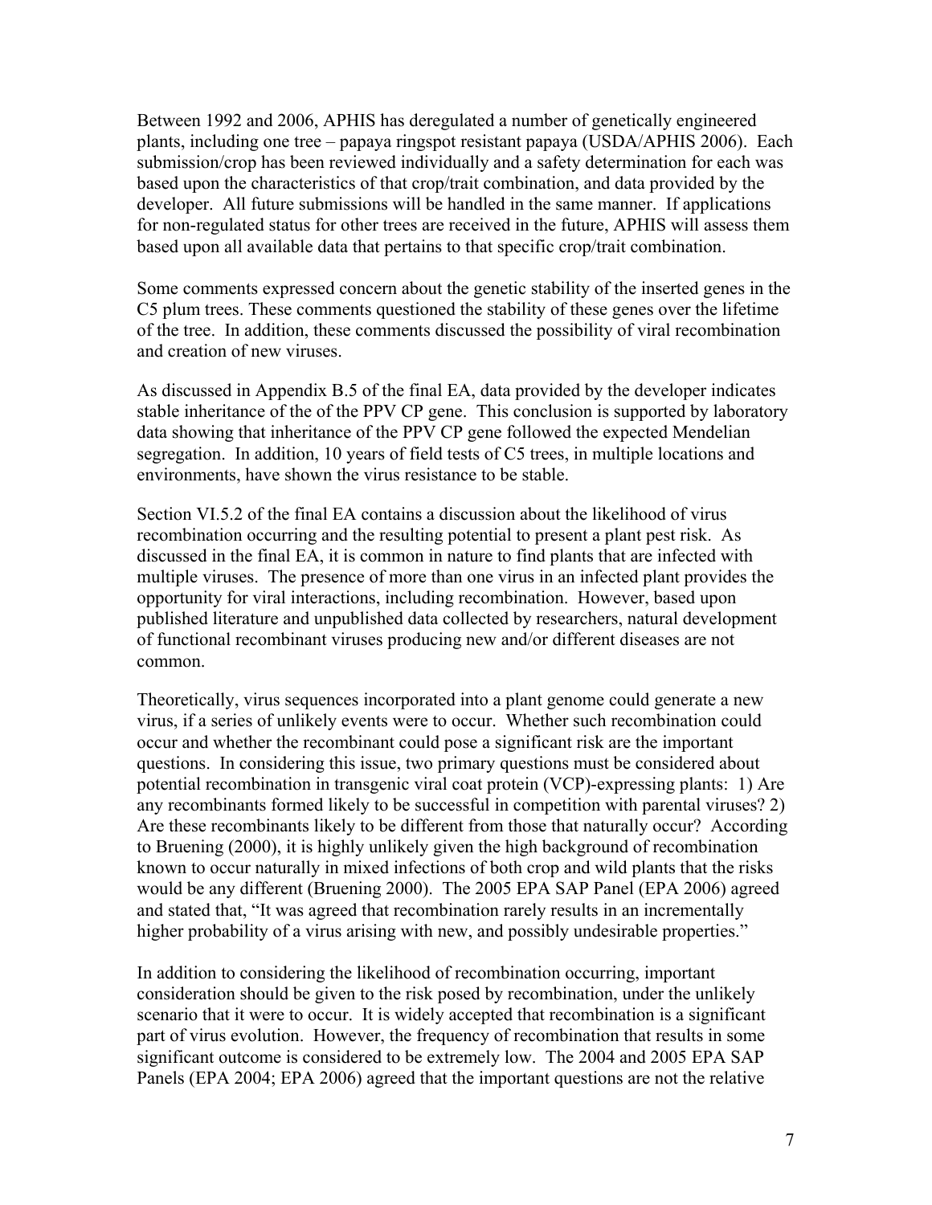Between 1992 and 2006, APHIS has deregulated a number of genetically engineered plants, including one tree – papaya ringspot resistant papaya (USDA/APHIS 2006). Each submission/crop has been reviewed individually and a safety determination for each was based upon the characteristics of that crop/trait combination, and data provided by the developer. All future submissions will be handled in the same manner. If applications for non-regulated status for other trees are received in the future, APHIS will assess them based upon all available data that pertains to that specific crop/trait combination.

Some comments expressed concern about the genetic stability of the inserted genes in the C5 plum trees. These comments questioned the stability of these genes over the lifetime of the tree. In addition, these comments discussed the possibility of viral recombination and creation of new viruses.

As discussed in Appendix B.5 of the final EA, data provided by the developer indicates stable inheritance of the of the PPV CP gene. This conclusion is supported by laboratory data showing that inheritance of the PPV CP gene followed the expected Mendelian segregation. In addition, 10 years of field tests of C5 trees, in multiple locations and environments, have shown the virus resistance to be stable.

Section VI.5.2 of the final EA contains a discussion about the likelihood of virus recombination occurring and the resulting potential to present a plant pest risk. As discussed in the final EA, it is common in nature to find plants that are infected with multiple viruses. The presence of more than one virus in an infected plant provides the opportunity for viral interactions, including recombination. However, based upon published literature and unpublished data collected by researchers, natural development of functional recombinant viruses producing new and/or different diseases are not common.

Theoretically, virus sequences incorporated into a plant genome could generate a new virus, if a series of unlikely events were to occur. Whether such recombination could occur and whether the recombinant could pose a significant risk are the important questions. In considering this issue, two primary questions must be considered about potential recombination in transgenic viral coat protein (VCP)-expressing plants: 1) Are any recombinants formed likely to be successful in competition with parental viruses? 2) Are these recombinants likely to be different from those that naturally occur? According to Bruening (2000), it is highly unlikely given the high background of recombination known to occur naturally in mixed infections of both crop and wild plants that the risks would be any different (Bruening 2000). The 2005 EPA SAP Panel (EPA 2006) agreed and stated that, "It was agreed that recombination rarely results in an incrementally higher probability of a virus arising with new, and possibly undesirable properties."

In addition to considering the likelihood of recombination occurring, important consideration should be given to the risk posed by recombination, under the unlikely scenario that it were to occur. It is widely accepted that recombination is a significant part of virus evolution. However, the frequency of recombination that results in some significant outcome is considered to be extremely low. The 2004 and 2005 EPA SAP Panels (EPA 2004; EPA 2006) agreed that the important questions are not the relative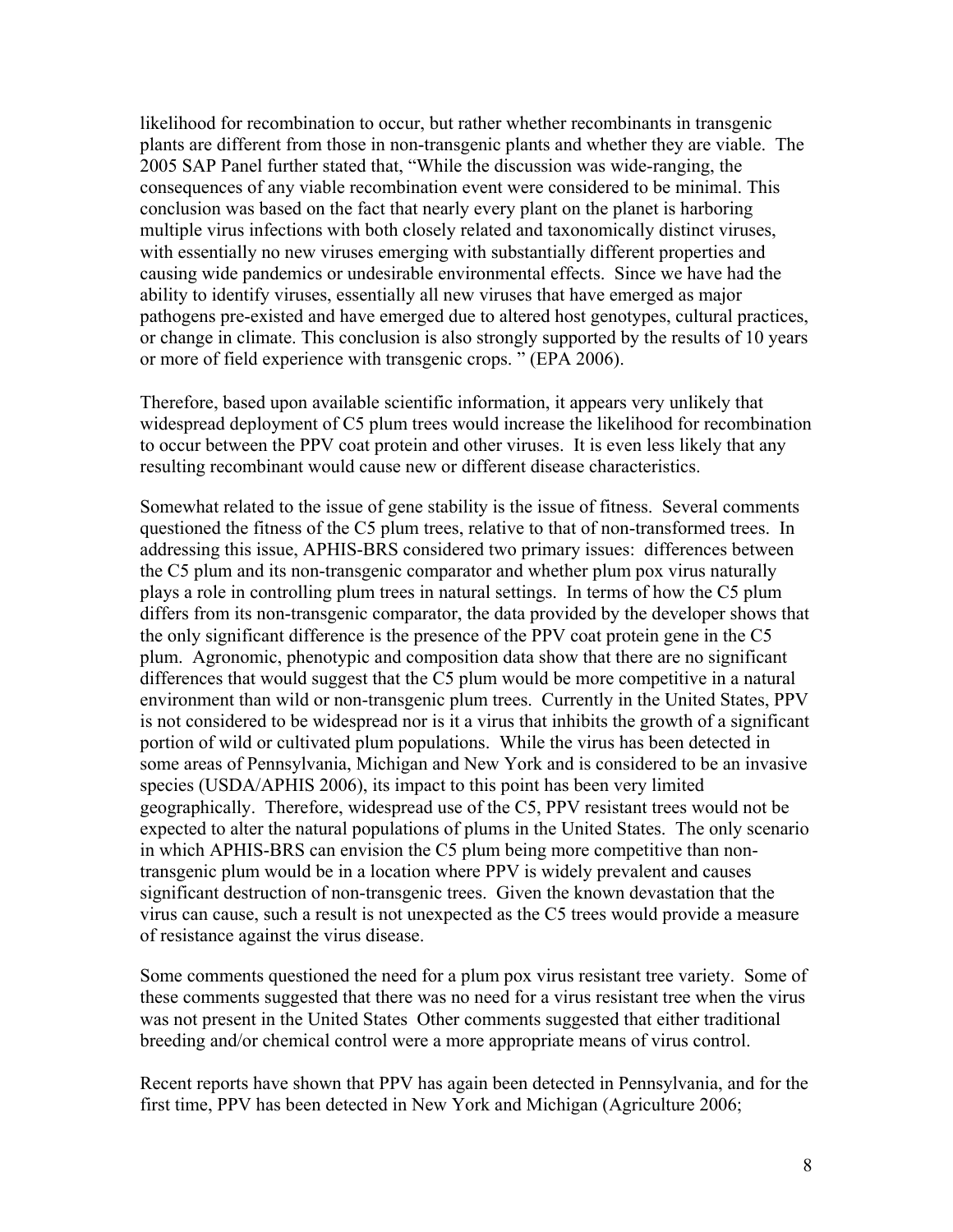likelihood for recombination to occur, but rather whether recombinants in transgenic plants are different from those in non-transgenic plants and whether they are viable. The 2005 SAP Panel further stated that, "While the discussion was wide-ranging, the consequences of any viable recombination event were considered to be minimal. This conclusion was based on the fact that nearly every plant on the planet is harboring multiple virus infections with both closely related and taxonomically distinct viruses, with essentially no new viruses emerging with substantially different properties and causing wide pandemics or undesirable environmental effects. Since we have had the ability to identify viruses, essentially all new viruses that have emerged as major pathogens pre-existed and have emerged due to altered host genotypes, cultural practices, or change in climate. This conclusion is also strongly supported by the results of 10 years or more of field experience with transgenic crops. " (EPA 2006).

Therefore, based upon available scientific information, it appears very unlikely that widespread deployment of C5 plum trees would increase the likelihood for recombination to occur between the PPV coat protein and other viruses. It is even less likely that any resulting recombinant would cause new or different disease characteristics.

Somewhat related to the issue of gene stability is the issue of fitness. Several comments questioned the fitness of the C5 plum trees, relative to that of non-transformed trees. In addressing this issue, APHIS-BRS considered two primary issues: differences between the C5 plum and its non-transgenic comparator and whether plum pox virus naturally plays a role in controlling plum trees in natural settings. In terms of how the C5 plum differs from its non-transgenic comparator, the data provided by the developer shows that the only significant difference is the presence of the PPV coat protein gene in the C5 plum. Agronomic, phenotypic and composition data show that there are no significant differences that would suggest that the C5 plum would be more competitive in a natural environment than wild or non-transgenic plum trees. Currently in the United States, PPV is not considered to be widespread nor is it a virus that inhibits the growth of a significant portion of wild or cultivated plum populations. While the virus has been detected in some areas of Pennsylvania, Michigan and New York and is considered to be an invasive species (USDA/APHIS 2006), its impact to this point has been very limited geographically. Therefore, widespread use of the C5, PPV resistant trees would not be expected to alter the natural populations of plums in the United States. The only scenario in which APHIS-BRS can envision the C5 plum being more competitive than non-transgenic plum would be in a location where PPV is widely prevalent and causes significant destruction of non-transgenic trees. Given the known devastation that the virus can cause, such a result is not unexpected as the C5 trees would provide a measure of resistance against the virus disease.

Some comments questioned the need for a plum pox virus resistant tree variety. Some of these comments suggested that there was no need for a virus resistant tree when the virus was not present in the United States Other comments suggested that either traditional breeding and/or chemical control were a more appropriate means of virus control.

Recent reports have shown that PPV has again been detected in Pennsylvania, and for the first time, PPV has been detected in New York and Michigan (Agriculture 2006;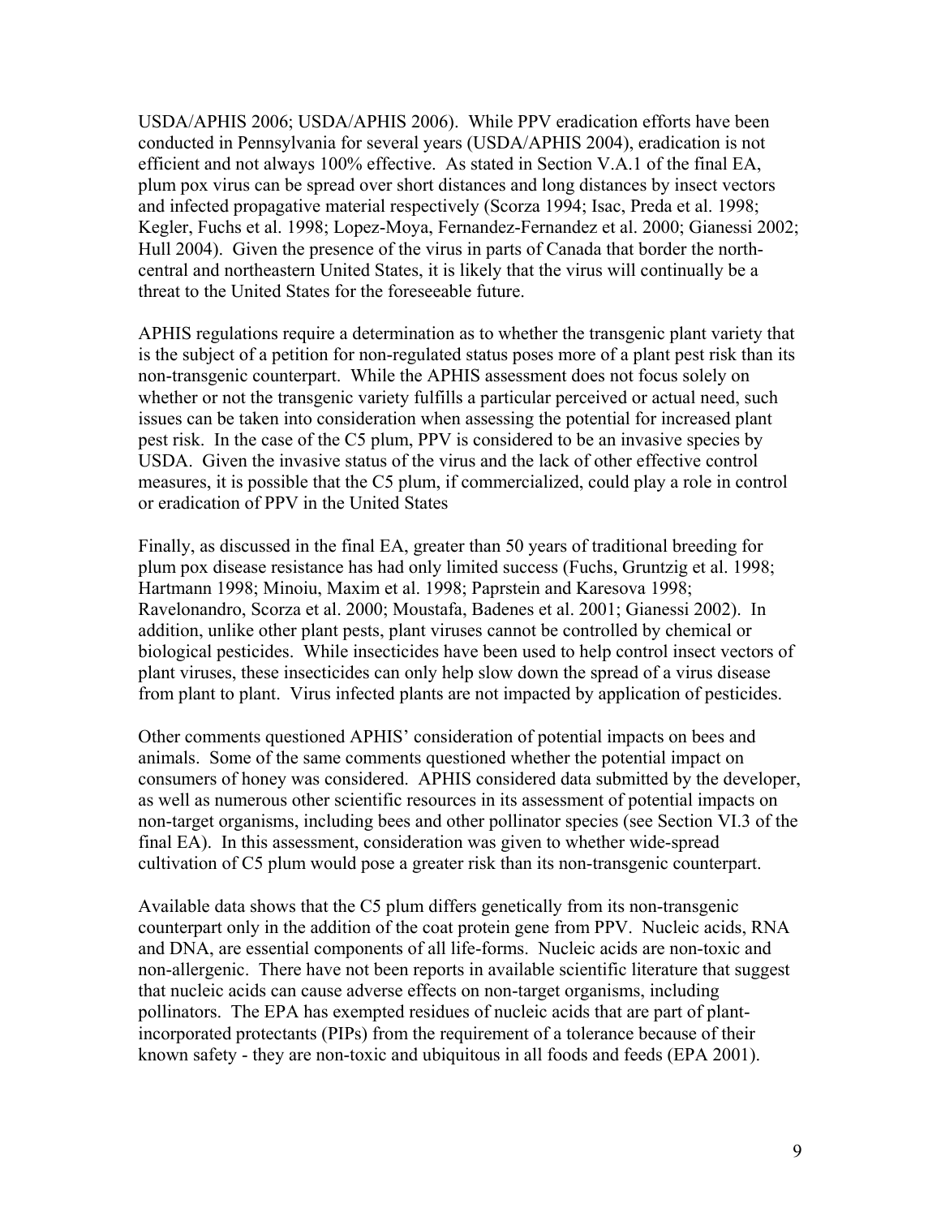USDA/APHIS 2006; USDA/APHIS 2006). While PPV eradication efforts have been conducted in Pennsylvania for several years (USDA/APHIS 2004), eradication is not efficient and not always 100% effective. As stated in Section V.A.1 of the final EA, plum pox virus can be spread over short distances and long distances by insect vectors and infected propagative material respectively (Scorza 1994; Isac, Preda et al. 1998; Kegler, Fuchs et al. 1998; Lopez-Moya, Fernandez-Fernandez et al. 2000; Gianessi 2002; Hull 2004). Given the presence of the virus in parts of Canada that border the north-central and northeastern United States, it is likely that the virus will continually be a threat to the United States for the foreseeable future.

APHIS regulations require a determination as to whether the transgenic plant variety that is the subject of a petition for non-regulated status poses more of a plant pest risk than its non-transgenic counterpart. While the APHIS assessment does not focus solely on whether or not the transgenic variety fulfills a particular perceived or actual need, such issues can be taken into consideration when assessing the potential for increased plant pest risk. In the case of the C5 plum, PPV is considered to be an invasive species by USDA. Given the invasive status of the virus and the lack of other effective control measures, it is possible that the C5 plum, if commercialized, could play a role in control or eradication of PPV in the United States

Finally, as discussed in the final EA, greater than 50 years of traditional breeding for plum pox disease resistance has had only limited success (Fuchs, Gruntzig et al. 1998; Hartmann 1998; Minoiu, Maxim et al. 1998; Paprstein and Karesova 1998; Ravelonandro, Scorza et al. 2000; Moustafa, Badenes et al. 2001; Gianessi 2002). In addition, unlike other plant pests, plant viruses cannot be controlled by chemical or biological pesticides. While insecticides have been used to help control insect vectors of plant viruses, these insecticides can only help slow down the spread of a virus disease from plant to plant. Virus infected plants are not impacted by application of pesticides.

Other comments questioned APHIS' consideration of potential impacts on bees and animals. Some of the same comments questioned whether the potential impact on consumers of honey was considered. APHIS considered data submitted by the developer, as well as numerous other scientific resources in its assessment of potential impacts on non-target organisms, including bees and other pollinator species (see Section VI.3 of the final EA). In this assessment, consideration was given to whether wide-spread cultivation of C5 plum would pose a greater risk than its non-transgenic counterpart.

Available data shows that the C5 plum differs genetically from its non-transgenic counterpart only in the addition of the coat protein gene from PPV. Nucleic acids, RNA and DNA, are essential components of all life-forms. Nucleic acids are non-toxic and non-allergenic. There have not been reports in available scientific literature that suggest that nucleic acids can cause adverse effects on non-target organisms, including pollinators. The EPA has exempted residues of nucleic acids that are part of plant-incorporated protectants (PIPs) from the requirement of a tolerance because of their known safety - they are non-toxic and ubiquitous in all foods and feeds (EPA 2001).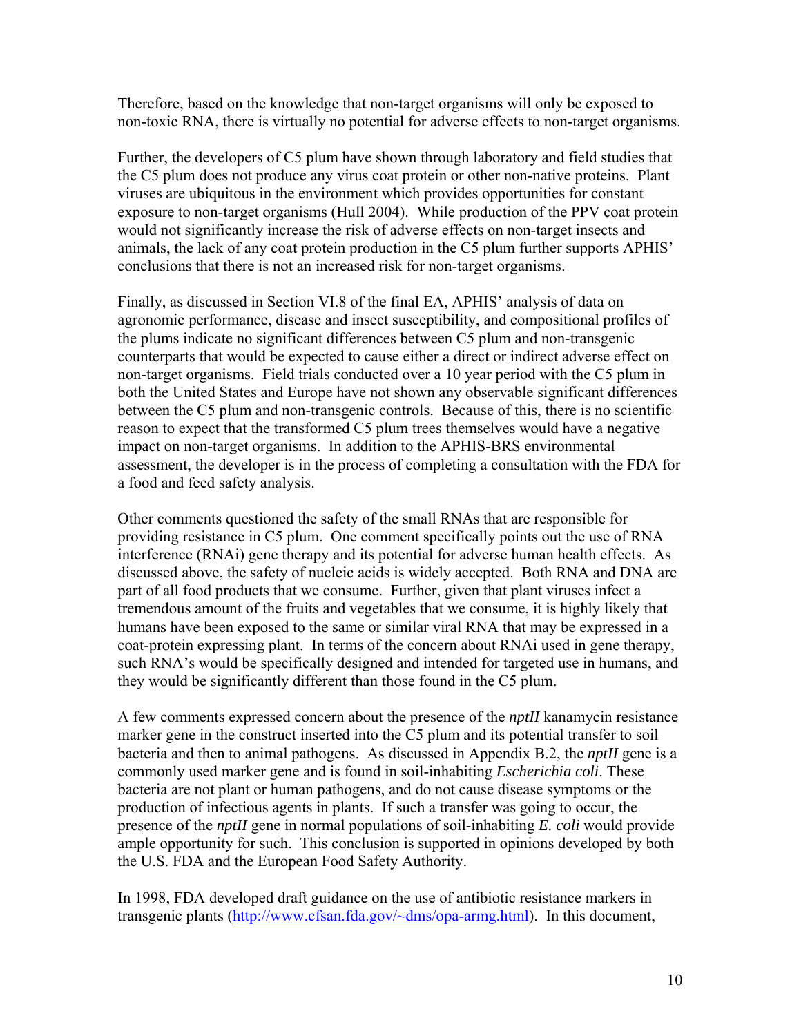Therefore, based on the knowledge that non-target organisms will only be exposed to non-toxic RNA, there is virtually no potential for adverse effects to non-target organisms.

Further, the developers of C5 plum have shown through laboratory and field studies that the C5 plum does not produce any virus coat protein or other non-native proteins. Plant viruses are ubiquitous in the environment which provides opportunities for constant exposure to non-target organisms (Hull 2004). While production of the PPV coat protein would not significantly increase the risk of adverse effects on non-target insects and animals, the lack of any coat protein production in the C5 plum further supports APHIS' conclusions that there is not an increased risk for non-target organisms.

Finally, as discussed in Section VI.8 of the final EA, APHIS' analysis of data on agronomic performance, disease and insect susceptibility, and compositional profiles of the plums indicate no significant differences between C5 plum and non-transgenic counterparts that would be expected to cause either a direct or indirect adverse effect on non-target organisms. Field trials conducted over a 10 year period with the C5 plum in both the United States and Europe have not shown any observable significant differences between the C5 plum and non-transgenic controls. Because of this, there is no scientific reason to expect that the transformed C5 plum trees themselves would have a negative impact on non-target organisms. In addition to the APHIS-BRS environmental assessment, the developer is in the process of completing a consultation with the FDA for a food and feed safety analysis.

Other comments questioned the safety of the small RNAs that are responsible for providing resistance in C5 plum. One comment specifically points out the use of RNA interference (RNAi) gene therapy and its potential for adverse human health effects. As discussed above, the safety of nucleic acids is widely accepted. Both RNA and DNA are part of all food products that we consume. Further, given that plant viruses infect a tremendous amount of the fruits and vegetables that we consume, it is highly likely that humans have been exposed to the same or similar viral RNA that may be expressed in a coat-protein expressing plant. In terms of the concern about RNAi used in gene therapy, such RNA's would be specifically designed and intended for targeted use in humans, and they would be significantly different than those found in the C5 plum.

A few comments expressed concern about the presence of the *nptII* kanamycin resistance marker gene in the construct inserted into the C5 plum and its potential transfer to soil bacteria and then to animal pathogens. As discussed in Appendix B.2, the *nptII* gene is a commonly used marker gene and is found in soil-inhabiting *Escherichia coli*. These bacteria are not plant or human pathogens, and do not cause disease symptoms or the production of infectious agents in plants. If such a transfer was going to occur, the presence of the *nptII* gene in normal populations of soil-inhabiting *E. coli* would provide ample opportunity for such. This conclusion is supported in opinions developed by both the U.S. FDA and the European Food Safety Authority.

In 1998, FDA developed draft guidance on the use of antibiotic resistance markers in transgenic plants (http://www.cfsan.fda.gov/~dms/opa-armg.html). In this document,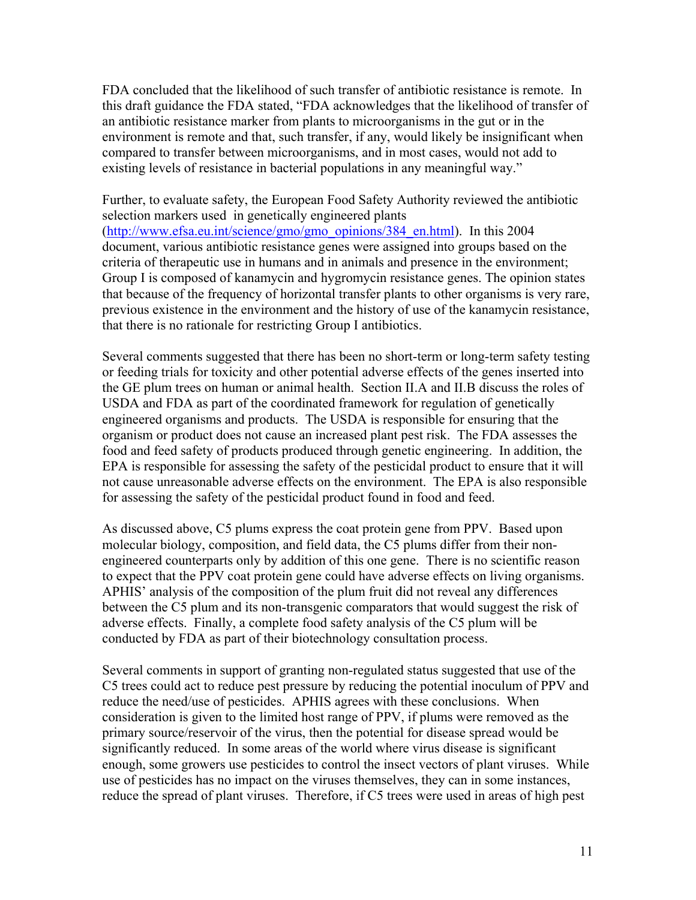FDA concluded that the likelihood of such transfer of antibiotic resistance is remote. In this draft guidance the FDA stated, "FDA acknowledges that the likelihood of transfer of an antibiotic resistance marker from plants to microorganisms in the gut or in the environment is remote and that, such transfer, if any, would likely be insignificant when compared to transfer between microorganisms, and in most cases, would not add to existing levels of resistance in bacterial populations in any meaningful way."

Further, to evaluate safety, the European Food Safety Authority reviewed the antibiotic selection markers used in genetically engineered plants (http://www.efsa.eu.int/science/gmo/gmo_opinions/384_en.html). In this 2004 document, various antibiotic resistance genes were assigned into groups based on the criteria of therapeutic use in humans and in animals and presence in the environment; Group I is composed of kanamycin and hygromycin resistance genes. The opinion states that because of the frequency of horizontal transfer plants to other organisms is very rare, previous existence in the environment and the history of use of the kanamycin resistance, that there is no rationale for restricting Group I antibiotics.

Several comments suggested that there has been no short-term or long-term safety testing or feeding trials for toxicity and other potential adverse effects of the genes inserted into the GE plum trees on human or animal health. Section II.A and II.B discuss the roles of USDA and FDA as part of the coordinated framework for regulation of genetically engineered organisms and products. The USDA is responsible for ensuring that the organism or product does not cause an increased plant pest risk. The FDA assesses the food and feed safety of products produced through genetic engineering. In addition, the EPA is responsible for assessing the safety of the pesticidal product to ensure that it will not cause unreasonable adverse effects on the environment. The EPA is also responsible for assessing the safety of the pesticidal product found in food and feed.

As discussed above, C5 plums express the coat protein gene from PPV. Based upon molecular biology, composition, and field data, the C5 plums differ from their non-engineered counterparts only by addition of this one gene. There is no scientific reason to expect that the PPV coat protein gene could have adverse effects on living organisms. APHIS' analysis of the composition of the plum fruit did not reveal any differences between the C5 plum and its non-transgenic comparators that would suggest the risk of adverse effects. Finally, a complete food safety analysis of the C5 plum will be conducted by FDA as part of their biotechnology consultation process.

Several comments in support of granting non-regulated status suggested that use of the C5 trees could act to reduce pest pressure by reducing the potential inoculum of PPV and reduce the need/use of pesticides. APHIS agrees with these conclusions. When consideration is given to the limited host range of PPV, if plums were removed as the primary source/reservoir of the virus, then the potential for disease spread would be significantly reduced. In some areas of the world where virus disease is significant enough, some growers use pesticides to control the insect vectors of plant viruses. While use of pesticides has no impact on the viruses themselves, they can in some instances, reduce the spread of plant viruses. Therefore, if C5 trees were used in areas of high pest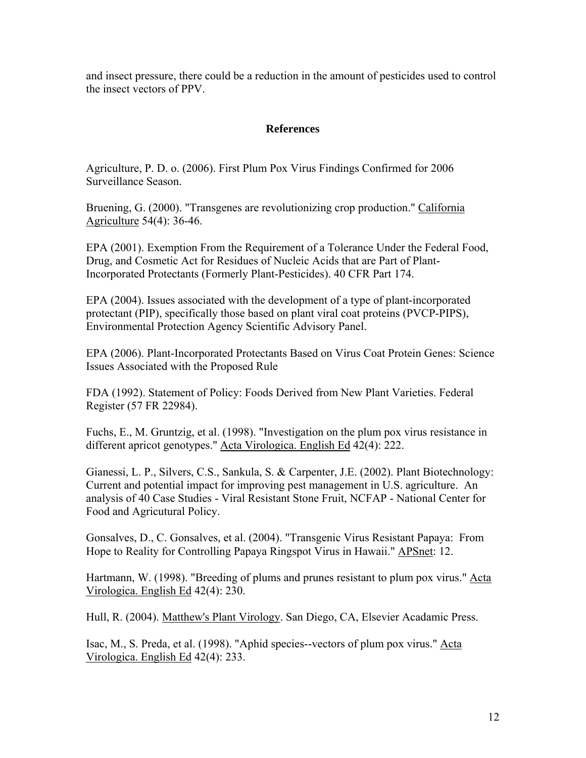and insect pressure, there could be a reduction in the amount of pesticides used to control the insect vectors of PPV.

## References

Agriculture, P. D. o. (2006). First Plum Pox Virus Findings Confirmed for 2006 Surveillance Season.

Bruening, G. (2000). "Transgenes are revolutionizing crop production." California Agriculture 54(4): 36-46.

EPA (2001). Exemption From the Requirement of a Tolerance Under the Federal Food, Drug, and Cosmetic Act for Residues of Nucleic Acids that are Part of Plant-Incorporated Protectants (Formerly Plant-Pesticides). 40 CFR Part 174.

EPA (2004). Issues associated with the development of a type of plant-incorporated protectant (PIP), specifically those based on plant viral coat proteins (PVCP-PIPS), Environmental Protection Agency Scientific Advisory Panel.

EPA (2006). Plant-Incorporated Protectants Based on Virus Coat Protein Genes: Science Issues Associated with the Proposed Rule

FDA (1992). Statement of Policy: Foods Derived from New Plant Varieties. Federal Register (57 FR 22984).

Fuchs, E., M. Gruntzig, et al. (1998). "Investigation on the plum pox virus resistance in different apricot genotypes." Acta Virologica. English Ed 42(4): 222.

Gianessi, L. P., Silvers, C.S., Sankula, S. & Carpenter, J.E. (2002). Plant Biotechnology: Current and potential impact for improving pest management in U.S. agriculture. An analysis of 40 Case Studies - Viral Resistant Stone Fruit, NCFAP - National Center for Food and Agricutural Policy.

Gonsalves, D., C. Gonsalves, et al. (2004). "Transgenic Virus Resistant Papaya: From Hope to Reality for Controlling Papaya Ringspot Virus in Hawaii." APSnet: 12.

Hartmann, W. (1998). "Breeding of plums and prunes resistant to plum pox virus." Acta Virologica. English Ed 42(4): 230.

Hull, R. (2004). Matthew's Plant Virology. San Diego, CA, Elsevier Acadamic Press.

Isac, M., S. Preda, et al. (1998). "Aphid species--vectors of plum pox virus." Acta Virologica. English Ed 42(4): 233.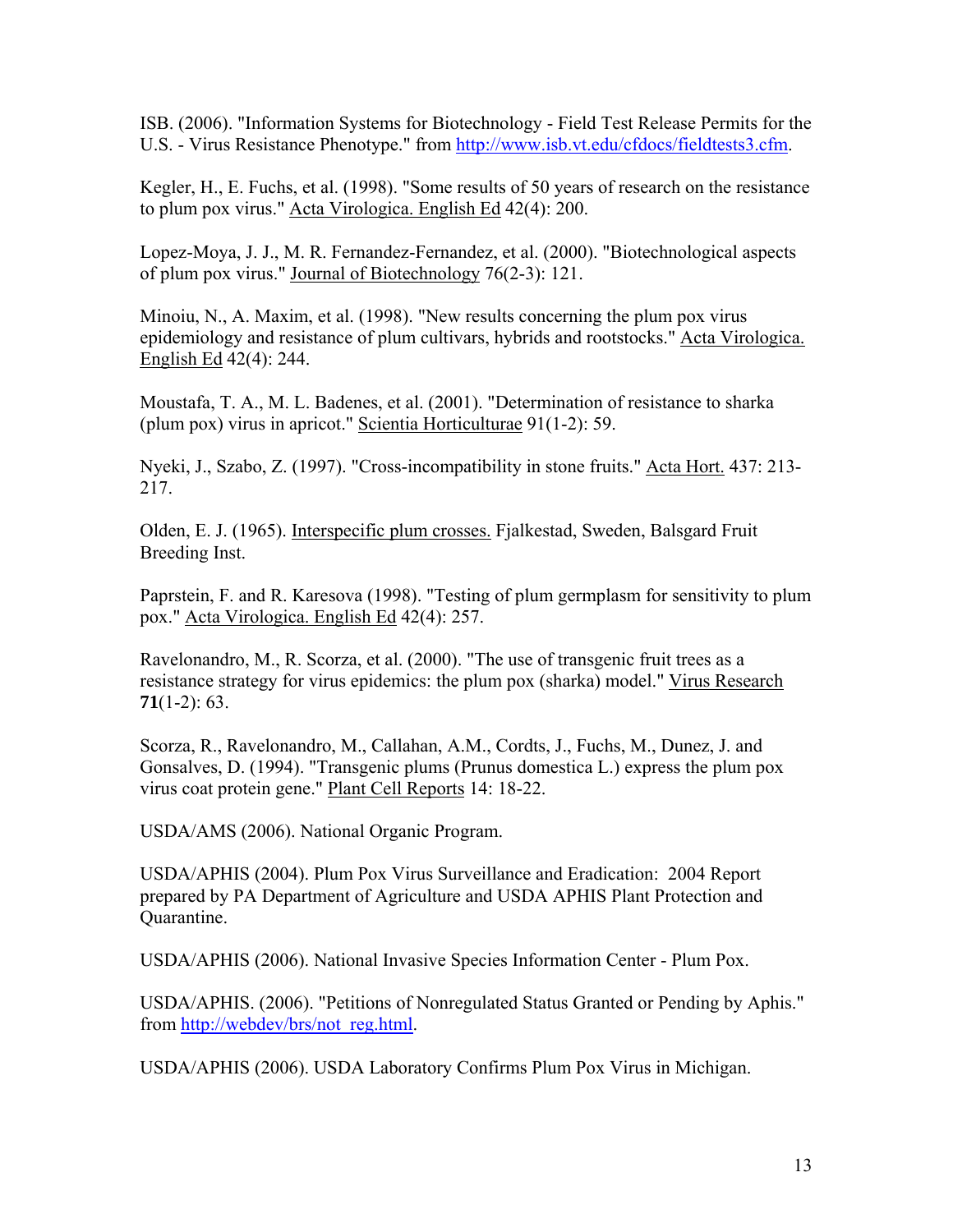ISB. (2006). "Information Systems for Biotechnology - Field Test Release Permits for the U.S. - Virus Resistance Phenotype." from http://www.isb.vt.edu/cfdocs/fieldtests3.cfm.

Kegler, H., E. Fuchs, et al. (1998). "Some results of 50 years of research on the resistance to plum pox virus." Acta Virologica. English Ed 42(4): 200.

Lopez-Moya, J. J., M. R. Fernandez-Fernandez, et al. (2000). "Biotechnological aspects of plum pox virus." Journal of Biotechnology 76(2-3): 121.

Minoiu, N., A. Maxim, et al. (1998). "New results concerning the plum pox virus epidemiology and resistance of plum cultivars, hybrids and rootstocks." Acta Virologica. English Ed 42(4): 244.

Moustafa, T. A., M. L. Badenes, et al. (2001). "Determination of resistance to sharka (plum pox) virus in apricot." Scientia Horticulturae 91(1-2): 59.

Nyeki, J., Szabo, Z. (1997). "Cross-incompatibility in stone fruits." Acta Hort. 437: 213-217.

Olden, E. J. (1965). Interspecific plum crosses. Fjalkestad, Sweden, Balsgard Fruit Breeding Inst.

Paprstein, F. and R. Karesova (1998). "Testing of plum germplasm for sensitivity to plum pox." Acta Virologica. English Ed 42(4): 257.

Ravelonandro, M., R. Scorza, et al. (2000). "The use of transgenic fruit trees as a resistance strategy for virus epidemics: the plum pox (sharka) model." Virus Research **71**(1-2): 63.

Scorza, R., Ravelonandro, M., Callahan, A.M., Cordts, J., Fuchs, M., Dunez, J. and Gonsalves, D. (1994). "Transgenic plums (Prunus domestica L.) express the plum pox virus coat protein gene." Plant Cell Reports 14: 18-22.

USDA/AMS (2006). National Organic Program.

USDA/APHIS (2004). Plum Pox Virus Surveillance and Eradication: 2004 Report prepared by PA Department of Agriculture and USDA APHIS Plant Protection and Quarantine.

USDA/APHIS (2006). National Invasive Species Information Center - Plum Pox.

USDA/APHIS. (2006). "Petitions of Nonregulated Status Granted or Pending by Aphis." from http://webdev/brs/not_reg.html.

USDA/APHIS (2006). USDA Laboratory Confirms Plum Pox Virus in Michigan.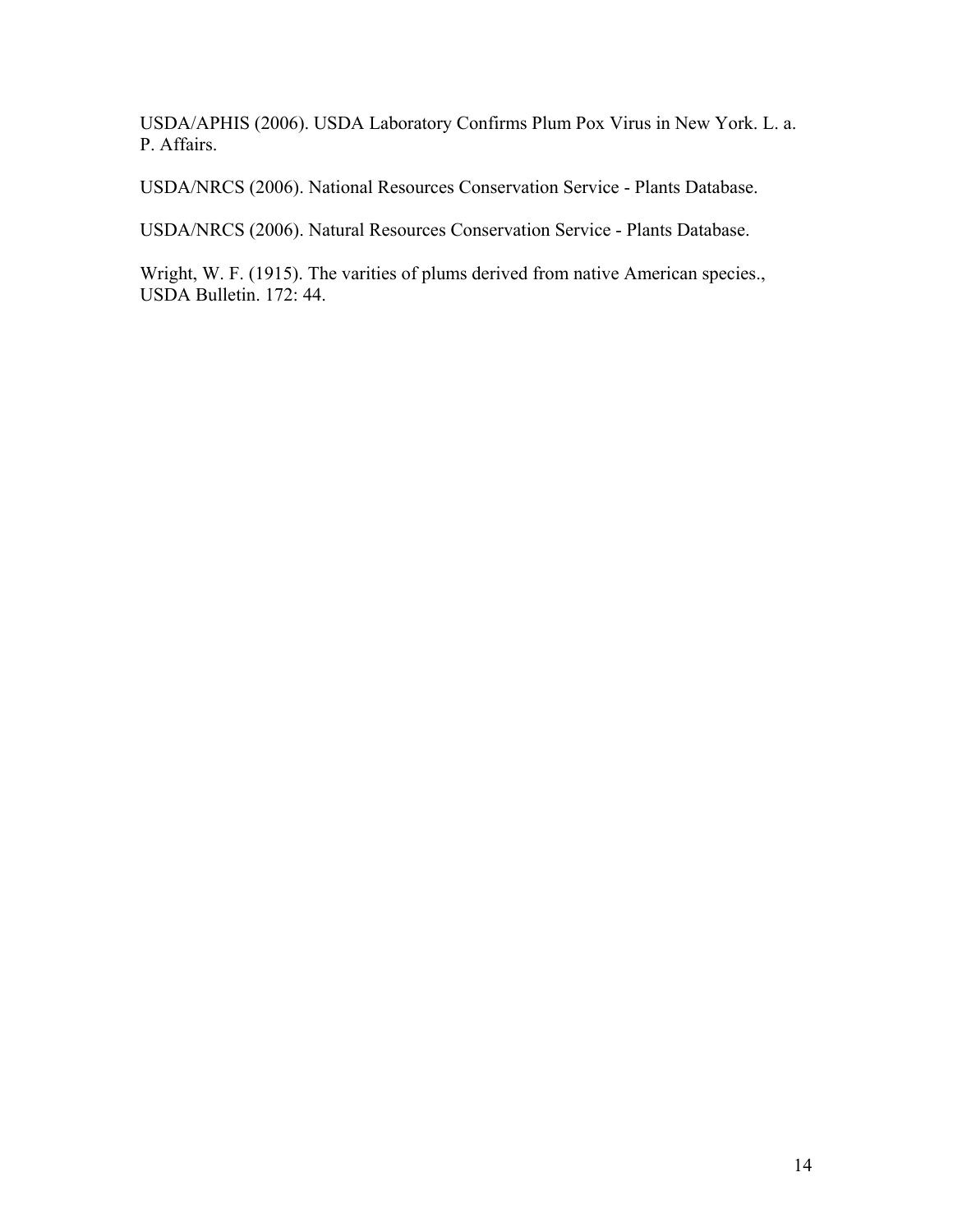USDA/APHIS (2006). USDA Laboratory Confirms Plum Pox Virus in New York. L. a. P. Affairs.

USDA/NRCS (2006). National Resources Conservation Service - Plants Database.

USDA/NRCS (2006). Natural Resources Conservation Service - Plants Database.

Wright, W. F. (1915). The varities of plums derived from native American species., USDA Bulletin. 172: 44.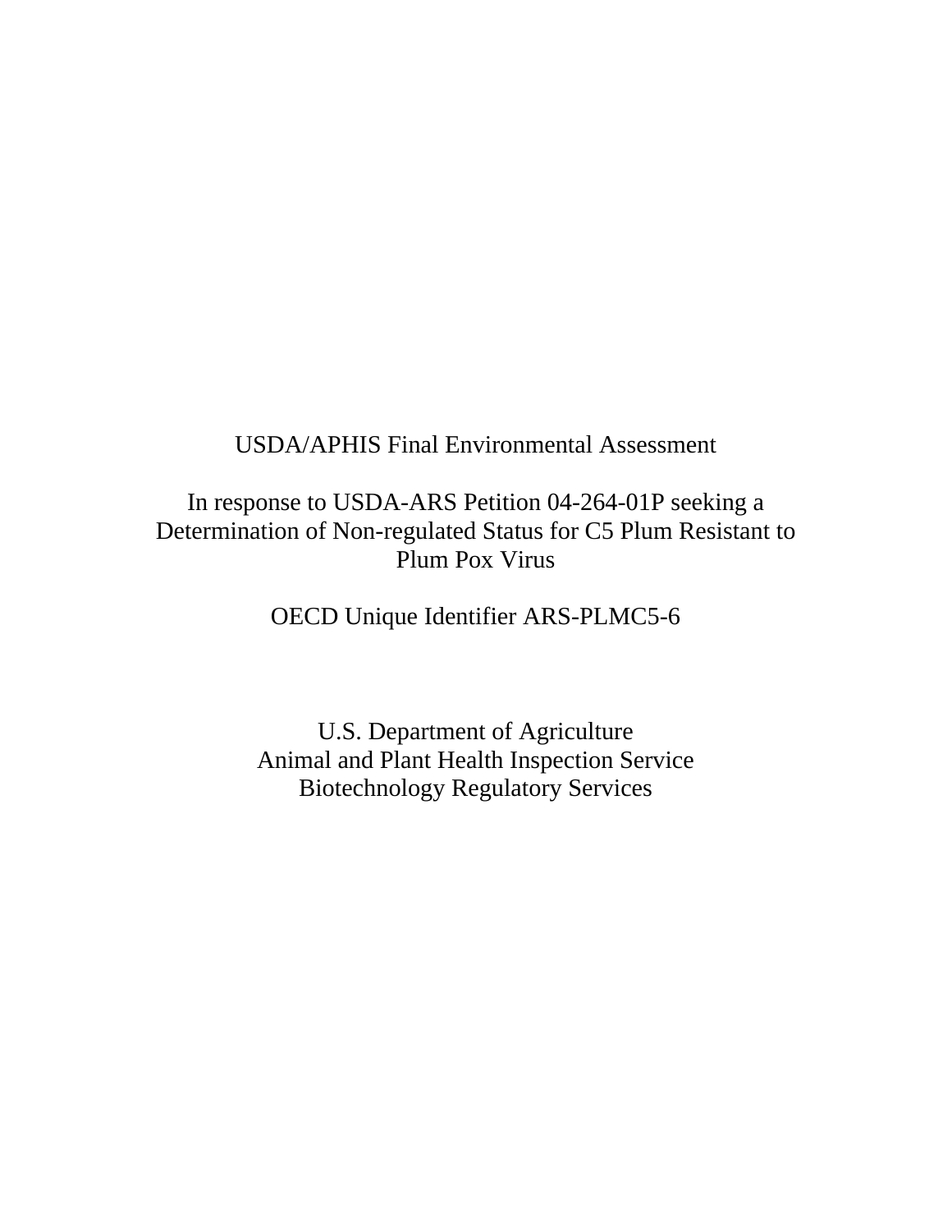USDA/APHIS Final Environmental Assessment

In response to USDA-ARS Petition 04-264-01P seeking a Determination of Non-regulated Status for C5 Plum Resistant to Plum Pox Virus

OECD Unique Identifier ARS-PLMC5-6

U.S. Department of Agriculture
Animal and Plant Health Inspection Service
Biotechnology Regulatory Services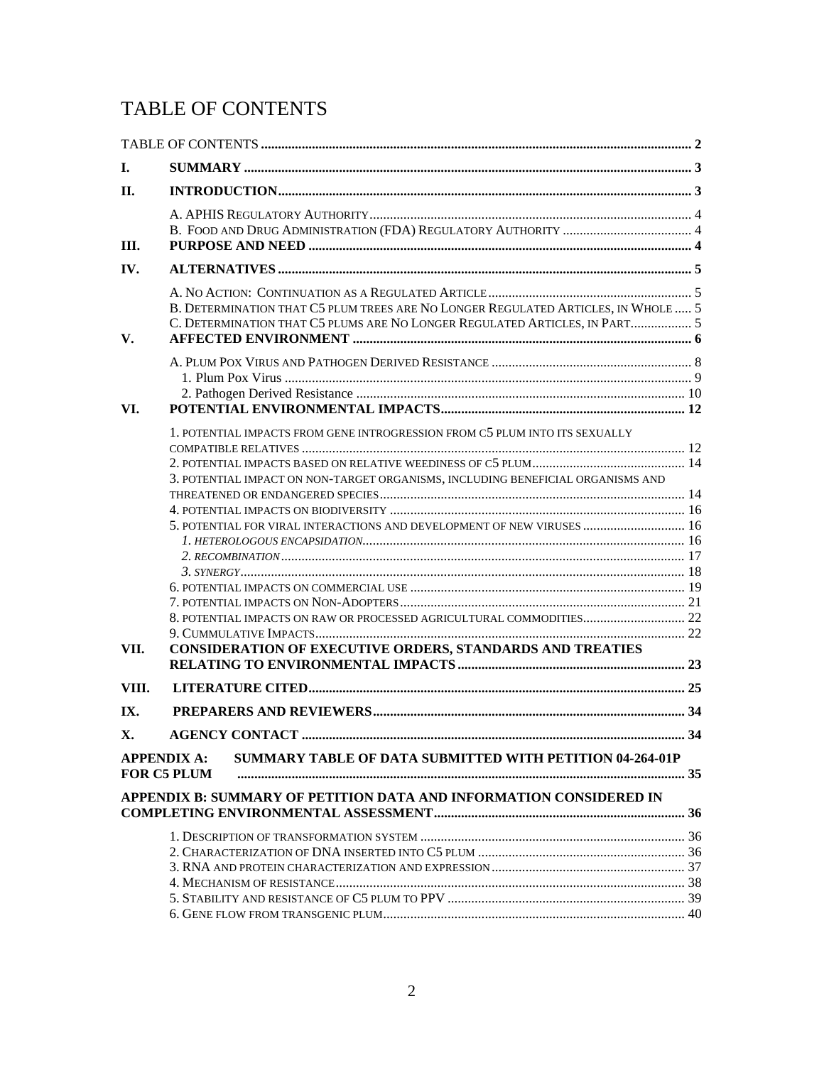# TABLE OF CONTENTS

TABLE OF CONTENTS ..... 2

**I. SUMMARY** ..... 3

**II. INTRODUCTION** ..... 3

- A. APHIS REGULATORY AUTHORITY ..... 4
- B. FOOD AND DRUG ADMINISTRATION (FDA) REGULATORY AUTHORITY ..... 4

**III. PURPOSE AND NEED** ..... 4

**IV. ALTERNATIVES** ..... 5

- A. NO ACTION: CONTINUATION AS A REGULATED ARTICLE ..... 5
- B. DETERMINATION THAT C5 PLUM TREES ARE NO LONGER REGULATED ARTICLES, IN WHOLE ..... 5
- C. DETERMINATION THAT C5 PLUMS ARE NO LONGER REGULATED ARTICLES, IN PART ..... 5

**V. AFFECTED ENVIRONMENT** ..... 6

- A. PLUM POX VIRUS AND PATHOGEN DERIVED RESISTANCE ..... 8
  - 1. Plum Pox Virus ..... 9
  - 2. Pathogen Derived Resistance ..... 10

**VI. POTENTIAL ENVIRONMENTAL IMPACTS** ..... 12

- 1. POTENTIAL IMPACTS FROM GENE INTROGRESSION FROM C5 PLUM INTO ITS SEXUALLY COMPATIBLE RELATIVES ..... 12
- 2. POTENTIAL IMPACTS BASED ON RELATIVE WEEDINESS OF C5 PLUM ..... 14
- 3. POTENTIAL IMPACT ON NON-TARGET ORGANISMS, INCLUDING BENEFICIAL ORGANISMS AND THREATENED OR ENDANGERED SPECIES ..... 14
- 4. POTENTIAL IMPACTS ON BIODIVERSITY ..... 16
- 5. POTENTIAL FOR VIRAL INTERACTIONS AND DEVELOPMENT OF NEW VIRUSES ..... 16
  - *1. HETEROLOGOUS ENCAPSIDATION* ..... 16
  - *2. RECOMBINATION* ..... 17
  - *3. SYNERGY* ..... 18
- 6. POTENTIAL IMPACTS ON COMMERCIAL USE ..... 19
- 7. POTENTIAL IMPACTS ON NON-ADOPTERS ..... 21
- 8. POTENTIAL IMPACTS ON RAW OR PROCESSED AGRICULTURAL COMMODITIES ..... 22
- 9. CUMMULATIVE IMPACTS ..... 22

**VII. CONSIDERATION OF EXECUTIVE ORDERS, STANDARDS AND TREATIES RELATING TO ENVIRONMENTAL IMPACTS** ..... 23

**VIII. LITERATURE CITED** ..... 25

**IX. PREPARERS AND REVIEWERS** ..... 34

**X. AGENCY CONTACT** ..... 34

**APPENDIX A: SUMMARY TABLE OF DATA SUBMITTED WITH PETITION 04-264-01P FOR C5 PLUM** ..... 35

**APPENDIX B: SUMMARY OF PETITION DATA AND INFORMATION CONSIDERED IN COMPLETING ENVIRONMENTAL ASSESSMENT** ..... 36

- 1. DESCRIPTION OF TRANSFORMATION SYSTEM ..... 36
- 2. CHARACTERIZATION OF DNA INSERTED INTO C5 PLUM ..... 36
- 3. RNA AND PROTEIN CHARACTERIZATION AND EXPRESSION ..... 37
- 4. MECHANISM OF RESISTANCE ..... 38
- 5. STABILITY AND RESISTANCE OF C5 PLUM TO PPV ..... 39
- 6. GENE FLOW FROM TRANSGENIC PLUM ..... 40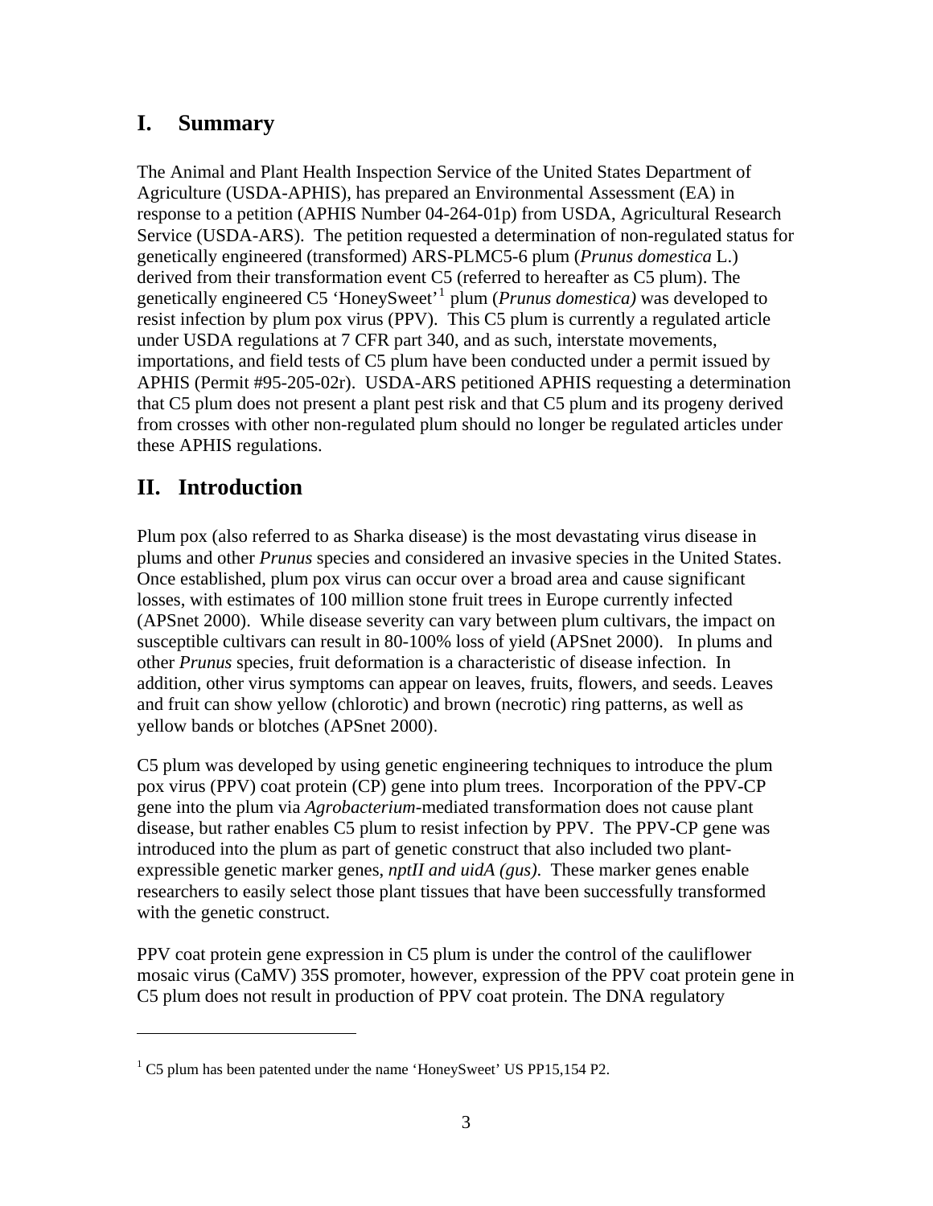# I. Summary

The Animal and Plant Health Inspection Service of the United States Department of Agriculture (USDA-APHIS), has prepared an Environmental Assessment (EA) in response to a petition (APHIS Number 04-264-01p) from USDA, Agricultural Research Service (USDA-ARS). The petition requested a determination of non-regulated status for genetically engineered (transformed) ARS-PLMC5-6 plum (*Prunus domestica* L.) derived from their transformation event C5 (referred to hereafter as C5 plum). The genetically engineered C5 'HoneySweet'[1] plum (*Prunus domestica)* was developed to resist infection by plum pox virus (PPV). This C5 plum is currently a regulated article under USDA regulations at 7 CFR part 340, and as such, interstate movements, importations, and field tests of C5 plum have been conducted under a permit issued by APHIS (Permit #95-205-02r). USDA-ARS petitioned APHIS requesting a determination that C5 plum does not present a plant pest risk and that C5 plum and its progeny derived from crosses with other non-regulated plum should no longer be regulated articles under these APHIS regulations.

# II. Introduction

Plum pox (also referred to as Sharka disease) is the most devastating virus disease in plums and other *Prunus* species and considered an invasive species in the United States. Once established, plum pox virus can occur over a broad area and cause significant losses, with estimates of 100 million stone fruit trees in Europe currently infected (APSnet 2000). While disease severity can vary between plum cultivars, the impact on susceptible cultivars can result in 80-100% loss of yield (APSnet 2000). In plums and other *Prunus* species, fruit deformation is a characteristic of disease infection. In addition, other virus symptoms can appear on leaves, fruits, flowers, and seeds. Leaves and fruit can show yellow (chlorotic) and brown (necrotic) ring patterns, as well as yellow bands or blotches (APSnet 2000).

C5 plum was developed by using genetic engineering techniques to introduce the plum pox virus (PPV) coat protein (CP) gene into plum trees. Incorporation of the PPV-CP gene into the plum via *Agrobacterium*-mediated transformation does not cause plant disease, but rather enables C5 plum to resist infection by PPV. The PPV-CP gene was introduced into the plum as part of genetic construct that also included two plant-expressible genetic marker genes, *nptII and uidA (gus)*. These marker genes enable researchers to easily select those plant tissues that have been successfully transformed with the genetic construct.

PPV coat protein gene expression in C5 plum is under the control of the cauliflower mosaic virus (CaMV) 35S promoter, however, expression of the PPV coat protein gene in C5 plum does not result in production of PPV coat protein. The DNA regulatory

---

[1] C5 plum has been patented under the name 'HoneySweet' US PP15,154 P2.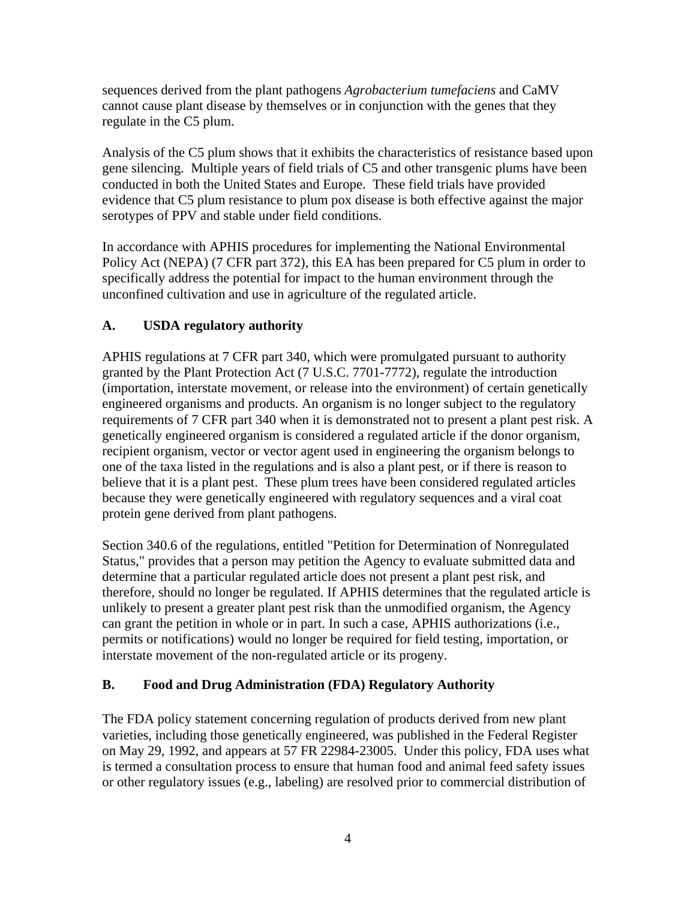sequences derived from the plant pathogens *Agrobacterium tumefaciens* and CaMV cannot cause plant disease by themselves or in conjunction with the genes that they regulate in the C5 plum.

Analysis of the C5 plum shows that it exhibits the characteristics of resistance based upon gene silencing. Multiple years of field trials of C5 and other transgenic plums have been conducted in both the United States and Europe. These field trials have provided evidence that C5 plum resistance to plum pox disease is both effective against the major serotypes of PPV and stable under field conditions.

In accordance with APHIS procedures for implementing the National Environmental Policy Act (NEPA) (7 CFR part 372), this EA has been prepared for C5 plum in order to specifically address the potential for impact to the human environment through the unconfined cultivation and use in agriculture of the regulated article.

## A. USDA regulatory authority

APHIS regulations at 7 CFR part 340, which were promulgated pursuant to authority granted by the Plant Protection Act (7 U.S.C. 7701-7772), regulate the introduction (importation, interstate movement, or release into the environment) of certain genetically engineered organisms and products. An organism is no longer subject to the regulatory requirements of 7 CFR part 340 when it is demonstrated not to present a plant pest risk. A genetically engineered organism is considered a regulated article if the donor organism, recipient organism, vector or vector agent used in engineering the organism belongs to one of the taxa listed in the regulations and is also a plant pest, or if there is reason to believe that it is a plant pest. These plum trees have been considered regulated articles because they were genetically engineered with regulatory sequences and a viral coat protein gene derived from plant pathogens.

Section 340.6 of the regulations, entitled "Petition for Determination of Nonregulated Status," provides that a person may petition the Agency to evaluate submitted data and determine that a particular regulated article does not present a plant pest risk, and therefore, should no longer be regulated. If APHIS determines that the regulated article is unlikely to present a greater plant pest risk than the unmodified organism, the Agency can grant the petition in whole or in part. In such a case, APHIS authorizations (i.e., permits or notifications) would no longer be required for field testing, importation, or interstate movement of the non-regulated article or its progeny.

## B. Food and Drug Administration (FDA) Regulatory Authority

The FDA policy statement concerning regulation of products derived from new plant varieties, including those genetically engineered, was published in the Federal Register on May 29, 1992, and appears at 57 FR 22984-23005. Under this policy, FDA uses what is termed a consultation process to ensure that human food and animal feed safety issues or other regulatory issues (e.g., labeling) are resolved prior to commercial distribution of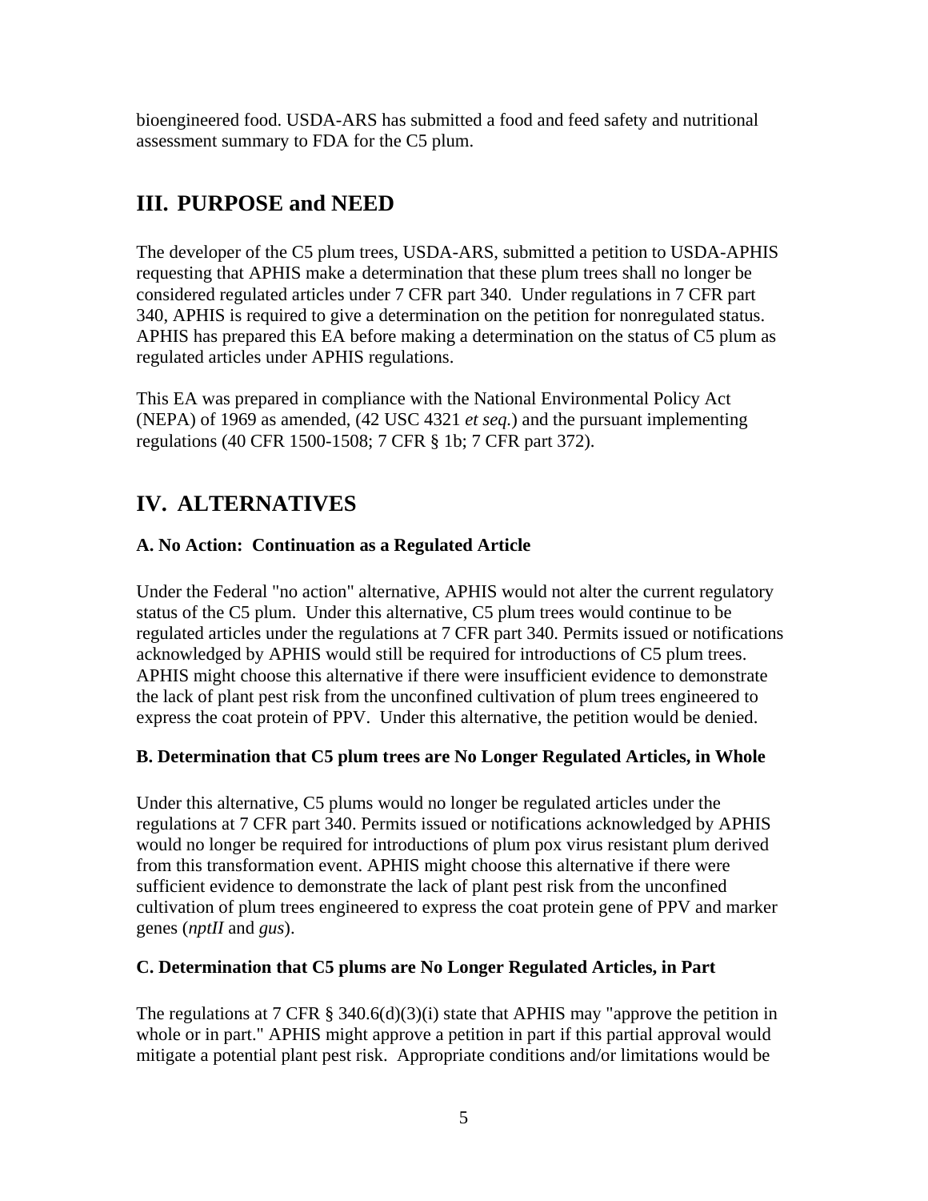bioengineered food. USDA-ARS has submitted a food and feed safety and nutritional assessment summary to FDA for the C5 plum.

## III. PURPOSE and NEED

The developer of the C5 plum trees, USDA-ARS, submitted a petition to USDA-APHIS requesting that APHIS make a determination that these plum trees shall no longer be considered regulated articles under 7 CFR part 340. Under regulations in 7 CFR part 340, APHIS is required to give a determination on the petition for nonregulated status. APHIS has prepared this EA before making a determination on the status of C5 plum as regulated articles under APHIS regulations.

This EA was prepared in compliance with the National Environmental Policy Act (NEPA) of 1969 as amended, (42 USC 4321 *et seq.*) and the pursuant implementing regulations (40 CFR 1500-1508; 7 CFR § 1b; 7 CFR part 372).

## IV. ALTERNATIVES

### A. No Action: Continuation as a Regulated Article

Under the Federal "no action" alternative, APHIS would not alter the current regulatory status of the C5 plum. Under this alternative, C5 plum trees would continue to be regulated articles under the regulations at 7 CFR part 340. Permits issued or notifications acknowledged by APHIS would still be required for introductions of C5 plum trees. APHIS might choose this alternative if there were insufficient evidence to demonstrate the lack of plant pest risk from the unconfined cultivation of plum trees engineered to express the coat protein of PPV. Under this alternative, the petition would be denied.

### B. Determination that C5 plum trees are No Longer Regulated Articles, in Whole

Under this alternative, C5 plums would no longer be regulated articles under the regulations at 7 CFR part 340. Permits issued or notifications acknowledged by APHIS would no longer be required for introductions of plum pox virus resistant plum derived from this transformation event. APHIS might choose this alternative if there were sufficient evidence to demonstrate the lack of plant pest risk from the unconfined cultivation of plum trees engineered to express the coat protein gene of PPV and marker genes (*nptII* and *gus*).

### C. Determination that C5 plums are No Longer Regulated Articles, in Part

The regulations at 7 CFR § 340.6(d)(3)(i) state that APHIS may "approve the petition in whole or in part." APHIS might approve a petition in part if this partial approval would mitigate a potential plant pest risk. Appropriate conditions and/or limitations would be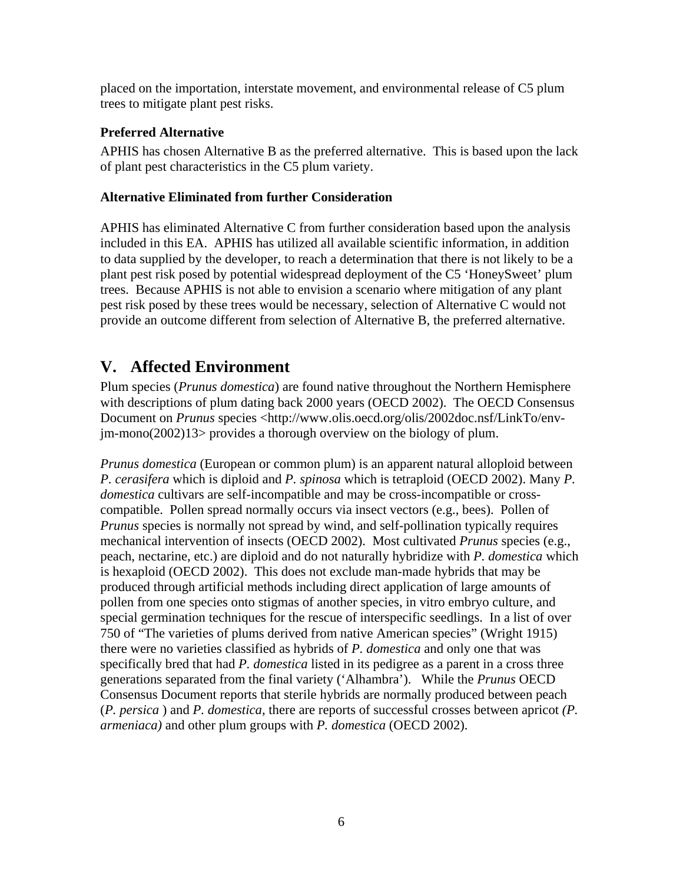placed on the importation, interstate movement, and environmental release of C5 plum trees to mitigate plant pest risks.

### Preferred Alternative

APHIS has chosen Alternative B as the preferred alternative. This is based upon the lack of plant pest characteristics in the C5 plum variety.

### Alternative Eliminated from further Consideration

APHIS has eliminated Alternative C from further consideration based upon the analysis included in this EA. APHIS has utilized all available scientific information, in addition to data supplied by the developer, to reach a determination that there is not likely to be a plant pest risk posed by potential widespread deployment of the C5 'HoneySweet' plum trees. Because APHIS is not able to envision a scenario where mitigation of any plant pest risk posed by these trees would be necessary, selection of Alternative C would not provide an outcome different from selection of Alternative B, the preferred alternative.

## V. Affected Environment

Plum species (*Prunus domestica*) are found native throughout the Northern Hemisphere with descriptions of plum dating back 2000 years (OECD 2002). The OECD Consensus Document on *Prunus* species <http://www.olis.oecd.org/olis/2002doc.nsf/LinkTo/env-jm-mono(2002)13> provides a thorough overview on the biology of plum.

*Prunus domestica* (European or common plum) is an apparent natural alloploid between *P. cerasifera* which is diploid and *P. spinosa* which is tetraploid (OECD 2002). Many *P. domestica* cultivars are self-incompatible and may be cross-incompatible or cross-compatible. Pollen spread normally occurs via insect vectors (e.g., bees). Pollen of *Prunus* species is normally not spread by wind, and self-pollination typically requires mechanical intervention of insects (OECD 2002). Most cultivated *Prunus* species (e.g., peach, nectarine, etc.) are diploid and do not naturally hybridize with *P. domestica* which is hexaploid (OECD 2002). This does not exclude man-made hybrids that may be produced through artificial methods including direct application of large amounts of pollen from one species onto stigmas of another species, in vitro embryo culture, and special germination techniques for the rescue of interspecific seedlings. In a list of over 750 of "The varieties of plums derived from native American species" (Wright 1915) there were no varieties classified as hybrids of *P. domestica* and only one that was specifically bred that had *P. domestica* listed in its pedigree as a parent in a cross three generations separated from the final variety ('Alhambra'). While the *Prunus* OECD Consensus Document reports that sterile hybrids are normally produced between peach (*P. persica* ) and *P. domestica*, there are reports of successful crosses between apricot *(P. armeniaca)* and other plum groups with *P. domestica* (OECD 2002).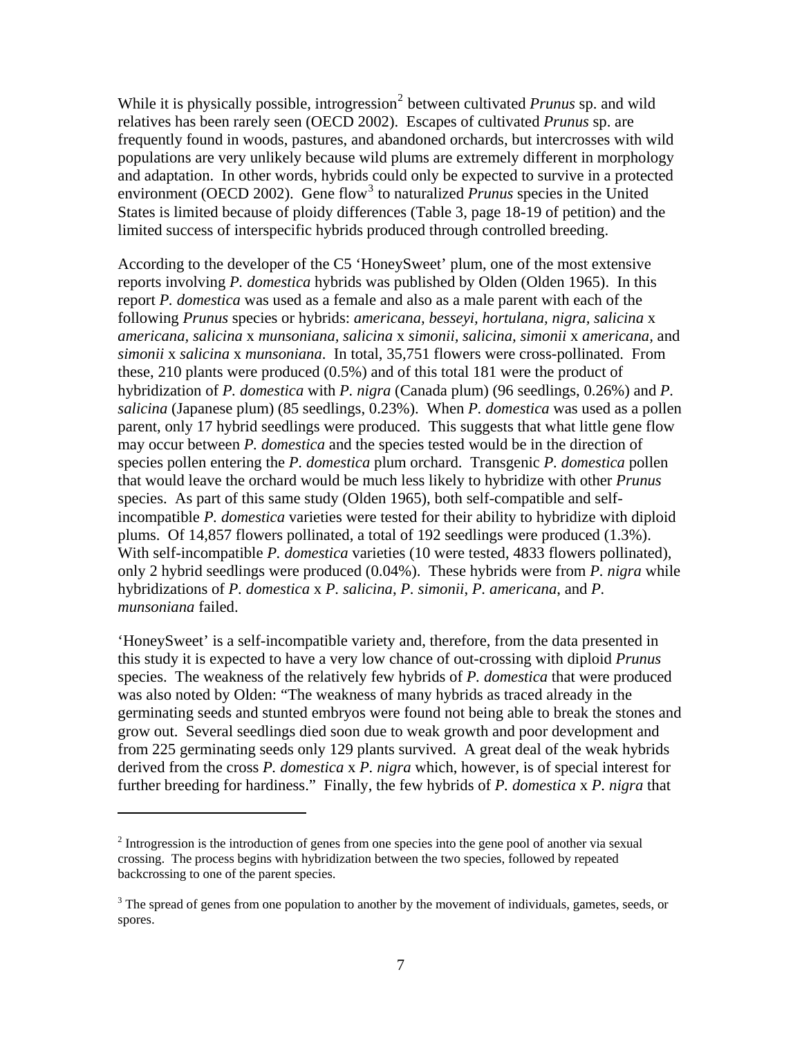While it is physically possible, introgression[2] between cultivated *Prunus* sp. and wild relatives has been rarely seen (OECD 2002). Escapes of cultivated *Prunus* sp. are frequently found in woods, pastures, and abandoned orchards, but intercrosses with wild populations are very unlikely because wild plums are extremely different in morphology and adaptation. In other words, hybrids could only be expected to survive in a protected environment (OECD 2002). Gene flow[3] to naturalized *Prunus* species in the United States is limited because of ploidy differences (Table 3, page 18-19 of petition) and the limited success of interspecific hybrids produced through controlled breeding.

According to the developer of the C5 'HoneySweet' plum, one of the most extensive reports involving *P. domestica* hybrids was published by Olden (Olden 1965). In this report *P. domestica* was used as a female and also as a male parent with each of the following *Prunus* species or hybrids: *americana, besseyi, hortulana, nigra, salicina* x *americana*, *salicina* x *munsoniana, salicina* x *simonii*, *salicina, simonii* x *americana,* and *simonii* x *salicina* x *munsoniana*. In total, 35,751 flowers were cross-pollinated. From these, 210 plants were produced (0.5%) and of this total 181 were the product of hybridization of *P. domestica* with *P. nigra* (Canada plum) (96 seedlings, 0.26%) and *P. salicina* (Japanese plum) (85 seedlings, 0.23%). When *P. domestica* was used as a pollen parent, only 17 hybrid seedlings were produced. This suggests that what little gene flow may occur between *P. domestica* and the species tested would be in the direction of species pollen entering the *P. domestica* plum orchard. Transgenic *P. domestica* pollen that would leave the orchard would be much less likely to hybridize with other *Prunus* species. As part of this same study (Olden 1965), both self-compatible and self-incompatible *P. domestica* varieties were tested for their ability to hybridize with diploid plums. Of 14,857 flowers pollinated, a total of 192 seedlings were produced (1.3%). With self-incompatible *P. domestica* varieties (10 were tested, 4833 flowers pollinated), only 2 hybrid seedlings were produced (0.04%). These hybrids were from *P. nigra* while hybridizations of *P. domestica* x *P. salicina*, *P. simonii*, *P. americana*, and *P. munsoniana* failed.

'HoneySweet' is a self-incompatible variety and, therefore, from the data presented in this study it is expected to have a very low chance of out-crossing with diploid *Prunus* species. The weakness of the relatively few hybrids of *P. domestica* that were produced was also noted by Olden: "The weakness of many hybrids as traced already in the germinating seeds and stunted embryos were found not being able to break the stones and grow out. Several seedlings died soon due to weak growth and poor development and from 225 germinating seeds only 129 plants survived. A great deal of the weak hybrids derived from the cross *P. domestica* x *P. nigra* which, however, is of special interest for further breeding for hardiness." Finally, the few hybrids of *P. domestica* x *P. nigra* that

---

[2] Introgression is the introduction of genes from one species into the gene pool of another via sexual crossing. The process begins with hybridization between the two species, followed by repeated backcrossing to one of the parent species.

[3] The spread of genes from one population to another by the movement of individuals, gametes, seeds, or spores.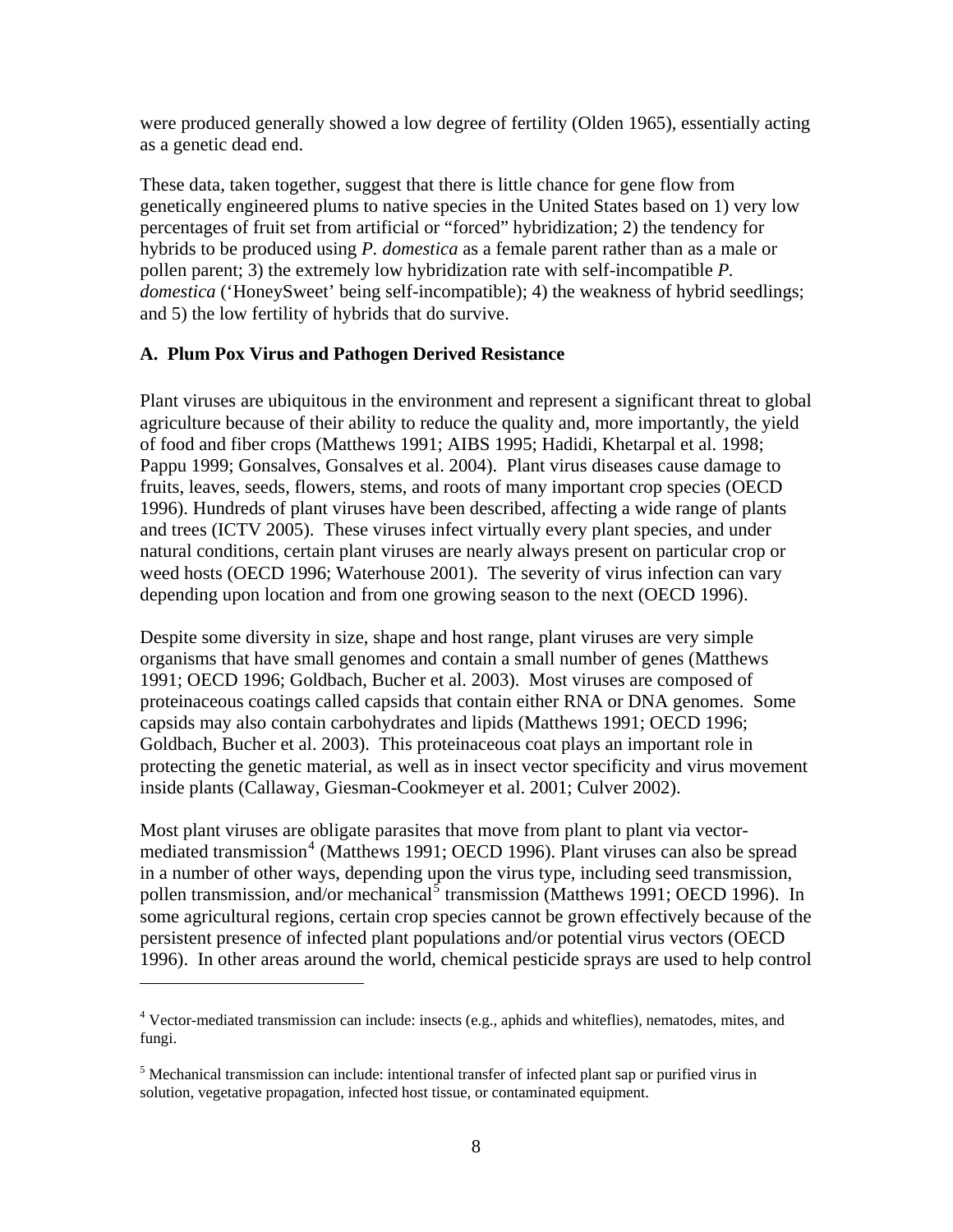were produced generally showed a low degree of fertility (Olden 1965), essentially acting as a genetic dead end.

These data, taken together, suggest that there is little chance for gene flow from genetically engineered plums to native species in the United States based on 1) very low percentages of fruit set from artificial or "forced" hybridization; 2) the tendency for hybrids to be produced using *P. domestica* as a female parent rather than as a male or pollen parent; 3) the extremely low hybridization rate with self-incompatible *P. domestica* ('HoneySweet' being self-incompatible); 4) the weakness of hybrid seedlings; and 5) the low fertility of hybrids that do survive.

**A. Plum Pox Virus and Pathogen Derived Resistance**

Plant viruses are ubiquitous in the environment and represent a significant threat to global agriculture because of their ability to reduce the quality and, more importantly, the yield of food and fiber crops (Matthews 1991; AIBS 1995; Hadidi, Khetarpal et al. 1998; Pappu 1999; Gonsalves, Gonsalves et al. 2004). Plant virus diseases cause damage to fruits, leaves, seeds, flowers, stems, and roots of many important crop species (OECD 1996). Hundreds of plant viruses have been described, affecting a wide range of plants and trees (ICTV 2005). These viruses infect virtually every plant species, and under natural conditions, certain plant viruses are nearly always present on particular crop or weed hosts (OECD 1996; Waterhouse 2001). The severity of virus infection can vary depending upon location and from one growing season to the next (OECD 1996).

Despite some diversity in size, shape and host range, plant viruses are very simple organisms that have small genomes and contain a small number of genes (Matthews 1991; OECD 1996; Goldbach, Bucher et al. 2003). Most viruses are composed of proteinaceous coatings called capsids that contain either RNA or DNA genomes. Some capsids may also contain carbohydrates and lipids (Matthews 1991; OECD 1996; Goldbach, Bucher et al. 2003). This proteinaceous coat plays an important role in protecting the genetic material, as well as in insect vector specificity and virus movement inside plants (Callaway, Giesman-Cookmeyer et al. 2001; Culver 2002).

Most plant viruses are obligate parasites that move from plant to plant via vector-mediated transmission[4] (Matthews 1991; OECD 1996). Plant viruses can also be spread in a number of other ways, depending upon the virus type, including seed transmission, pollen transmission, and/or mechanical[5] transmission (Matthews 1991; OECD 1996). In some agricultural regions, certain crop species cannot be grown effectively because of the persistent presence of infected plant populations and/or potential virus vectors (OECD 1996). In other areas around the world, chemical pesticide sprays are used to help control

[4] Vector-mediated transmission can include: insects (e.g., aphids and whiteflies), nematodes, mites, and fungi.

[5] Mechanical transmission can include: intentional transfer of infected plant sap or purified virus in solution, vegetative propagation, infected host tissue, or contaminated equipment.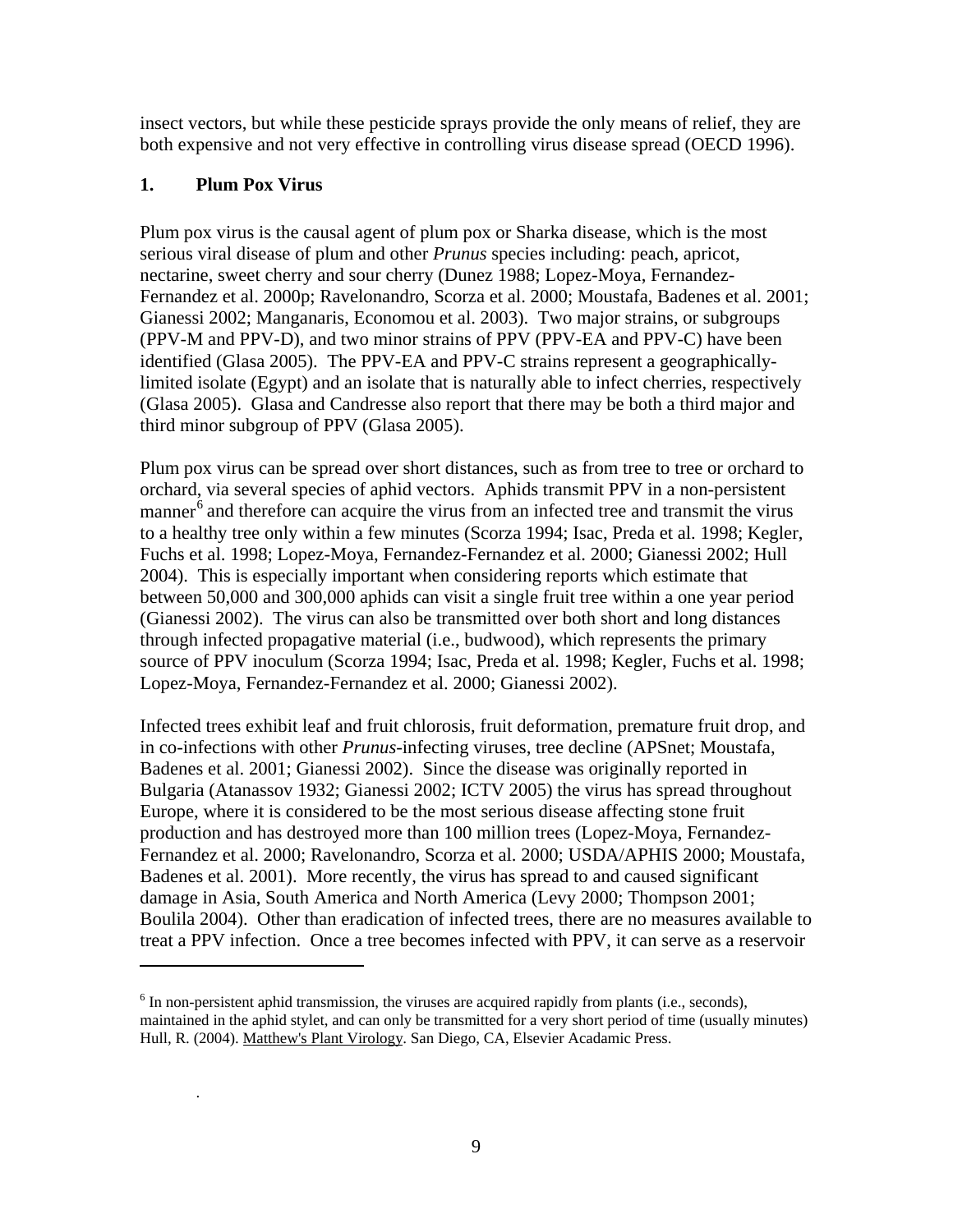insect vectors, but while these pesticide sprays provide the only means of relief, they are both expensive and not very effective in controlling virus disease spread (OECD 1996).

### 1. Plum Pox Virus

Plum pox virus is the causal agent of plum pox or Sharka disease, which is the most serious viral disease of plum and other *Prunus* species including: peach, apricot, nectarine, sweet cherry and sour cherry (Dunez 1988; Lopez-Moya, Fernandez-Fernandez et al. 2000p; Ravelonandro, Scorza et al. 2000; Moustafa, Badenes et al. 2001; Gianessi 2002; Manganaris, Economou et al. 2003). Two major strains, or subgroups (PPV-M and PPV-D), and two minor strains of PPV (PPV-EA and PPV-C) have been identified (Glasa 2005). The PPV-EA and PPV-C strains represent a geographically-limited isolate (Egypt) and an isolate that is naturally able to infect cherries, respectively (Glasa 2005). Glasa and Candresse also report that there may be both a third major and third minor subgroup of PPV (Glasa 2005).

Plum pox virus can be spread over short distances, such as from tree to tree or orchard to orchard, via several species of aphid vectors. Aphids transmit PPV in a non-persistent manner[6] and therefore can acquire the virus from an infected tree and transmit the virus to a healthy tree only within a few minutes (Scorza 1994; Isac, Preda et al. 1998; Kegler, Fuchs et al. 1998; Lopez-Moya, Fernandez-Fernandez et al. 2000; Gianessi 2002; Hull 2004). This is especially important when considering reports which estimate that between 50,000 and 300,000 aphids can visit a single fruit tree within a one year period (Gianessi 2002). The virus can also be transmitted over both short and long distances through infected propagative material (i.e., budwood), which represents the primary source of PPV inoculum (Scorza 1994; Isac, Preda et al. 1998; Kegler, Fuchs et al. 1998; Lopez-Moya, Fernandez-Fernandez et al. 2000; Gianessi 2002).

Infected trees exhibit leaf and fruit chlorosis, fruit deformation, premature fruit drop, and in co-infections with other *Prunus*-infecting viruses, tree decline (APSnet; Moustafa, Badenes et al. 2001; Gianessi 2002). Since the disease was originally reported in Bulgaria (Atanassov 1932; Gianessi 2002; ICTV 2005) the virus has spread throughout Europe, where it is considered to be the most serious disease affecting stone fruit production and has destroyed more than 100 million trees (Lopez-Moya, Fernandez-Fernandez et al. 2000; Ravelonandro, Scorza et al. 2000; USDA/APHIS 2000; Moustafa, Badenes et al. 2001). More recently, the virus has spread to and caused significant damage in Asia, South America and North America (Levy 2000; Thompson 2001; Boulila 2004). Other than eradication of infected trees, there are no measures available to treat a PPV infection. Once a tree becomes infected with PPV, it can serve as a reservoir

---

[6] In non-persistent aphid transmission, the viruses are acquired rapidly from plants (i.e., seconds), maintained in the aphid stylet, and can only be transmitted for a very short period of time (usually minutes) Hull, R. (2004). Matthew's Plant Virology. San Diego, CA, Elsevier Acadamic Press.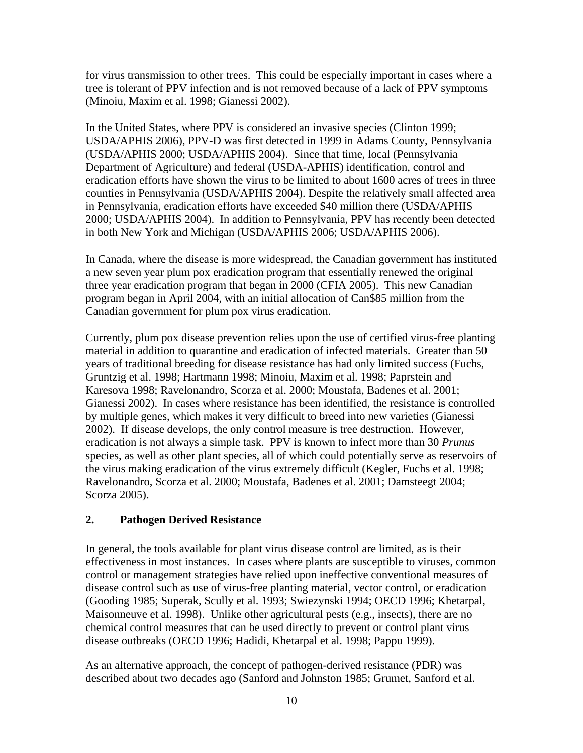for virus transmission to other trees. This could be especially important in cases where a tree is tolerant of PPV infection and is not removed because of a lack of PPV symptoms (Minoiu, Maxim et al. 1998; Gianessi 2002).

In the United States, where PPV is considered an invasive species (Clinton 1999; USDA/APHIS 2006), PPV-D was first detected in 1999 in Adams County, Pennsylvania (USDA/APHIS 2000; USDA/APHIS 2004). Since that time, local (Pennsylvania Department of Agriculture) and federal (USDA-APHIS) identification, control and eradication efforts have shown the virus to be limited to about 1600 acres of trees in three counties in Pennsylvania (USDA/APHIS 2004). Despite the relatively small affected area in Pennsylvania, eradication efforts have exceeded $40 million there (USDA/APHIS 2000; USDA/APHIS 2004). In addition to Pennsylvania, PPV has recently been detected in both New York and Michigan (USDA/APHIS 2006; USDA/APHIS 2006).

In Canada, where the disease is more widespread, the Canadian government has instituted a new seven year plum pox eradication program that essentially renewed the original three year eradication program that began in 2000 (CFIA 2005). This new Canadian program began in April 2004, with an initial allocation of Can$85 million from the Canadian government for plum pox virus eradication.

Currently, plum pox disease prevention relies upon the use of certified virus-free planting material in addition to quarantine and eradication of infected materials. Greater than 50 years of traditional breeding for disease resistance has had only limited success (Fuchs, Gruntzig et al. 1998; Hartmann 1998; Minoiu, Maxim et al. 1998; Paprstein and Karesova 1998; Ravelonandro, Scorza et al. 2000; Moustafa, Badenes et al. 2001; Gianessi 2002). In cases where resistance has been identified, the resistance is controlled by multiple genes, which makes it very difficult to breed into new varieties (Gianessi 2002). If disease develops, the only control measure is tree destruction. However, eradication is not always a simple task. PPV is known to infect more than 30 *Prunus* species, as well as other plant species, all of which could potentially serve as reservoirs of the virus making eradication of the virus extremely difficult (Kegler, Fuchs et al. 1998; Ravelonandro, Scorza et al. 2000; Moustafa, Badenes et al. 2001; Damsteegt 2004; Scorza 2005).

## 2. Pathogen Derived Resistance

In general, the tools available for plant virus disease control are limited, as is their effectiveness in most instances. In cases where plants are susceptible to viruses, common control or management strategies have relied upon ineffective conventional measures of disease control such as use of virus-free planting material, vector control, or eradication (Gooding 1985; Superak, Scully et al. 1993; Swiezynski 1994; OECD 1996; Khetarpal, Maisonneuve et al. 1998). Unlike other agricultural pests (e.g., insects), there are no chemical control measures that can be used directly to prevent or control plant virus disease outbreaks (OECD 1996; Hadidi, Khetarpal et al. 1998; Pappu 1999).

As an alternative approach, the concept of pathogen-derived resistance (PDR) was described about two decades ago (Sanford and Johnston 1985; Grumet, Sanford et al.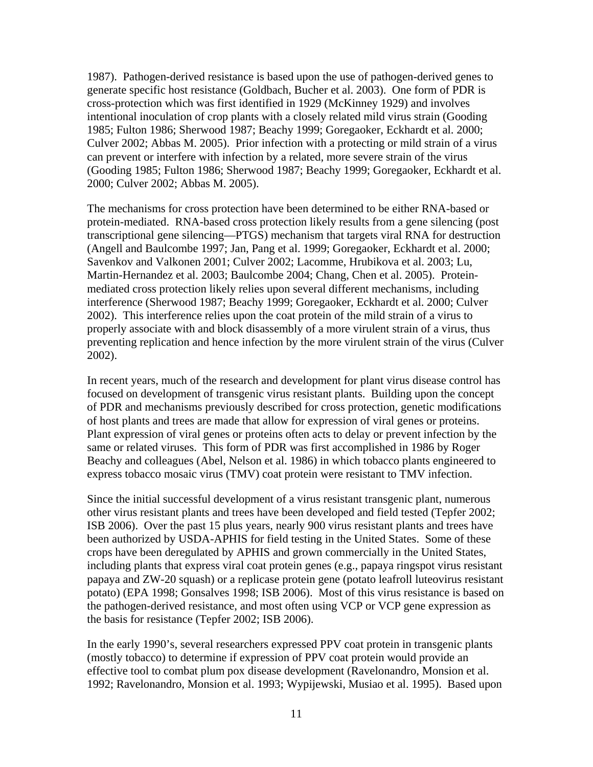1987). Pathogen-derived resistance is based upon the use of pathogen-derived genes to generate specific host resistance (Goldbach, Bucher et al. 2003). One form of PDR is cross-protection which was first identified in 1929 (McKinney 1929) and involves intentional inoculation of crop plants with a closely related mild virus strain (Gooding 1985; Fulton 1986; Sherwood 1987; Beachy 1999; Goregaoker, Eckhardt et al. 2000; Culver 2002; Abbas M. 2005). Prior infection with a protecting or mild strain of a virus can prevent or interfere with infection by a related, more severe strain of the virus (Gooding 1985; Fulton 1986; Sherwood 1987; Beachy 1999; Goregaoker, Eckhardt et al. 2000; Culver 2002; Abbas M. 2005).

The mechanisms for cross protection have been determined to be either RNA-based or protein-mediated. RNA-based cross protection likely results from a gene silencing (post transcriptional gene silencing—PTGS) mechanism that targets viral RNA for destruction (Angell and Baulcombe 1997; Jan, Pang et al. 1999; Goregaoker, Eckhardt et al. 2000; Savenkov and Valkonen 2001; Culver 2002; Lacomme, Hrubikova et al. 2003; Lu, Martin-Hernandez et al. 2003; Baulcombe 2004; Chang, Chen et al. 2005). Protein-mediated cross protection likely relies upon several different mechanisms, including interference (Sherwood 1987; Beachy 1999; Goregaoker, Eckhardt et al. 2000; Culver 2002). This interference relies upon the coat protein of the mild strain of a virus to properly associate with and block disassembly of a more virulent strain of a virus, thus preventing replication and hence infection by the more virulent strain of the virus (Culver 2002).

In recent years, much of the research and development for plant virus disease control has focused on development of transgenic virus resistant plants. Building upon the concept of PDR and mechanisms previously described for cross protection, genetic modifications of host plants and trees are made that allow for expression of viral genes or proteins. Plant expression of viral genes or proteins often acts to delay or prevent infection by the same or related viruses. This form of PDR was first accomplished in 1986 by Roger Beachy and colleagues (Abel, Nelson et al. 1986) in which tobacco plants engineered to express tobacco mosaic virus (TMV) coat protein were resistant to TMV infection.

Since the initial successful development of a virus resistant transgenic plant, numerous other virus resistant plants and trees have been developed and field tested (Tepfer 2002; ISB 2006). Over the past 15 plus years, nearly 900 virus resistant plants and trees have been authorized by USDA-APHIS for field testing in the United States. Some of these crops have been deregulated by APHIS and grown commercially in the United States, including plants that express viral coat protein genes (e.g., papaya ringspot virus resistant papaya and ZW-20 squash) or a replicase protein gene (potato leafroll luteovirus resistant potato) (EPA 1998; Gonsalves 1998; ISB 2006). Most of this virus resistance is based on the pathogen-derived resistance, and most often using VCP or VCP gene expression as the basis for resistance (Tepfer 2002; ISB 2006).

In the early 1990's, several researchers expressed PPV coat protein in transgenic plants (mostly tobacco) to determine if expression of PPV coat protein would provide an effective tool to combat plum pox disease development (Ravelonandro, Monsion et al. 1992; Ravelonandro, Monsion et al. 1993; Wypijewski, Musiao et al. 1995). Based upon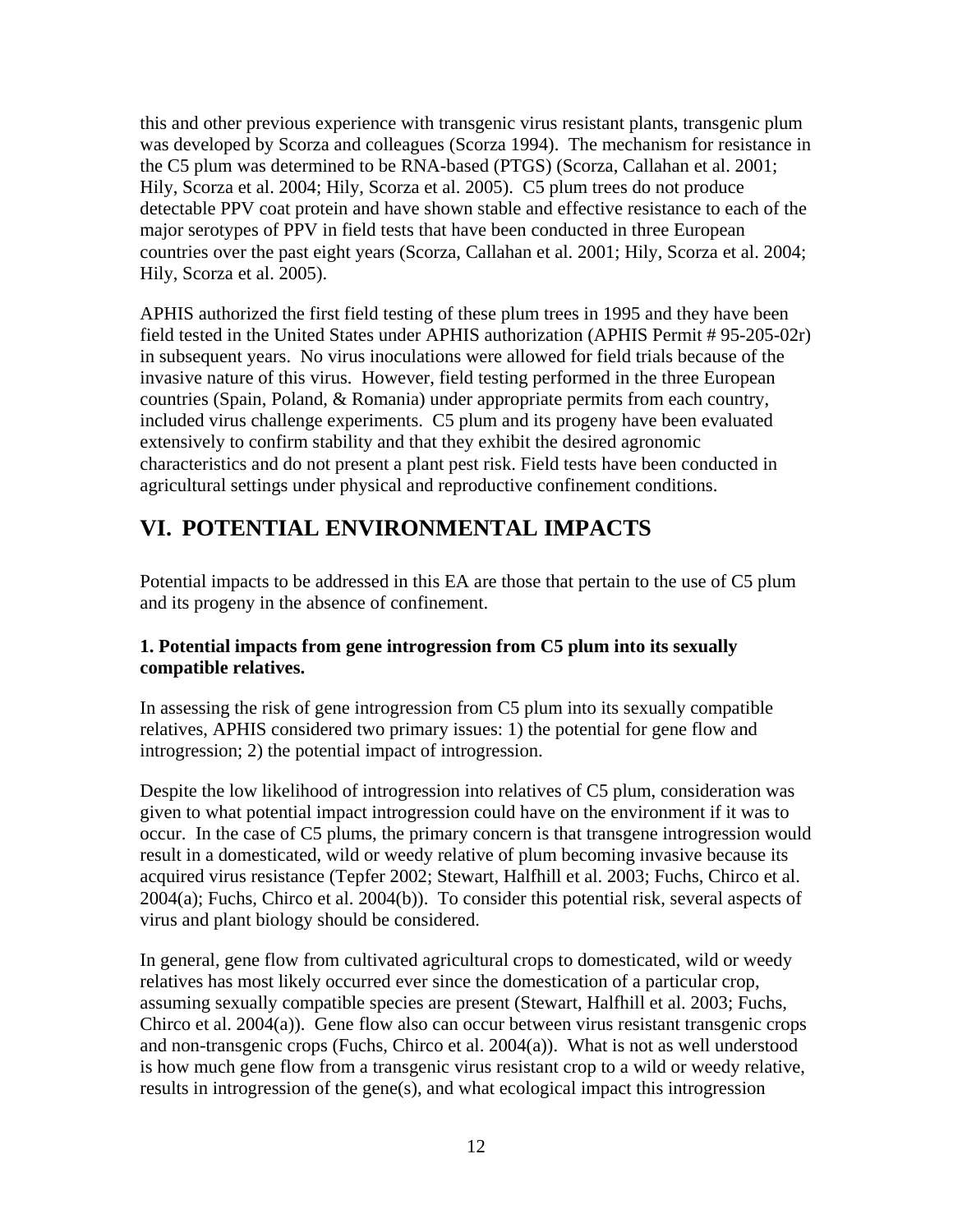this and other previous experience with transgenic virus resistant plants, transgenic plum was developed by Scorza and colleagues (Scorza 1994). The mechanism for resistance in the C5 plum was determined to be RNA-based (PTGS) (Scorza, Callahan et al. 2001; Hily, Scorza et al. 2004; Hily, Scorza et al. 2005). C5 plum trees do not produce detectable PPV coat protein and have shown stable and effective resistance to each of the major serotypes of PPV in field tests that have been conducted in three European countries over the past eight years (Scorza, Callahan et al. 2001; Hily, Scorza et al. 2004; Hily, Scorza et al. 2005).

APHIS authorized the first field testing of these plum trees in 1995 and they have been field tested in the United States under APHIS authorization (APHIS Permit # 95-205-02r) in subsequent years. No virus inoculations were allowed for field trials because of the invasive nature of this virus. However, field testing performed in the three European countries (Spain, Poland, & Romania) under appropriate permits from each country, included virus challenge experiments. C5 plum and its progeny have been evaluated extensively to confirm stability and that they exhibit the desired agronomic characteristics and do not present a plant pest risk. Field tests have been conducted in agricultural settings under physical and reproductive confinement conditions.

## VI. POTENTIAL ENVIRONMENTAL IMPACTS

Potential impacts to be addressed in this EA are those that pertain to the use of C5 plum and its progeny in the absence of confinement.

**1. Potential impacts from gene introgression from C5 plum into its sexually compatible relatives.**

In assessing the risk of gene introgression from C5 plum into its sexually compatible relatives, APHIS considered two primary issues: 1) the potential for gene flow and introgression; 2) the potential impact of introgression.

Despite the low likelihood of introgression into relatives of C5 plum, consideration was given to what potential impact introgression could have on the environment if it was to occur. In the case of C5 plums, the primary concern is that transgene introgression would result in a domesticated, wild or weedy relative of plum becoming invasive because its acquired virus resistance (Tepfer 2002; Stewart, Halfhill et al. 2003; Fuchs, Chirco et al. 2004(a); Fuchs, Chirco et al. 2004(b)). To consider this potential risk, several aspects of virus and plant biology should be considered.

In general, gene flow from cultivated agricultural crops to domesticated, wild or weedy relatives has most likely occurred ever since the domestication of a particular crop, assuming sexually compatible species are present (Stewart, Halfhill et al. 2003; Fuchs, Chirco et al. 2004(a)). Gene flow also can occur between virus resistant transgenic crops and non-transgenic crops (Fuchs, Chirco et al. 2004(a)). What is not as well understood is how much gene flow from a transgenic virus resistant crop to a wild or weedy relative, results in introgression of the gene(s), and what ecological impact this introgression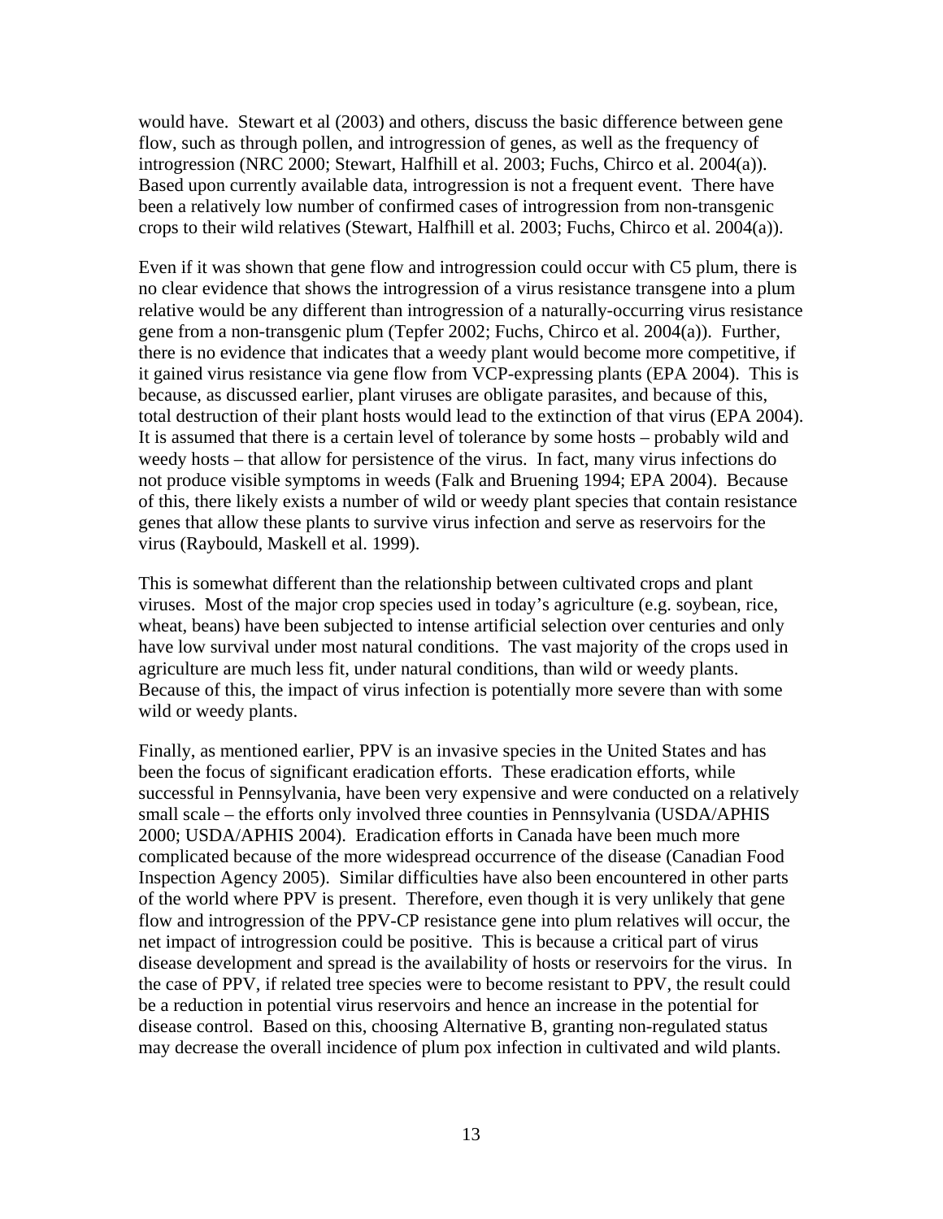would have. Stewart et al (2003) and others, discuss the basic difference between gene flow, such as through pollen, and introgression of genes, as well as the frequency of introgression (NRC 2000; Stewart, Halfhill et al. 2003; Fuchs, Chirco et al. 2004(a)). Based upon currently available data, introgression is not a frequent event. There have been a relatively low number of confirmed cases of introgression from non-transgenic crops to their wild relatives (Stewart, Halfhill et al. 2003; Fuchs, Chirco et al. 2004(a)).

Even if it was shown that gene flow and introgression could occur with C5 plum, there is no clear evidence that shows the introgression of a virus resistance transgene into a plum relative would be any different than introgression of a naturally-occurring virus resistance gene from a non-transgenic plum (Tepfer 2002; Fuchs, Chirco et al. 2004(a)). Further, there is no evidence that indicates that a weedy plant would become more competitive, if it gained virus resistance via gene flow from VCP-expressing plants (EPA 2004). This is because, as discussed earlier, plant viruses are obligate parasites, and because of this, total destruction of their plant hosts would lead to the extinction of that virus (EPA 2004). It is assumed that there is a certain level of tolerance by some hosts – probably wild and weedy hosts – that allow for persistence of the virus. In fact, many virus infections do not produce visible symptoms in weeds (Falk and Bruening 1994; EPA 2004). Because of this, there likely exists a number of wild or weedy plant species that contain resistance genes that allow these plants to survive virus infection and serve as reservoirs for the virus (Raybould, Maskell et al. 1999).

This is somewhat different than the relationship between cultivated crops and plant viruses. Most of the major crop species used in today's agriculture (e.g. soybean, rice, wheat, beans) have been subjected to intense artificial selection over centuries and only have low survival under most natural conditions. The vast majority of the crops used in agriculture are much less fit, under natural conditions, than wild or weedy plants. Because of this, the impact of virus infection is potentially more severe than with some wild or weedy plants.

Finally, as mentioned earlier, PPV is an invasive species in the United States and has been the focus of significant eradication efforts. These eradication efforts, while successful in Pennsylvania, have been very expensive and were conducted on a relatively small scale – the efforts only involved three counties in Pennsylvania (USDA/APHIS 2000; USDA/APHIS 2004). Eradication efforts in Canada have been much more complicated because of the more widespread occurrence of the disease (Canadian Food Inspection Agency 2005). Similar difficulties have also been encountered in other parts of the world where PPV is present. Therefore, even though it is very unlikely that gene flow and introgression of the PPV-CP resistance gene into plum relatives will occur, the net impact of introgression could be positive. This is because a critical part of virus disease development and spread is the availability of hosts or reservoirs for the virus. In the case of PPV, if related tree species were to become resistant to PPV, the result could be a reduction in potential virus reservoirs and hence an increase in the potential for disease control. Based on this, choosing Alternative B, granting non-regulated status may decrease the overall incidence of plum pox infection in cultivated and wild plants.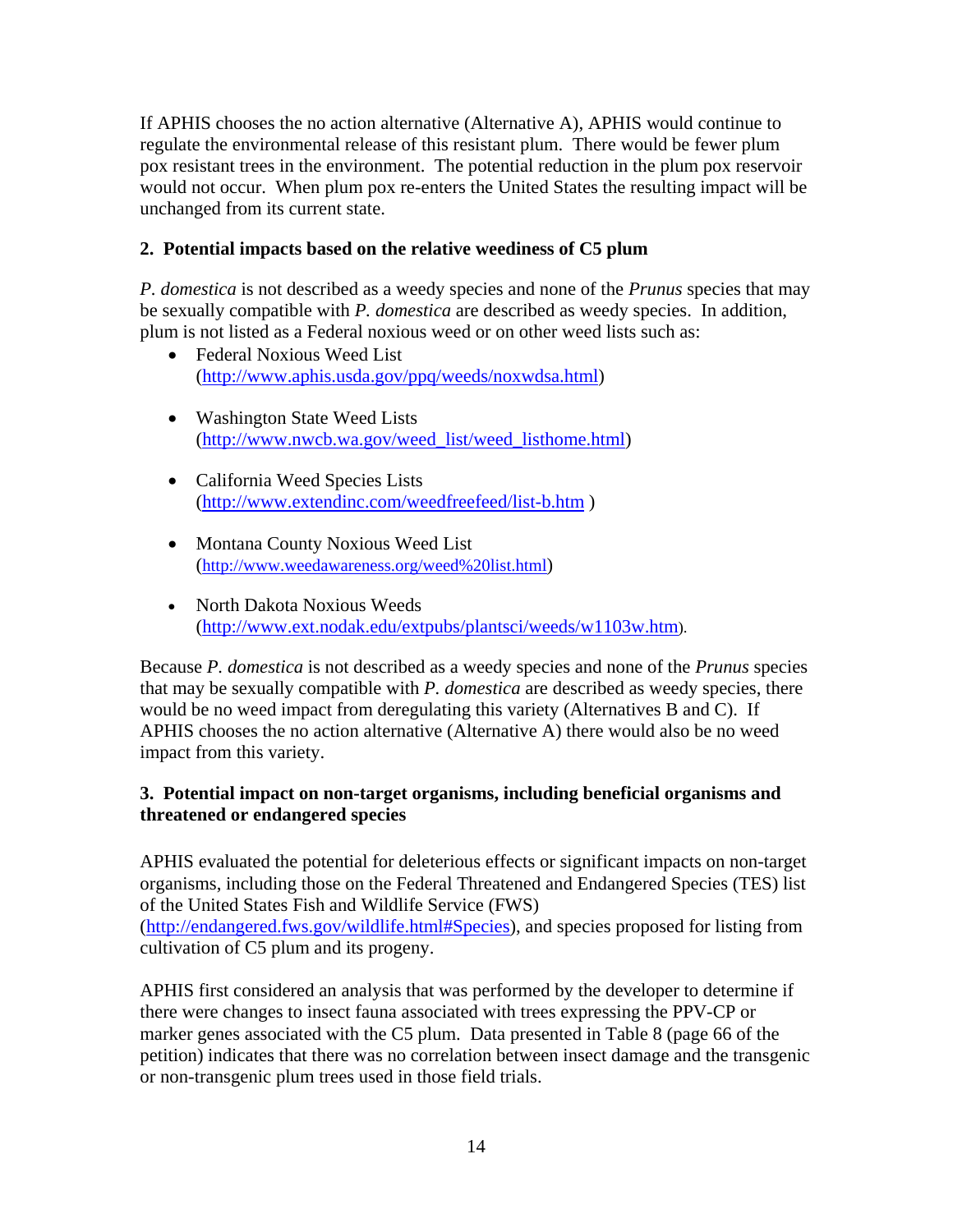If APHIS chooses the no action alternative (Alternative A), APHIS would continue to regulate the environmental release of this resistant plum. There would be fewer plum pox resistant trees in the environment. The potential reduction in the plum pox reservoir would not occur. When plum pox re-enters the United States the resulting impact will be unchanged from its current state.

### 2. Potential impacts based on the relative weediness of C5 plum

*P. domestica* is not described as a weedy species and none of the *Prunus* species that may be sexually compatible with *P. domestica* are described as weedy species. In addition, plum is not listed as a Federal noxious weed or on other weed lists such as:

- Federal Noxious Weed List (http://www.aphis.usda.gov/ppq/weeds/noxwdsa.html)
- Washington State Weed Lists (http://www.nwcb.wa.gov/weed_list/weed_listhome.html)
- California Weed Species Lists (http://www.extendinc.com/weedfreefeed/list-b.htm )
- Montana County Noxious Weed List (http://www.weedawareness.org/weed%20list.html)
- North Dakota Noxious Weeds (http://www.ext.nodak.edu/extpubs/plantsci/weeds/w1103w.htm).

Because *P. domestica* is not described as a weedy species and none of the *Prunus* species that may be sexually compatible with *P. domestica* are described as weedy species, there would be no weed impact from deregulating this variety (Alternatives B and C). If APHIS chooses the no action alternative (Alternative A) there would also be no weed impact from this variety.

### 3. Potential impact on non-target organisms, including beneficial organisms and threatened or endangered species

APHIS evaluated the potential for deleterious effects or significant impacts on non-target organisms, including those on the Federal Threatened and Endangered Species (TES) list of the United States Fish and Wildlife Service (FWS) (http://endangered.fws.gov/wildlife.html#Species), and species proposed for listing from cultivation of C5 plum and its progeny.

APHIS first considered an analysis that was performed by the developer to determine if there were changes to insect fauna associated with trees expressing the PPV-CP or marker genes associated with the C5 plum. Data presented in Table 8 (page 66 of the petition) indicates that there was no correlation between insect damage and the transgenic or non-transgenic plum trees used in those field trials.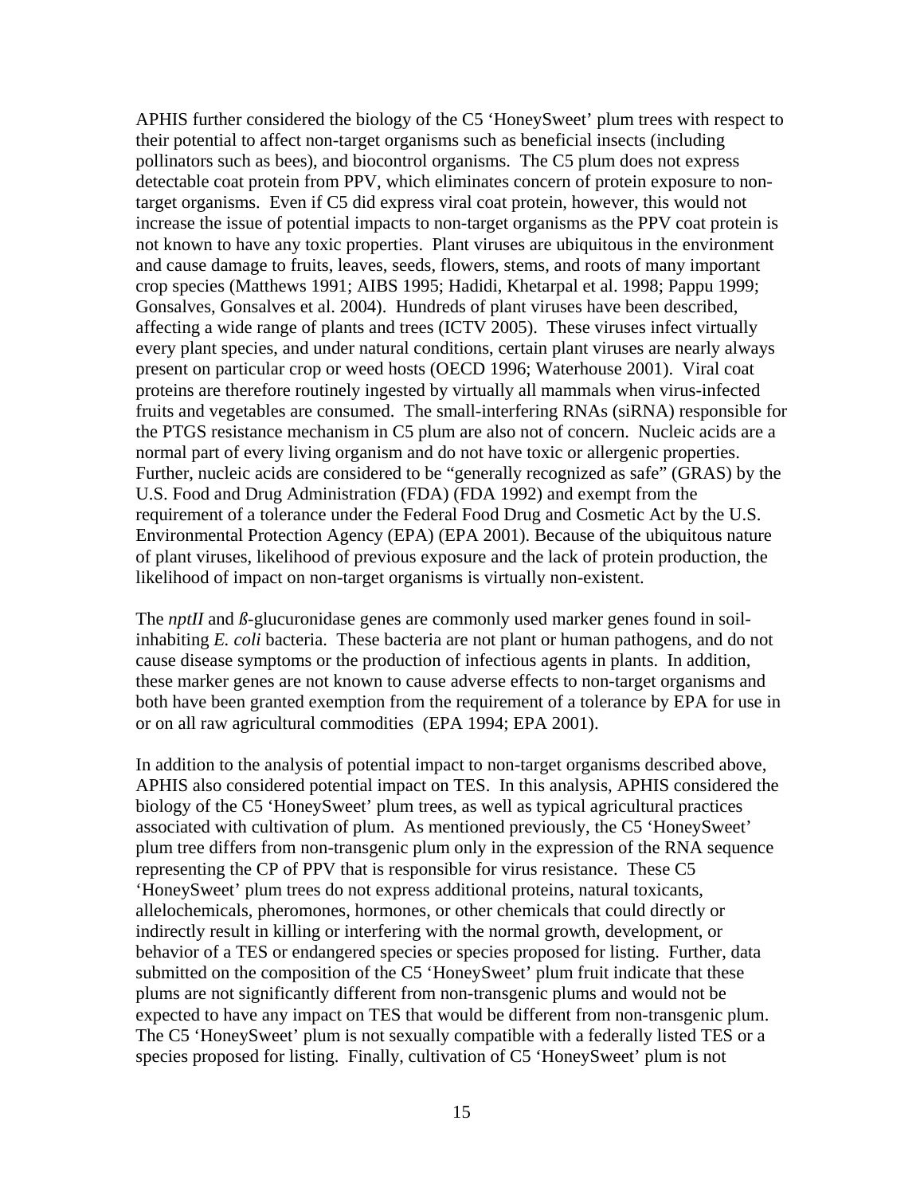APHIS further considered the biology of the C5 'HoneySweet' plum trees with respect to their potential to affect non-target organisms such as beneficial insects (including pollinators such as bees), and biocontrol organisms. The C5 plum does not express detectable coat protein from PPV, which eliminates concern of protein exposure to non-target organisms. Even if C5 did express viral coat protein, however, this would not increase the issue of potential impacts to non-target organisms as the PPV coat protein is not known to have any toxic properties. Plant viruses are ubiquitous in the environment and cause damage to fruits, leaves, seeds, flowers, stems, and roots of many important crop species (Matthews 1991; AIBS 1995; Hadidi, Khetarpal et al. 1998; Pappu 1999; Gonsalves, Gonsalves et al. 2004). Hundreds of plant viruses have been described, affecting a wide range of plants and trees (ICTV 2005). These viruses infect virtually every plant species, and under natural conditions, certain plant viruses are nearly always present on particular crop or weed hosts (OECD 1996; Waterhouse 2001). Viral coat proteins are therefore routinely ingested by virtually all mammals when virus-infected fruits and vegetables are consumed. The small-interfering RNAs (siRNA) responsible for the PTGS resistance mechanism in C5 plum are also not of concern. Nucleic acids are a normal part of every living organism and do not have toxic or allergenic properties. Further, nucleic acids are considered to be "generally recognized as safe" (GRAS) by the U.S. Food and Drug Administration (FDA) (FDA 1992) and exempt from the requirement of a tolerance under the Federal Food Drug and Cosmetic Act by the U.S. Environmental Protection Agency (EPA) (EPA 2001). Because of the ubiquitous nature of plant viruses, likelihood of previous exposure and the lack of protein production, the likelihood of impact on non-target organisms is virtually non-existent.

The *nptII* and ß-glucuronidase genes are commonly used marker genes found in soil-inhabiting *E. coli* bacteria. These bacteria are not plant or human pathogens, and do not cause disease symptoms or the production of infectious agents in plants. In addition, these marker genes are not known to cause adverse effects to non-target organisms and both have been granted exemption from the requirement of a tolerance by EPA for use in or on all raw agricultural commodities (EPA 1994; EPA 2001).

In addition to the analysis of potential impact to non-target organisms described above, APHIS also considered potential impact on TES. In this analysis, APHIS considered the biology of the C5 'HoneySweet' plum trees, as well as typical agricultural practices associated with cultivation of plum. As mentioned previously, the C5 'HoneySweet' plum tree differs from non-transgenic plum only in the expression of the RNA sequence representing the CP of PPV that is responsible for virus resistance. These C5 'HoneySweet' plum trees do not express additional proteins, natural toxicants, allelochemicals, pheromones, hormones, or other chemicals that could directly or indirectly result in killing or interfering with the normal growth, development, or behavior of a TES or endangered species or species proposed for listing. Further, data submitted on the composition of the C5 'HoneySweet' plum fruit indicate that these plums are not significantly different from non-transgenic plums and would not be expected to have any impact on TES that would be different from non-transgenic plum. The C5 'HoneySweet' plum is not sexually compatible with a federally listed TES or a species proposed for listing. Finally, cultivation of C5 'HoneySweet' plum is not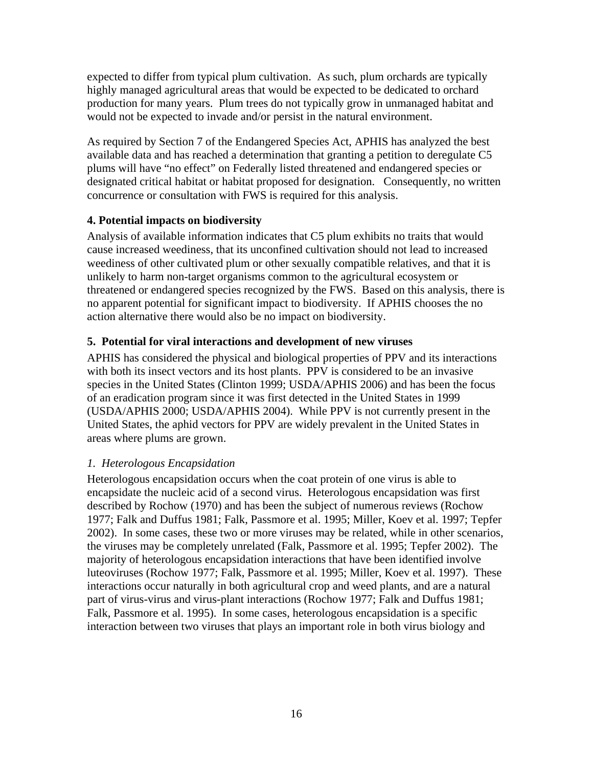expected to differ from typical plum cultivation. As such, plum orchards are typically highly managed agricultural areas that would be expected to be dedicated to orchard production for many years. Plum trees do not typically grow in unmanaged habitat and would not be expected to invade and/or persist in the natural environment.

As required by Section 7 of the Endangered Species Act, APHIS has analyzed the best available data and has reached a determination that granting a petition to deregulate C5 plums will have "no effect" on Federally listed threatened and endangered species or designated critical habitat or habitat proposed for designation. Consequently, no written concurrence or consultation with FWS is required for this analysis.

### 4. Potential impacts on biodiversity

Analysis of available information indicates that C5 plum exhibits no traits that would cause increased weediness, that its unconfined cultivation should not lead to increased weediness of other cultivated plum or other sexually compatible relatives, and that it is unlikely to harm non-target organisms common to the agricultural ecosystem or threatened or endangered species recognized by the FWS. Based on this analysis, there is no apparent potential for significant impact to biodiversity. If APHIS chooses the no action alternative there would also be no impact on biodiversity.

### 5. Potential for viral interactions and development of new viruses

APHIS has considered the physical and biological properties of PPV and its interactions with both its insect vectors and its host plants. PPV is considered to be an invasive species in the United States (Clinton 1999; USDA/APHIS 2006) and has been the focus of an eradication program since it was first detected in the United States in 1999 (USDA/APHIS 2000; USDA/APHIS 2004). While PPV is not currently present in the United States, the aphid vectors for PPV are widely prevalent in the United States in areas where plums are grown.

#### *1. Heterologous Encapsidation*

Heterologous encapsidation occurs when the coat protein of one virus is able to encapsidate the nucleic acid of a second virus. Heterologous encapsidation was first described by Rochow (1970) and has been the subject of numerous reviews (Rochow 1977; Falk and Duffus 1981; Falk, Passmore et al. 1995; Miller, Koev et al. 1997; Tepfer 2002). In some cases, these two or more viruses may be related, while in other scenarios, the viruses may be completely unrelated (Falk, Passmore et al. 1995; Tepfer 2002). The majority of heterologous encapsidation interactions that have been identified involve luteoviruses (Rochow 1977; Falk, Passmore et al. 1995; Miller, Koev et al. 1997). These interactions occur naturally in both agricultural crop and weed plants, and are a natural part of virus-virus and virus-plant interactions (Rochow 1977; Falk and Duffus 1981; Falk, Passmore et al. 1995). In some cases, heterologous encapsidation is a specific interaction between two viruses that plays an important role in both virus biology and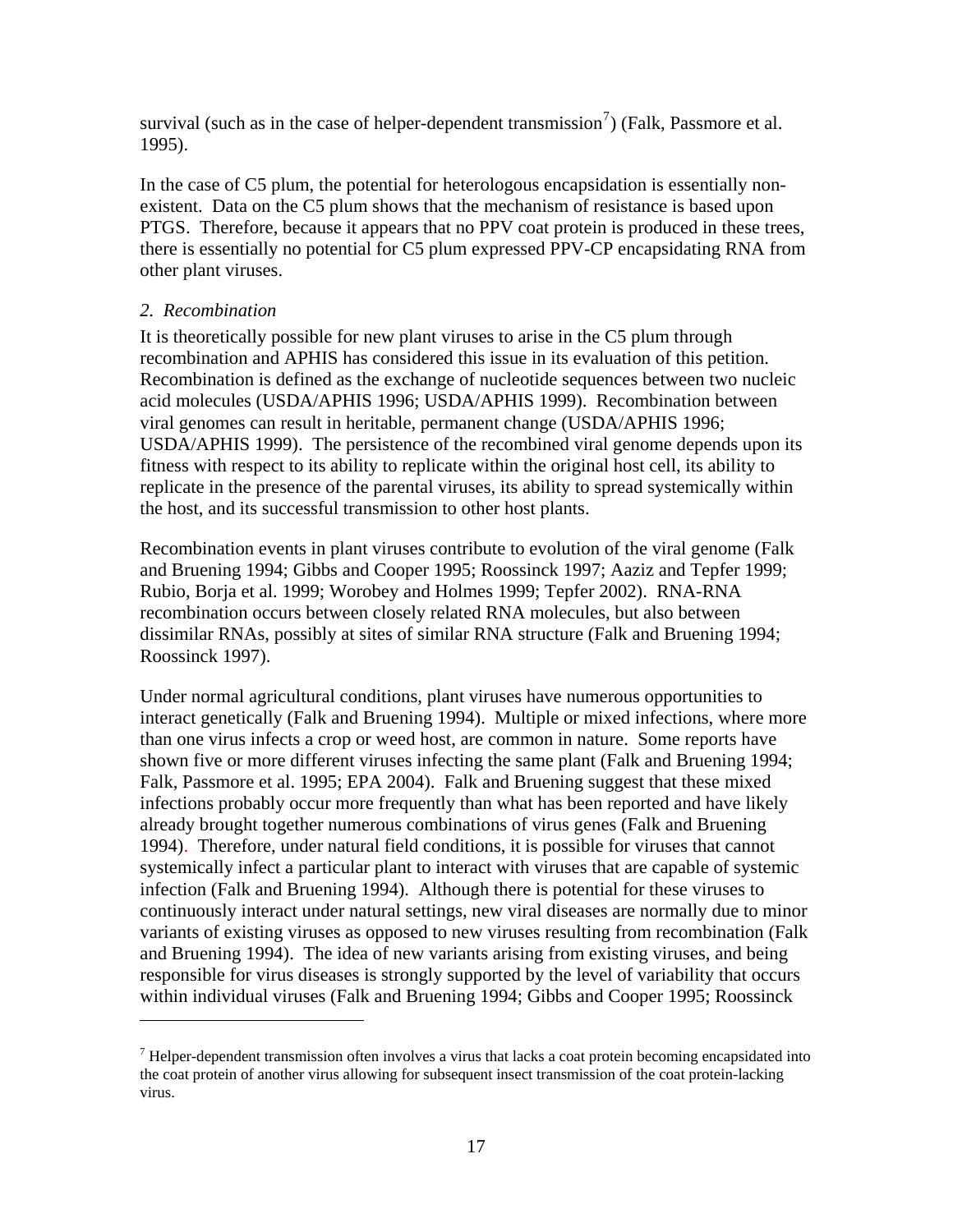survival (such as in the case of helper-dependent transmission[7]) (Falk, Passmore et al. 1995).

In the case of C5 plum, the potential for heterologous encapsidation is essentially non-existent. Data on the C5 plum shows that the mechanism of resistance is based upon PTGS. Therefore, because it appears that no PPV coat protein is produced in these trees, there is essentially no potential for C5 plum expressed PPV-CP encapsidating RNA from other plant viruses.

*2. Recombination*

It is theoretically possible for new plant viruses to arise in the C5 plum through recombination and APHIS has considered this issue in its evaluation of this petition. Recombination is defined as the exchange of nucleotide sequences between two nucleic acid molecules (USDA/APHIS 1996; USDA/APHIS 1999). Recombination between viral genomes can result in heritable, permanent change (USDA/APHIS 1996; USDA/APHIS 1999). The persistence of the recombined viral genome depends upon its fitness with respect to its ability to replicate within the original host cell, its ability to replicate in the presence of the parental viruses, its ability to spread systemically within the host, and its successful transmission to other host plants.

Recombination events in plant viruses contribute to evolution of the viral genome (Falk and Bruening 1994; Gibbs and Cooper 1995; Roossinck 1997; Aaziz and Tepfer 1999; Rubio, Borja et al. 1999; Worobey and Holmes 1999; Tepfer 2002). RNA-RNA recombination occurs between closely related RNA molecules, but also between dissimilar RNAs, possibly at sites of similar RNA structure (Falk and Bruening 1994; Roossinck 1997).

Under normal agricultural conditions, plant viruses have numerous opportunities to interact genetically (Falk and Bruening 1994). Multiple or mixed infections, where more than one virus infects a crop or weed host, are common in nature. Some reports have shown five or more different viruses infecting the same plant (Falk and Bruening 1994; Falk, Passmore et al. 1995; EPA 2004). Falk and Bruening suggest that these mixed infections probably occur more frequently than what has been reported and have likely already brought together numerous combinations of virus genes (Falk and Bruening 1994). Therefore, under natural field conditions, it is possible for viruses that cannot systemically infect a particular plant to interact with viruses that are capable of systemic infection (Falk and Bruening 1994). Although there is potential for these viruses to continuously interact under natural settings, new viral diseases are normally due to minor variants of existing viruses as opposed to new viruses resulting from recombination (Falk and Bruening 1994). The idea of new variants arising from existing viruses, and being responsible for virus diseases is strongly supported by the level of variability that occurs within individual viruses (Falk and Bruening 1994; Gibbs and Cooper 1995; Roossinck

---

[7] Helper-dependent transmission often involves a virus that lacks a coat protein becoming encapsidated into the coat protein of another virus allowing for subsequent insect transmission of the coat protein-lacking virus.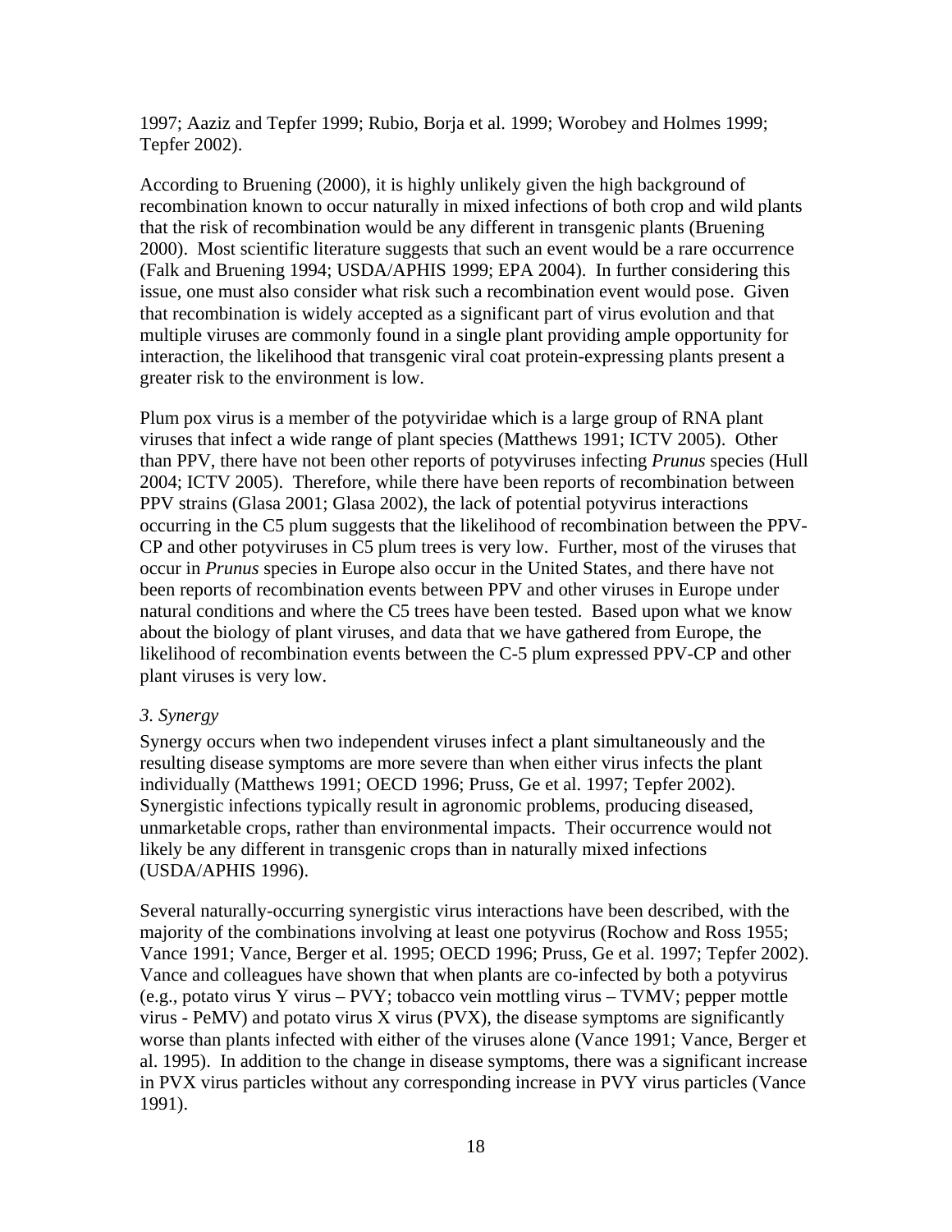1997; Aaziz and Tepfer 1999; Rubio, Borja et al. 1999; Worobey and Holmes 1999; Tepfer 2002).

According to Bruening (2000), it is highly unlikely given the high background of recombination known to occur naturally in mixed infections of both crop and wild plants that the risk of recombination would be any different in transgenic plants (Bruening 2000). Most scientific literature suggests that such an event would be a rare occurrence (Falk and Bruening 1994; USDA/APHIS 1999; EPA 2004). In further considering this issue, one must also consider what risk such a recombination event would pose. Given that recombination is widely accepted as a significant part of virus evolution and that multiple viruses are commonly found in a single plant providing ample opportunity for interaction, the likelihood that transgenic viral coat protein-expressing plants present a greater risk to the environment is low.

Plum pox virus is a member of the potyviridae which is a large group of RNA plant viruses that infect a wide range of plant species (Matthews 1991; ICTV 2005). Other than PPV, there have not been other reports of potyviruses infecting *Prunus* species (Hull 2004; ICTV 2005). Therefore, while there have been reports of recombination between PPV strains (Glasa 2001; Glasa 2002), the lack of potential potyvirus interactions occurring in the C5 plum suggests that the likelihood of recombination between the PPV-CP and other potyviruses in C5 plum trees is very low. Further, most of the viruses that occur in *Prunus* species in Europe also occur in the United States, and there have not been reports of recombination events between PPV and other viruses in Europe under natural conditions and where the C5 trees have been tested. Based upon what we know about the biology of plant viruses, and data that we have gathered from Europe, the likelihood of recombination events between the C-5 plum expressed PPV-CP and other plant viruses is very low.

*3. Synergy*

Synergy occurs when two independent viruses infect a plant simultaneously and the resulting disease symptoms are more severe than when either virus infects the plant individually (Matthews 1991; OECD 1996; Pruss, Ge et al. 1997; Tepfer 2002). Synergistic infections typically result in agronomic problems, producing diseased, unmarketable crops, rather than environmental impacts. Their occurrence would not likely be any different in transgenic crops than in naturally mixed infections (USDA/APHIS 1996).

Several naturally-occurring synergistic virus interactions have been described, with the majority of the combinations involving at least one potyvirus (Rochow and Ross 1955; Vance 1991; Vance, Berger et al. 1995; OECD 1996; Pruss, Ge et al. 1997; Tepfer 2002). Vance and colleagues have shown that when plants are co-infected by both a potyvirus (e.g., potato virus Y virus – PVY; tobacco vein mottling virus – TVMV; pepper mottle virus - PeMV) and potato virus X virus (PVX), the disease symptoms are significantly worse than plants infected with either of the viruses alone (Vance 1991; Vance, Berger et al. 1995). In addition to the change in disease symptoms, there was a significant increase in PVX virus particles without any corresponding increase in PVY virus particles (Vance 1991).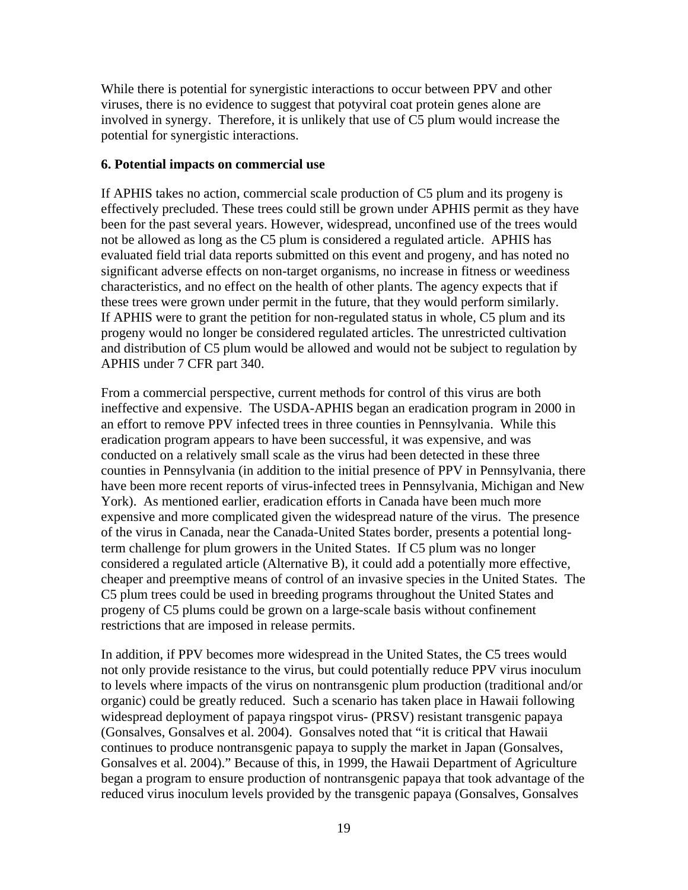While there is potential for synergistic interactions to occur between PPV and other viruses, there is no evidence to suggest that potyviral coat protein genes alone are involved in synergy. Therefore, it is unlikely that use of C5 plum would increase the potential for synergistic interactions.

**6. Potential impacts on commercial use**

If APHIS takes no action, commercial scale production of C5 plum and its progeny is effectively precluded. These trees could still be grown under APHIS permit as they have been for the past several years. However, widespread, unconfined use of the trees would not be allowed as long as the C5 plum is considered a regulated article. APHIS has evaluated field trial data reports submitted on this event and progeny, and has noted no significant adverse effects on non-target organisms, no increase in fitness or weediness characteristics, and no effect on the health of other plants. The agency expects that if these trees were grown under permit in the future, that they would perform similarly. If APHIS were to grant the petition for non-regulated status in whole, C5 plum and its progeny would no longer be considered regulated articles. The unrestricted cultivation and distribution of C5 plum would be allowed and would not be subject to regulation by APHIS under 7 CFR part 340.

From a commercial perspective, current methods for control of this virus are both ineffective and expensive. The USDA-APHIS began an eradication program in 2000 in an effort to remove PPV infected trees in three counties in Pennsylvania. While this eradication program appears to have been successful, it was expensive, and was conducted on a relatively small scale as the virus had been detected in these three counties in Pennsylvania (in addition to the initial presence of PPV in Pennsylvania, there have been more recent reports of virus-infected trees in Pennsylvania, Michigan and New York). As mentioned earlier, eradication efforts in Canada have been much more expensive and more complicated given the widespread nature of the virus. The presence of the virus in Canada, near the Canada-United States border, presents a potential long-term challenge for plum growers in the United States. If C5 plum was no longer considered a regulated article (Alternative B), it could add a potentially more effective, cheaper and preemptive means of control of an invasive species in the United States. The C5 plum trees could be used in breeding programs throughout the United States and progeny of C5 plums could be grown on a large-scale basis without confinement restrictions that are imposed in release permits.

In addition, if PPV becomes more widespread in the United States, the C5 trees would not only provide resistance to the virus, but could potentially reduce PPV virus inoculum to levels where impacts of the virus on nontransgenic plum production (traditional and/or organic) could be greatly reduced. Such a scenario has taken place in Hawaii following widespread deployment of papaya ringspot virus- (PRSV) resistant transgenic papaya (Gonsalves, Gonsalves et al. 2004). Gonsalves noted that "it is critical that Hawaii continues to produce nontransgenic papaya to supply the market in Japan (Gonsalves, Gonsalves et al. 2004)." Because of this, in 1999, the Hawaii Department of Agriculture began a program to ensure production of nontransgenic papaya that took advantage of the reduced virus inoculum levels provided by the transgenic papaya (Gonsalves, Gonsalves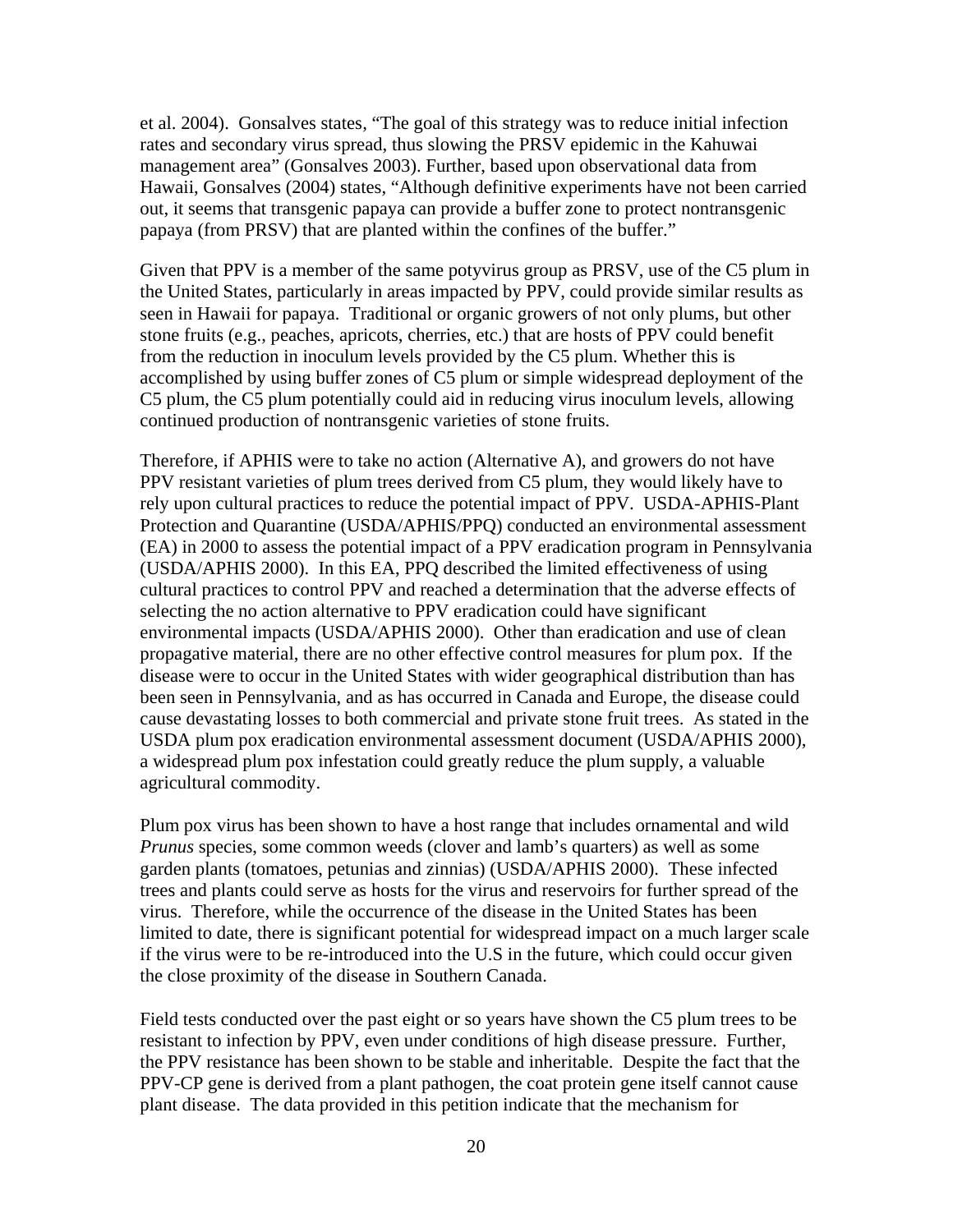et al. 2004). Gonsalves states, "The goal of this strategy was to reduce initial infection rates and secondary virus spread, thus slowing the PRSV epidemic in the Kahuwai management area" (Gonsalves 2003). Further, based upon observational data from Hawaii, Gonsalves (2004) states, "Although definitive experiments have not been carried out, it seems that transgenic papaya can provide a buffer zone to protect nontransgenic papaya (from PRSV) that are planted within the confines of the buffer."

Given that PPV is a member of the same potyvirus group as PRSV, use of the C5 plum in the United States, particularly in areas impacted by PPV, could provide similar results as seen in Hawaii for papaya. Traditional or organic growers of not only plums, but other stone fruits (e.g., peaches, apricots, cherries, etc.) that are hosts of PPV could benefit from the reduction in inoculum levels provided by the C5 plum. Whether this is accomplished by using buffer zones of C5 plum or simple widespread deployment of the C5 plum, the C5 plum potentially could aid in reducing virus inoculum levels, allowing continued production of nontransgenic varieties of stone fruits.

Therefore, if APHIS were to take no action (Alternative A), and growers do not have PPV resistant varieties of plum trees derived from C5 plum, they would likely have to rely upon cultural practices to reduce the potential impact of PPV. USDA-APHIS-Plant Protection and Quarantine (USDA/APHIS/PPQ) conducted an environmental assessment (EA) in 2000 to assess the potential impact of a PPV eradication program in Pennsylvania (USDA/APHIS 2000). In this EA, PPQ described the limited effectiveness of using cultural practices to control PPV and reached a determination that the adverse effects of selecting the no action alternative to PPV eradication could have significant environmental impacts (USDA/APHIS 2000). Other than eradication and use of clean propagative material, there are no other effective control measures for plum pox. If the disease were to occur in the United States with wider geographical distribution than has been seen in Pennsylvania, and as has occurred in Canada and Europe, the disease could cause devastating losses to both commercial and private stone fruit trees. As stated in the USDA plum pox eradication environmental assessment document (USDA/APHIS 2000), a widespread plum pox infestation could greatly reduce the plum supply, a valuable agricultural commodity.

Plum pox virus has been shown to have a host range that includes ornamental and wild *Prunus* species, some common weeds (clover and lamb's quarters) as well as some garden plants (tomatoes, petunias and zinnias) (USDA/APHIS 2000). These infected trees and plants could serve as hosts for the virus and reservoirs for further spread of the virus. Therefore, while the occurrence of the disease in the United States has been limited to date, there is significant potential for widespread impact on a much larger scale if the virus were to be re-introduced into the U.S in the future, which could occur given the close proximity of the disease in Southern Canada.

Field tests conducted over the past eight or so years have shown the C5 plum trees to be resistant to infection by PPV, even under conditions of high disease pressure. Further, the PPV resistance has been shown to be stable and inheritable. Despite the fact that the PPV-CP gene is derived from a plant pathogen, the coat protein gene itself cannot cause plant disease. The data provided in this petition indicate that the mechanism for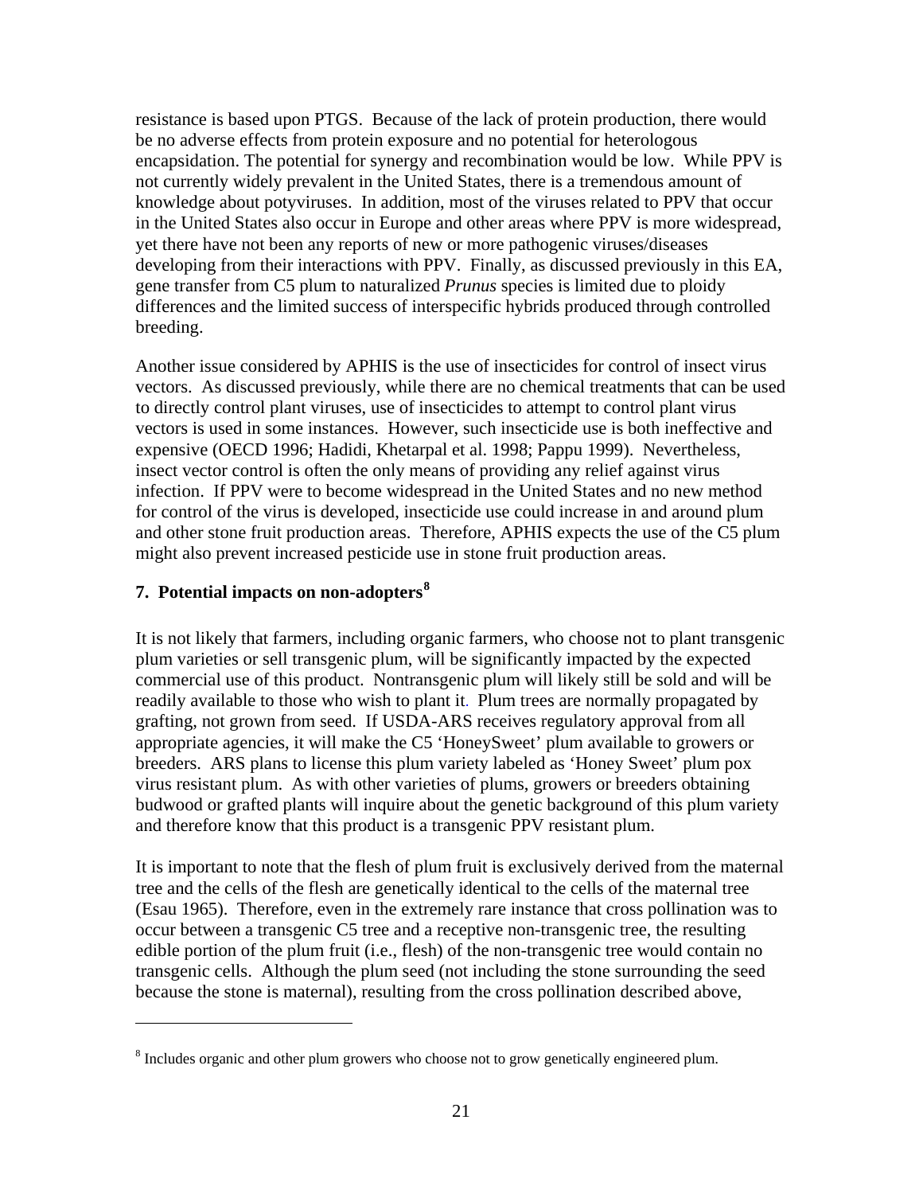resistance is based upon PTGS. Because of the lack of protein production, there would be no adverse effects from protein exposure and no potential for heterologous encapsidation. The potential for synergy and recombination would be low. While PPV is not currently widely prevalent in the United States, there is a tremendous amount of knowledge about potyviruses. In addition, most of the viruses related to PPV that occur in the United States also occur in Europe and other areas where PPV is more widespread, yet there have not been any reports of new or more pathogenic viruses/diseases developing from their interactions with PPV. Finally, as discussed previously in this EA, gene transfer from C5 plum to naturalized *Prunus* species is limited due to ploidy differences and the limited success of interspecific hybrids produced through controlled breeding.

Another issue considered by APHIS is the use of insecticides for control of insect virus vectors. As discussed previously, while there are no chemical treatments that can be used to directly control plant viruses, use of insecticides to attempt to control plant virus vectors is used in some instances. However, such insecticide use is both ineffective and expensive (OECD 1996; Hadidi, Khetarpal et al. 1998; Pappu 1999). Nevertheless, insect vector control is often the only means of providing any relief against virus infection. If PPV were to become widespread in the United States and no new method for control of the virus is developed, insecticide use could increase in and around plum and other stone fruit production areas. Therefore, APHIS expects the use of the C5 plum might also prevent increased pesticide use in stone fruit production areas.

### 7. Potential impacts on non-adopters[8]

It is not likely that farmers, including organic farmers, who choose not to plant transgenic plum varieties or sell transgenic plum, will be significantly impacted by the expected commercial use of this product. Nontransgenic plum will likely still be sold and will be readily available to those who wish to plant it. Plum trees are normally propagated by grafting, not grown from seed. If USDA-ARS receives regulatory approval from all appropriate agencies, it will make the C5 'HoneySweet' plum available to growers or breeders. ARS plans to license this plum variety labeled as 'Honey Sweet' plum pox virus resistant plum. As with other varieties of plums, growers or breeders obtaining budwood or grafted plants will inquire about the genetic background of this plum variety and therefore know that this product is a transgenic PPV resistant plum.

It is important to note that the flesh of plum fruit is exclusively derived from the maternal tree and the cells of the flesh are genetically identical to the cells of the maternal tree (Esau 1965). Therefore, even in the extremely rare instance that cross pollination was to occur between a transgenic C5 tree and a receptive non-transgenic tree, the resulting edible portion of the plum fruit (i.e., flesh) of the non-transgenic tree would contain no transgenic cells. Although the plum seed (not including the stone surrounding the seed because the stone is maternal), resulting from the cross pollination described above,

---

[8] Includes organic and other plum growers who choose not to grow genetically engineered plum.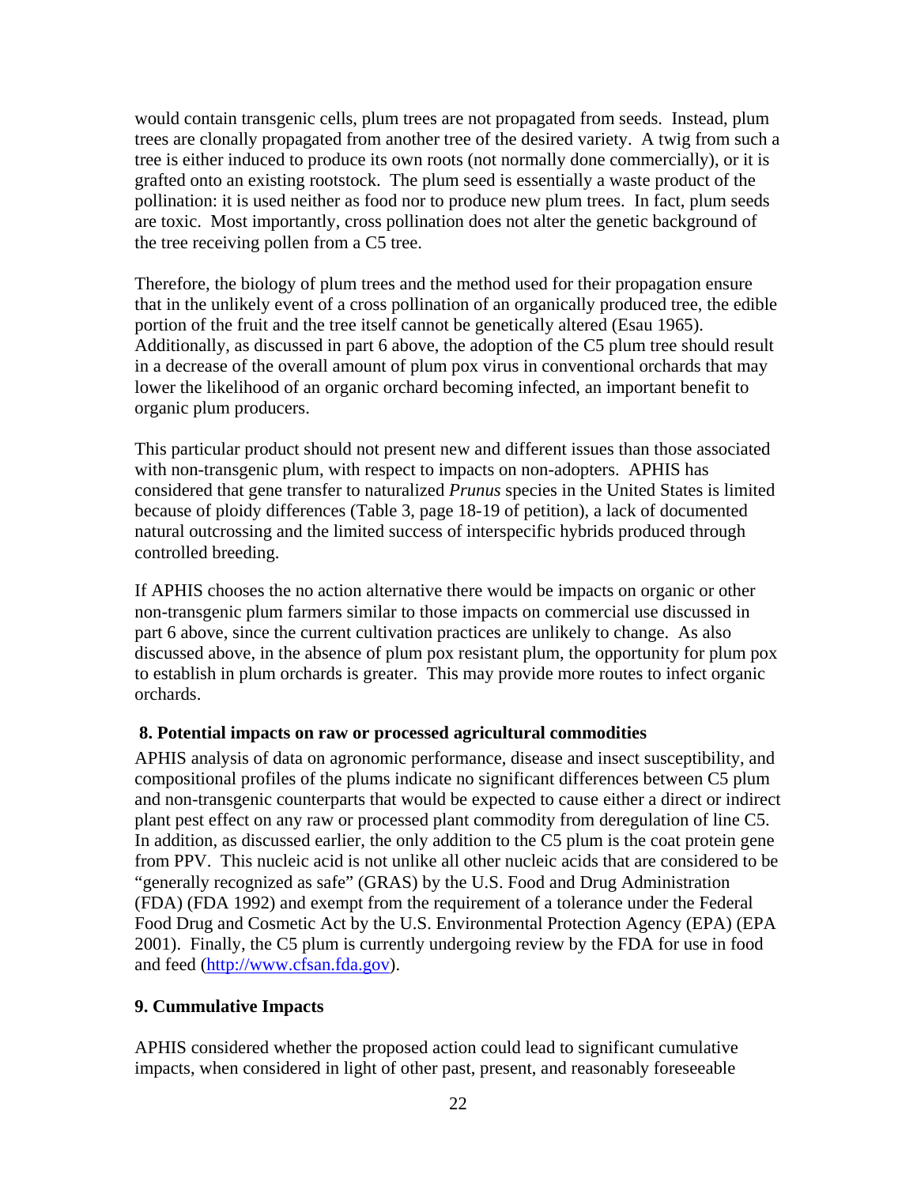would contain transgenic cells, plum trees are not propagated from seeds. Instead, plum trees are clonally propagated from another tree of the desired variety. A twig from such a tree is either induced to produce its own roots (not normally done commercially), or it is grafted onto an existing rootstock. The plum seed is essentially a waste product of the pollination: it is used neither as food nor to produce new plum trees. In fact, plum seeds are toxic. Most importantly, cross pollination does not alter the genetic background of the tree receiving pollen from a C5 tree.

Therefore, the biology of plum trees and the method used for their propagation ensure that in the unlikely event of a cross pollination of an organically produced tree, the edible portion of the fruit and the tree itself cannot be genetically altered (Esau 1965). Additionally, as discussed in part 6 above, the adoption of the C5 plum tree should result in a decrease of the overall amount of plum pox virus in conventional orchards that may lower the likelihood of an organic orchard becoming infected, an important benefit to organic plum producers.

This particular product should not present new and different issues than those associated with non-transgenic plum, with respect to impacts on non-adopters. APHIS has considered that gene transfer to naturalized *Prunus* species in the United States is limited because of ploidy differences (Table 3, page 18-19 of petition), a lack of documented natural outcrossing and the limited success of interspecific hybrids produced through controlled breeding.

If APHIS chooses the no action alternative there would be impacts on organic or other non-transgenic plum farmers similar to those impacts on commercial use discussed in part 6 above, since the current cultivation practices are unlikely to change. As also discussed above, in the absence of plum pox resistant plum, the opportunity for plum pox to establish in plum orchards is greater. This may provide more routes to infect organic orchards.

### 8. Potential impacts on raw or processed agricultural commodities

APHIS analysis of data on agronomic performance, disease and insect susceptibility, and compositional profiles of the plums indicate no significant differences between C5 plum and non-transgenic counterparts that would be expected to cause either a direct or indirect plant pest effect on any raw or processed plant commodity from deregulation of line C5. In addition, as discussed earlier, the only addition to the C5 plum is the coat protein gene from PPV. This nucleic acid is not unlike all other nucleic acids that are considered to be "generally recognized as safe" (GRAS) by the U.S. Food and Drug Administration (FDA) (FDA 1992) and exempt from the requirement of a tolerance under the Federal Food Drug and Cosmetic Act by the U.S. Environmental Protection Agency (EPA) (EPA 2001). Finally, the C5 plum is currently undergoing review by the FDA for use in food and feed (http://www.cfsan.fda.gov).

### 9. Cummulative Impacts

APHIS considered whether the proposed action could lead to significant cumulative impacts, when considered in light of other past, present, and reasonably foreseeable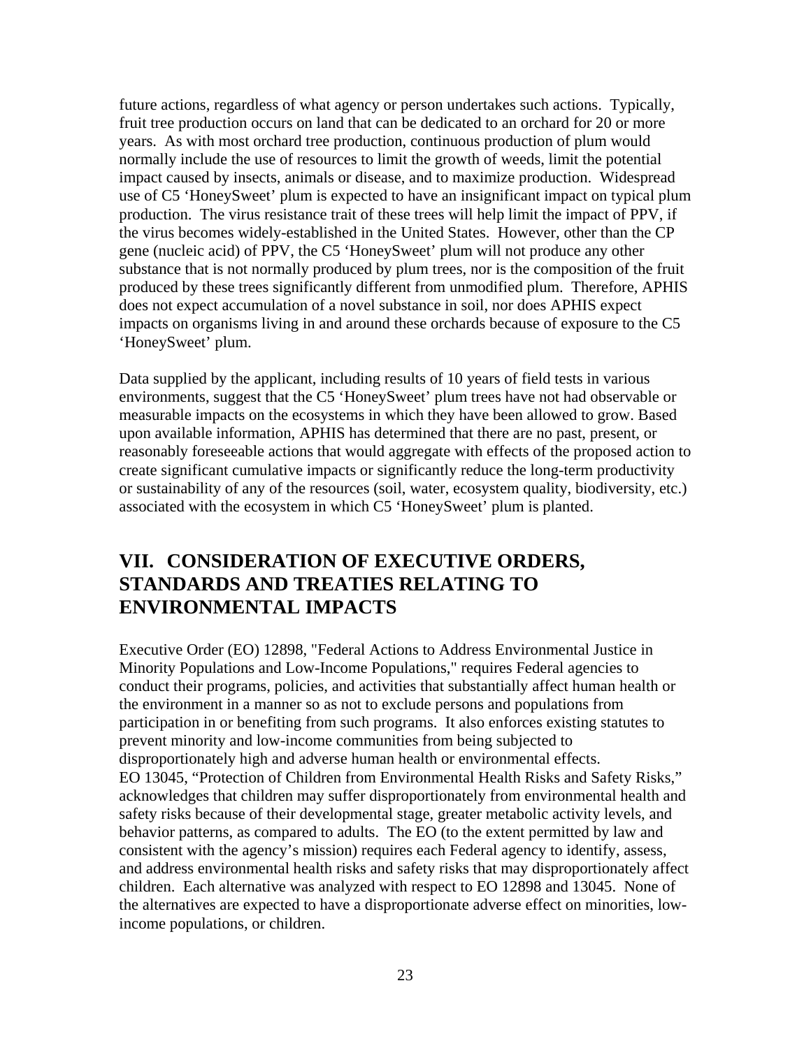future actions, regardless of what agency or person undertakes such actions. Typically, fruit tree production occurs on land that can be dedicated to an orchard for 20 or more years. As with most orchard tree production, continuous production of plum would normally include the use of resources to limit the growth of weeds, limit the potential impact caused by insects, animals or disease, and to maximize production. Widespread use of C5 'HoneySweet' plum is expected to have an insignificant impact on typical plum production. The virus resistance trait of these trees will help limit the impact of PPV, if the virus becomes widely-established in the United States. However, other than the CP gene (nucleic acid) of PPV, the C5 'HoneySweet' plum will not produce any other substance that is not normally produced by plum trees, nor is the composition of the fruit produced by these trees significantly different from unmodified plum. Therefore, APHIS does not expect accumulation of a novel substance in soil, nor does APHIS expect impacts on organisms living in and around these orchards because of exposure to the C5 'HoneySweet' plum.

Data supplied by the applicant, including results of 10 years of field tests in various environments, suggest that the C5 'HoneySweet' plum trees have not had observable or measurable impacts on the ecosystems in which they have been allowed to grow. Based upon available information, APHIS has determined that there are no past, present, or reasonably foreseeable actions that would aggregate with effects of the proposed action to create significant cumulative impacts or significantly reduce the long-term productivity or sustainability of any of the resources (soil, water, ecosystem quality, biodiversity, etc.) associated with the ecosystem in which C5 'HoneySweet' plum is planted.

## VII. CONSIDERATION OF EXECUTIVE ORDERS, STANDARDS AND TREATIES RELATING TO ENVIRONMENTAL IMPACTS

Executive Order (EO) 12898, "Federal Actions to Address Environmental Justice in Minority Populations and Low-Income Populations," requires Federal agencies to conduct their programs, policies, and activities that substantially affect human health or the environment in a manner so as not to exclude persons and populations from participation in or benefiting from such programs. It also enforces existing statutes to prevent minority and low-income communities from being subjected to disproportionately high and adverse human health or environmental effects. EO 13045, "Protection of Children from Environmental Health Risks and Safety Risks," acknowledges that children may suffer disproportionately from environmental health and safety risks because of their developmental stage, greater metabolic activity levels, and behavior patterns, as compared to adults. The EO (to the extent permitted by law and consistent with the agency's mission) requires each Federal agency to identify, assess, and address environmental health risks and safety risks that may disproportionately affect children. Each alternative was analyzed with respect to EO 12898 and 13045. None of the alternatives are expected to have a disproportionate adverse effect on minorities, low-income populations, or children.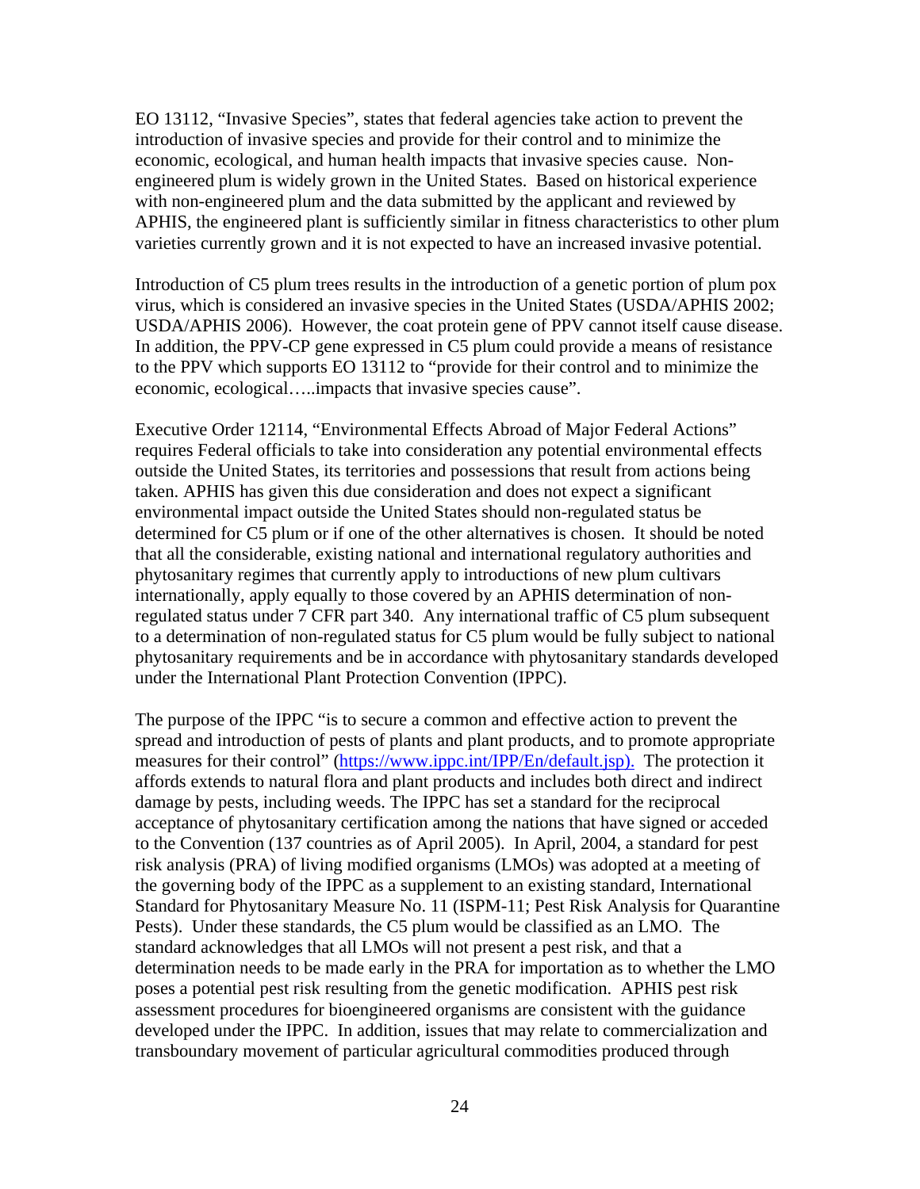EO 13112, "Invasive Species", states that federal agencies take action to prevent the introduction of invasive species and provide for their control and to minimize the economic, ecological, and human health impacts that invasive species cause. Non-engineered plum is widely grown in the United States. Based on historical experience with non-engineered plum and the data submitted by the applicant and reviewed by APHIS, the engineered plant is sufficiently similar in fitness characteristics to other plum varieties currently grown and it is not expected to have an increased invasive potential.

Introduction of C5 plum trees results in the introduction of a genetic portion of plum pox virus, which is considered an invasive species in the United States (USDA/APHIS 2002; USDA/APHIS 2006). However, the coat protein gene of PPV cannot itself cause disease. In addition, the PPV-CP gene expressed in C5 plum could provide a means of resistance to the PPV which supports EO 13112 to "provide for their control and to minimize the economic, ecological…..impacts that invasive species cause".

Executive Order 12114, "Environmental Effects Abroad of Major Federal Actions" requires Federal officials to take into consideration any potential environmental effects outside the United States, its territories and possessions that result from actions being taken. APHIS has given this due consideration and does not expect a significant environmental impact outside the United States should non-regulated status be determined for C5 plum or if one of the other alternatives is chosen. It should be noted that all the considerable, existing national and international regulatory authorities and phytosanitary regimes that currently apply to introductions of new plum cultivars internationally, apply equally to those covered by an APHIS determination of non-regulated status under 7 CFR part 340. Any international traffic of C5 plum subsequent to a determination of non-regulated status for C5 plum would be fully subject to national phytosanitary requirements and be in accordance with phytosanitary standards developed under the International Plant Protection Convention (IPPC).

The purpose of the IPPC "is to secure a common and effective action to prevent the spread and introduction of pests of plants and plant products, and to promote appropriate measures for their control" (https://www.ippc.int/IPP/En/default.jsp). The protection it affords extends to natural flora and plant products and includes both direct and indirect damage by pests, including weeds. The IPPC has set a standard for the reciprocal acceptance of phytosanitary certification among the nations that have signed or acceded to the Convention (137 countries as of April 2005). In April, 2004, a standard for pest risk analysis (PRA) of living modified organisms (LMOs) was adopted at a meeting of the governing body of the IPPC as a supplement to an existing standard, International Standard for Phytosanitary Measure No. 11 (ISPM-11; Pest Risk Analysis for Quarantine Pests). Under these standards, the C5 plum would be classified as an LMO. The standard acknowledges that all LMOs will not present a pest risk, and that a determination needs to be made early in the PRA for importation as to whether the LMO poses a potential pest risk resulting from the genetic modification. APHIS pest risk assessment procedures for bioengineered organisms are consistent with the guidance developed under the IPPC. In addition, issues that may relate to commercialization and transboundary movement of particular agricultural commodities produced through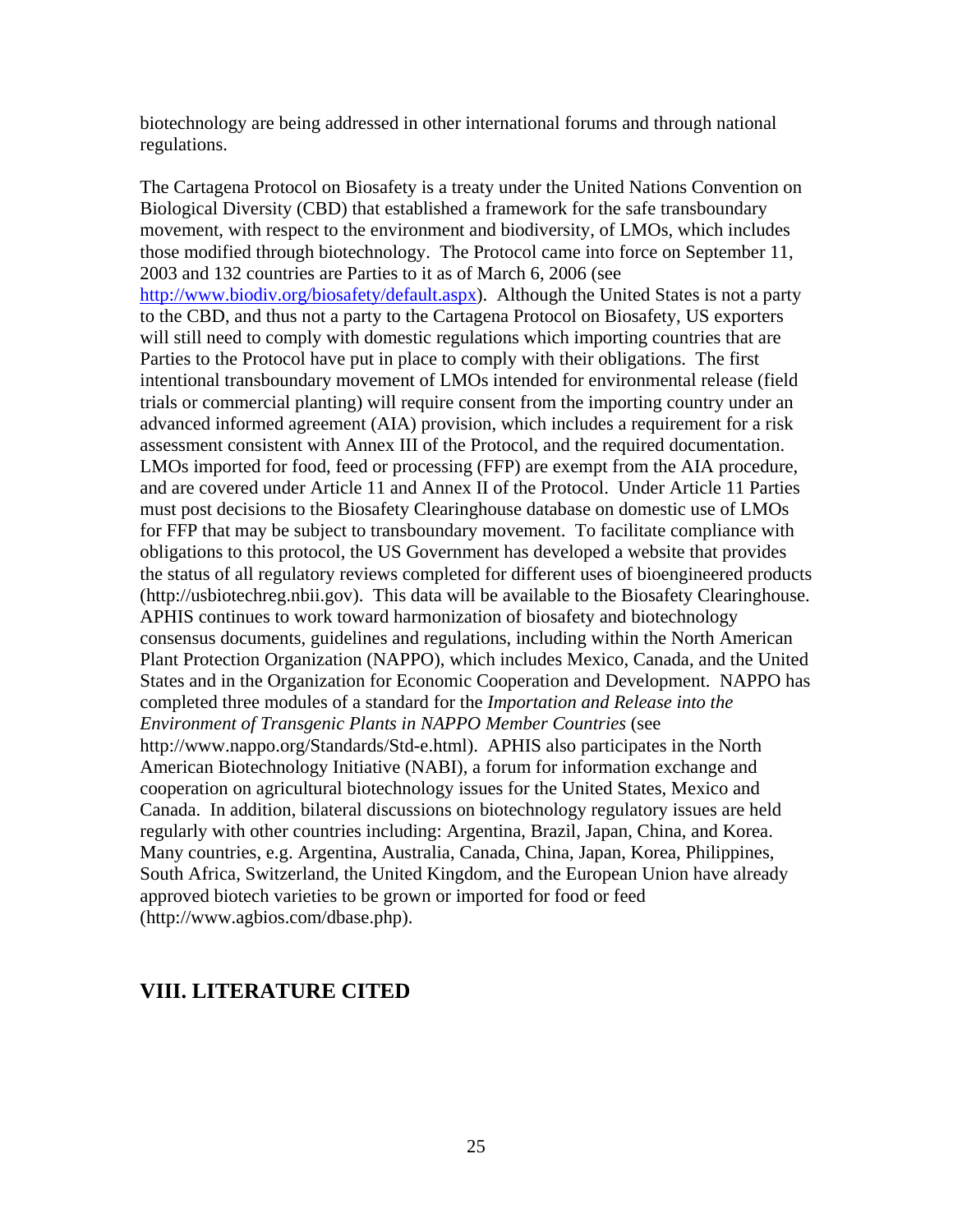biotechnology are being addressed in other international forums and through national regulations.

The Cartagena Protocol on Biosafety is a treaty under the United Nations Convention on Biological Diversity (CBD) that established a framework for the safe transboundary movement, with respect to the environment and biodiversity, of LMOs, which includes those modified through biotechnology. The Protocol came into force on September 11, 2003 and 132 countries are Parties to it as of March 6, 2006 (see http://www.biodiv.org/biosafety/default.aspx). Although the United States is not a party to the CBD, and thus not a party to the Cartagena Protocol on Biosafety, US exporters will still need to comply with domestic regulations which importing countries that are Parties to the Protocol have put in place to comply with their obligations. The first intentional transboundary movement of LMOs intended for environmental release (field trials or commercial planting) will require consent from the importing country under an advanced informed agreement (AIA) provision, which includes a requirement for a risk assessment consistent with Annex III of the Protocol, and the required documentation. LMOs imported for food, feed or processing (FFP) are exempt from the AIA procedure, and are covered under Article 11 and Annex II of the Protocol. Under Article 11 Parties must post decisions to the Biosafety Clearinghouse database on domestic use of LMOs for FFP that may be subject to transboundary movement. To facilitate compliance with obligations to this protocol, the US Government has developed a website that provides the status of all regulatory reviews completed for different uses of bioengineered products (http://usbiotechreg.nbii.gov). This data will be available to the Biosafety Clearinghouse. APHIS continues to work toward harmonization of biosafety and biotechnology consensus documents, guidelines and regulations, including within the North American Plant Protection Organization (NAPPO), which includes Mexico, Canada, and the United States and in the Organization for Economic Cooperation and Development. NAPPO has completed three modules of a standard for the *Importation and Release into the Environment of Transgenic Plants in NAPPO Member Countries* (see http://www.nappo.org/Standards/Std-e.html). APHIS also participates in the North American Biotechnology Initiative (NABI), a forum for information exchange and cooperation on agricultural biotechnology issues for the United States, Mexico and Canada. In addition, bilateral discussions on biotechnology regulatory issues are held regularly with other countries including: Argentina, Brazil, Japan, China, and Korea. Many countries, e.g. Argentina, Australia, Canada, China, Japan, Korea, Philippines, South Africa, Switzerland, the United Kingdom, and the European Union have already approved biotech varieties to be grown or imported for food or feed (http://www.agbios.com/dbase.php).

## VIII. LITERATURE CITED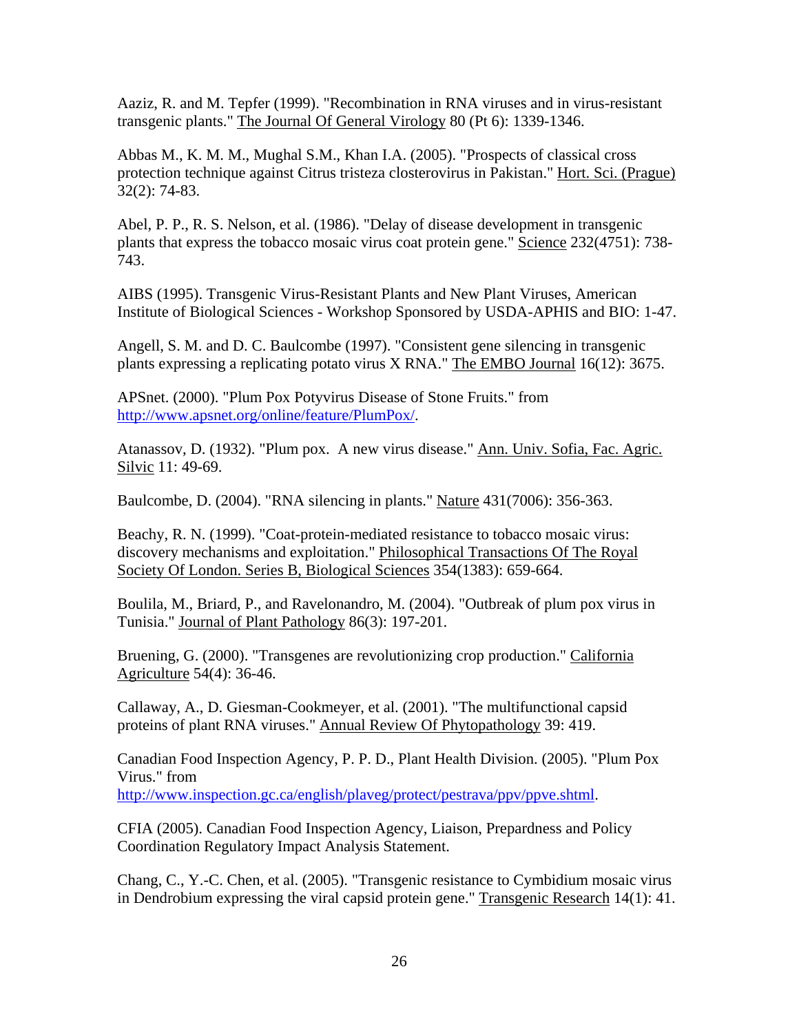Aaziz, R. and M. Tepfer (1999). "Recombination in RNA viruses and in virus-resistant transgenic plants." The Journal Of General Virology 80 (Pt 6): 1339-1346.

Abbas M., K. M. M., Mughal S.M., Khan I.A. (2005). "Prospects of classical cross protection technique against Citrus tristeza closterovirus in Pakistan." Hort. Sci. (Prague) 32(2): 74-83.

Abel, P. P., R. S. Nelson, et al. (1986). "Delay of disease development in transgenic plants that express the tobacco mosaic virus coat protein gene." Science 232(4751): 738-743.

AIBS (1995). Transgenic Virus-Resistant Plants and New Plant Viruses, American Institute of Biological Sciences - Workshop Sponsored by USDA-APHIS and BIO: 1-47.

Angell, S. M. and D. C. Baulcombe (1997). "Consistent gene silencing in transgenic plants expressing a replicating potato virus X RNA." The EMBO Journal 16(12): 3675.

APSnet. (2000). "Plum Pox Potyvirus Disease of Stone Fruits." from http://www.apsnet.org/online/feature/PlumPox/.

Atanassov, D. (1932). "Plum pox. A new virus disease." Ann. Univ. Sofia, Fac. Agric. Silvic 11: 49-69.

Baulcombe, D. (2004). "RNA silencing in plants." Nature 431(7006): 356-363.

Beachy, R. N. (1999). "Coat-protein-mediated resistance to tobacco mosaic virus: discovery mechanisms and exploitation." Philosophical Transactions Of The Royal Society Of London. Series B, Biological Sciences 354(1383): 659-664.

Boulila, M., Briard, P., and Ravelonandro, M. (2004). "Outbreak of plum pox virus in Tunisia." Journal of Plant Pathology 86(3): 197-201.

Bruening, G. (2000). "Transgenes are revolutionizing crop production." California Agriculture 54(4): 36-46.

Callaway, A., D. Giesman-Cookmeyer, et al. (2001). "The multifunctional capsid proteins of plant RNA viruses." Annual Review Of Phytopathology 39: 419.

Canadian Food Inspection Agency, P. P. D., Plant Health Division. (2005). "Plum Pox Virus." from http://www.inspection.gc.ca/english/plaveg/protect/pestrava/ppv/ppve.shtml.

CFIA (2005). Canadian Food Inspection Agency, Liaison, Prepardness and Policy Coordination Regulatory Impact Analysis Statement.

Chang, C., Y.-C. Chen, et al. (2005). "Transgenic resistance to Cymbidium mosaic virus in Dendrobium expressing the viral capsid protein gene." Transgenic Research 14(1): 41.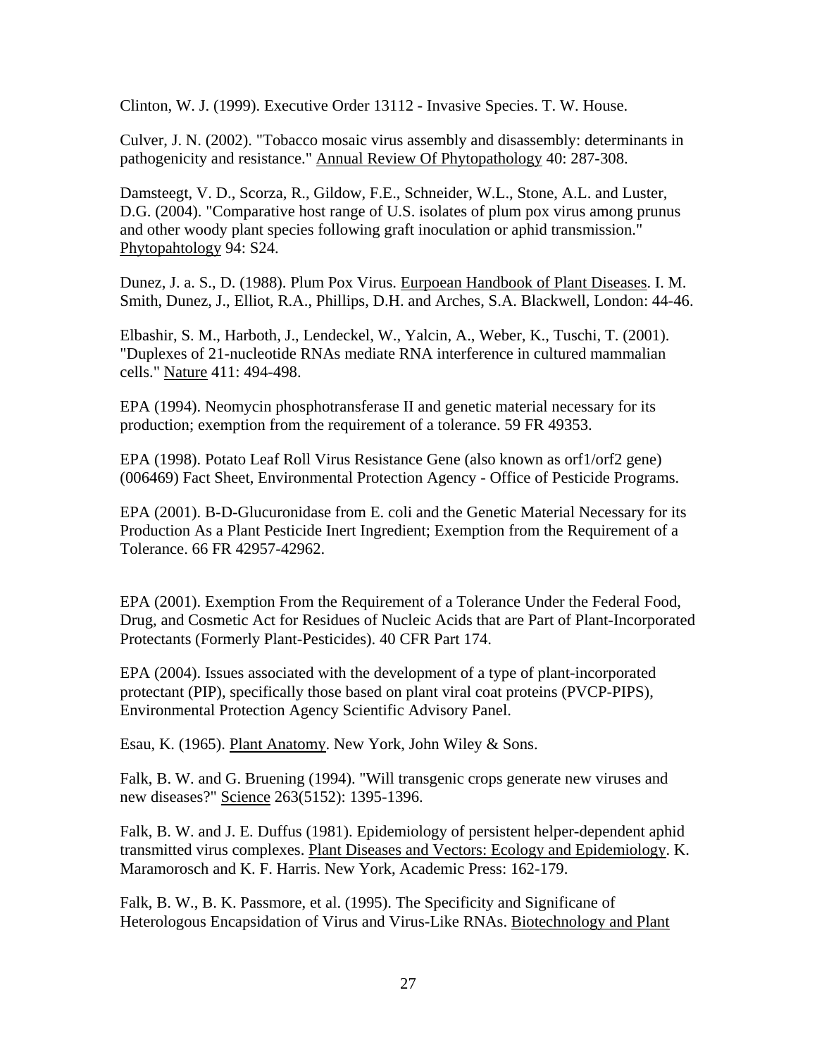Clinton, W. J. (1999). Executive Order 13112 - Invasive Species. T. W. House.

Culver, J. N. (2002). "Tobacco mosaic virus assembly and disassembly: determinants in pathogenicity and resistance." Annual Review Of Phytopathology 40: 287-308.

Damsteegt, V. D., Scorza, R., Gildow, F.E., Schneider, W.L., Stone, A.L. and Luster, D.G. (2004). "Comparative host range of U.S. isolates of plum pox virus among prunus and other woody plant species following graft inoculation or aphid transmission." Phytopahtology 94: S24.

Dunez, J. a. S., D. (1988). Plum Pox Virus. Eurpoean Handbook of Plant Diseases. I. M. Smith, Dunez, J., Elliot, R.A., Phillips, D.H. and Arches, S.A. Blackwell, London: 44-46.

Elbashir, S. M., Harboth, J., Lendeckel, W., Yalcin, A., Weber, K., Tuschi, T. (2001). "Duplexes of 21-nucleotide RNAs mediate RNA interference in cultured mammalian cells." Nature 411: 494-498.

EPA (1994). Neomycin phosphotransferase II and genetic material necessary for its production; exemption from the requirement of a tolerance. 59 FR 49353.

EPA (1998). Potato Leaf Roll Virus Resistance Gene (also known as orf1/orf2 gene) (006469) Fact Sheet, Environmental Protection Agency - Office of Pesticide Programs.

EPA (2001). B-D-Glucuronidase from E. coli and the Genetic Material Necessary for its Production As a Plant Pesticide Inert Ingredient; Exemption from the Requirement of a Tolerance. 66 FR 42957-42962.

EPA (2001). Exemption From the Requirement of a Tolerance Under the Federal Food, Drug, and Cosmetic Act for Residues of Nucleic Acids that are Part of Plant-Incorporated Protectants (Formerly Plant-Pesticides). 40 CFR Part 174.

EPA (2004). Issues associated with the development of a type of plant-incorporated protectant (PIP), specifically those based on plant viral coat proteins (PVCP-PIPS), Environmental Protection Agency Scientific Advisory Panel.

Esau, K. (1965). Plant Anatomy. New York, John Wiley & Sons.

Falk, B. W. and G. Bruening (1994). "Will transgenic crops generate new viruses and new diseases?" Science 263(5152): 1395-1396.

Falk, B. W. and J. E. Duffus (1981). Epidemiology of persistent helper-dependent aphid transmitted virus complexes. Plant Diseases and Vectors: Ecology and Epidemiology. K. Maramorosch and K. F. Harris. New York, Academic Press: 162-179.

Falk, B. W., B. K. Passmore, et al. (1995). The Specificity and Significane of Heterologous Encapsidation of Virus and Virus-Like RNAs. Biotechnology and Plant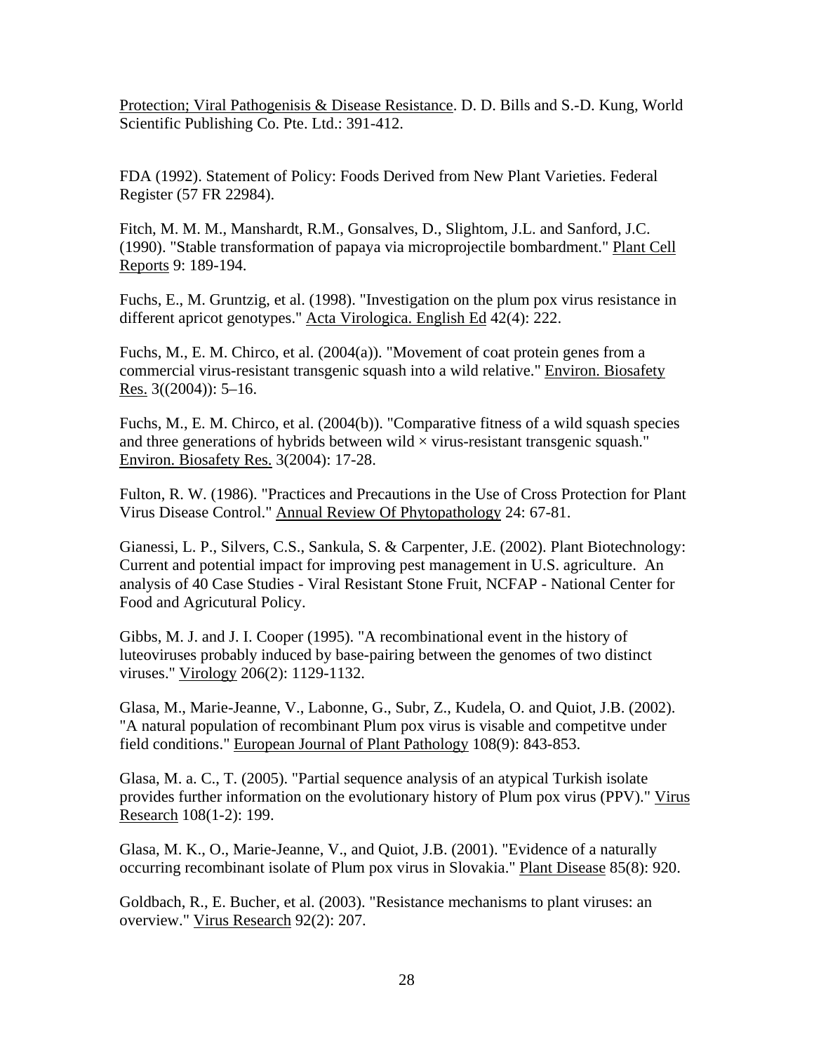Protection; Viral Pathogenisis & Disease Resistance. D. D. Bills and S.-D. Kung, World Scientific Publishing Co. Pte. Ltd.: 391-412.

FDA (1992). Statement of Policy: Foods Derived from New Plant Varieties. Federal Register (57 FR 22984).

Fitch, M. M. M., Manshardt, R.M., Gonsalves, D., Slightom, J.L. and Sanford, J.C. (1990). "Stable transformation of papaya via microprojectile bombardment." Plant Cell Reports 9: 189-194.

Fuchs, E., M. Gruntzig, et al. (1998). "Investigation on the plum pox virus resistance in different apricot genotypes." Acta Virologica. English Ed 42(4): 222.

Fuchs, M., E. M. Chirco, et al. (2004(a)). "Movement of coat protein genes from a commercial virus-resistant transgenic squash into a wild relative." Environ. Biosafety Res. 3((2004)): 5–16.

Fuchs, M., E. M. Chirco, et al. (2004(b)). "Comparative fitness of a wild squash species and three generations of hybrids between wild × virus-resistant transgenic squash." Environ. Biosafety Res. 3(2004): 17-28.

Fulton, R. W. (1986). "Practices and Precautions in the Use of Cross Protection for Plant Virus Disease Control." Annual Review Of Phytopathology 24: 67-81.

Gianessi, L. P., Silvers, C.S., Sankula, S. & Carpenter, J.E. (2002). Plant Biotechnology: Current and potential impact for improving pest management in U.S. agriculture. An analysis of 40 Case Studies - Viral Resistant Stone Fruit, NCFAP - National Center for Food and Agricutural Policy.

Gibbs, M. J. and J. I. Cooper (1995). "A recombinational event in the history of luteoviruses probably induced by base-pairing between the genomes of two distinct viruses." Virology 206(2): 1129-1132.

Glasa, M., Marie-Jeanne, V., Labonne, G., Subr, Z., Kudela, O. and Quiot, J.B. (2002). "A natural population of recombinant Plum pox virus is visable and competitve under field conditions." European Journal of Plant Pathology 108(9): 843-853.

Glasa, M. a. C., T. (2005). "Partial sequence analysis of an atypical Turkish isolate provides further information on the evolutionary history of Plum pox virus (PPV)." Virus Research 108(1-2): 199.

Glasa, M. K., O., Marie-Jeanne, V., and Quiot, J.B. (2001). "Evidence of a naturally occurring recombinant isolate of Plum pox virus in Slovakia." Plant Disease 85(8): 920.

Goldbach, R., E. Bucher, et al. (2003). "Resistance mechanisms to plant viruses: an overview." Virus Research 92(2): 207.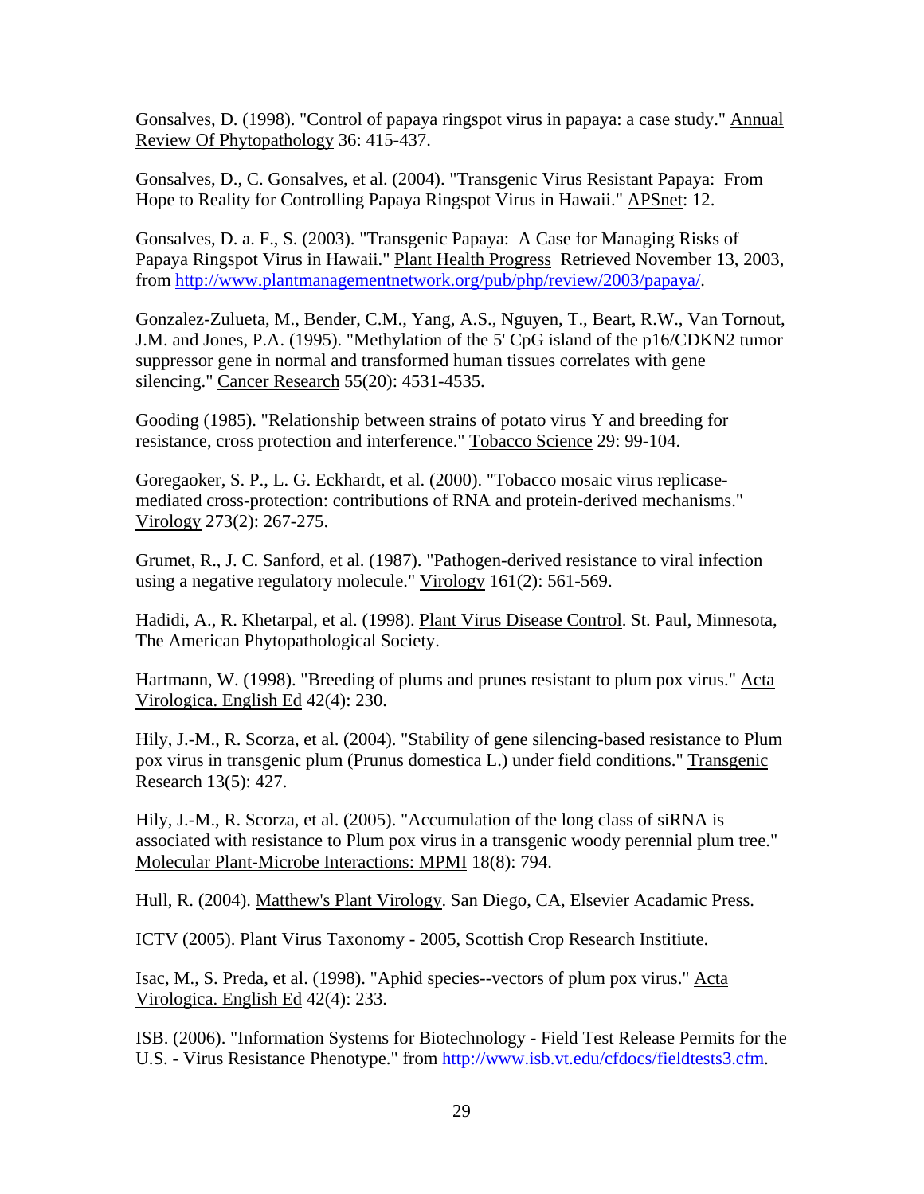Gonsalves, D. (1998). "Control of papaya ringspot virus in papaya: a case study." Annual Review Of Phytopathology 36: 415-437.

Gonsalves, D., C. Gonsalves, et al. (2004). "Transgenic Virus Resistant Papaya: From Hope to Reality for Controlling Papaya Ringspot Virus in Hawaii." APSnet: 12.

Gonsalves, D. a. F., S. (2003). "Transgenic Papaya: A Case for Managing Risks of Papaya Ringspot Virus in Hawaii." Plant Health Progress Retrieved November 13, 2003, from http://www.plantmanagementnetwork.org/pub/php/review/2003/papaya/.

Gonzalez-Zulueta, M., Bender, C.M., Yang, A.S., Nguyen, T., Beart, R.W., Van Tornout, J.M. and Jones, P.A. (1995). "Methylation of the 5' CpG island of the p16/CDKN2 tumor suppressor gene in normal and transformed human tissues correlates with gene silencing." Cancer Research 55(20): 4531-4535.

Gooding (1985). "Relationship between strains of potato virus Y and breeding for resistance, cross protection and interference." Tobacco Science 29: 99-104.

Goregaoker, S. P., L. G. Eckhardt, et al. (2000). "Tobacco mosaic virus replicase-mediated cross-protection: contributions of RNA and protein-derived mechanisms." Virology 273(2): 267-275.

Grumet, R., J. C. Sanford, et al. (1987). "Pathogen-derived resistance to viral infection using a negative regulatory molecule." Virology 161(2): 561-569.

Hadidi, A., R. Khetarpal, et al. (1998). Plant Virus Disease Control. St. Paul, Minnesota, The American Phytopathological Society.

Hartmann, W. (1998). "Breeding of plums and prunes resistant to plum pox virus." Acta Virologica. English Ed 42(4): 230.

Hily, J.-M., R. Scorza, et al. (2004). "Stability of gene silencing-based resistance to Plum pox virus in transgenic plum (Prunus domestica L.) under field conditions." Transgenic Research 13(5): 427.

Hily, J.-M., R. Scorza, et al. (2005). "Accumulation of the long class of siRNA is associated with resistance to Plum pox virus in a transgenic woody perennial plum tree." Molecular Plant-Microbe Interactions: MPMI 18(8): 794.

Hull, R. (2004). Matthew's Plant Virology. San Diego, CA, Elsevier Acadamic Press.

ICTV (2005). Plant Virus Taxonomy - 2005, Scottish Crop Research Instiitute.

Isac, M., S. Preda, et al. (1998). "Aphid species--vectors of plum pox virus." Acta Virologica. English Ed 42(4): 233.

ISB. (2006). "Information Systems for Biotechnology - Field Test Release Permits for the U.S. - Virus Resistance Phenotype." from http://www.isb.vt.edu/cfdocs/fieldtests3.cfm.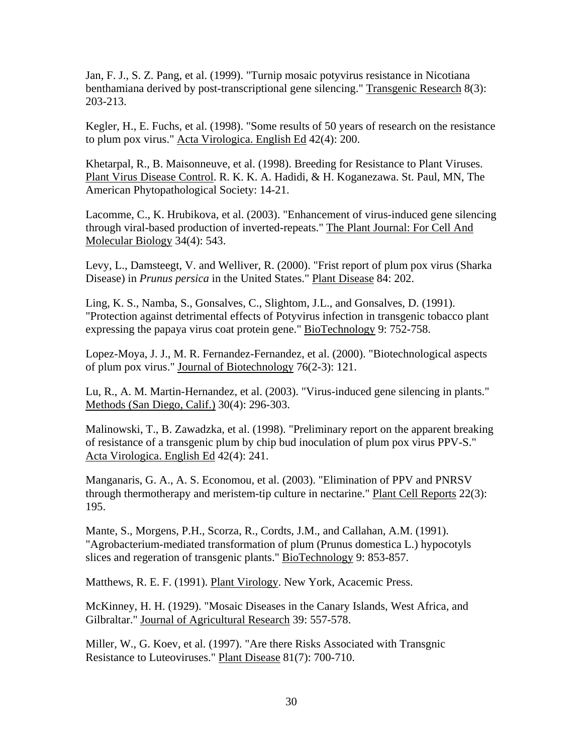Jan, F. J., S. Z. Pang, et al. (1999). "Turnip mosaic potyvirus resistance in Nicotiana benthamiana derived by post-transcriptional gene silencing." Transgenic Research 8(3): 203-213.

Kegler, H., E. Fuchs, et al. (1998). "Some results of 50 years of research on the resistance to plum pox virus." Acta Virologica. English Ed 42(4): 200.

Khetarpal, R., B. Maisonneuve, et al. (1998). Breeding for Resistance to Plant Viruses. Plant Virus Disease Control. R. K. K. A. Hadidi, & H. Koganezawa. St. Paul, MN, The American Phytopathological Society: 14-21.

Lacomme, C., K. Hrubikova, et al. (2003). "Enhancement of virus-induced gene silencing through viral-based production of inverted-repeats." The Plant Journal: For Cell And Molecular Biology 34(4): 543.

Levy, L., Damsteegt, V. and Welliver, R. (2000). "Frist report of plum pox virus (Sharka Disease) in *Prunus persica* in the United States." Plant Disease 84: 202.

Ling, K. S., Namba, S., Gonsalves, C., Slightom, J.L., and Gonsalves, D. (1991). "Protection against detrimental effects of Potyvirus infection in transgenic tobacco plant expressing the papaya virus coat protein gene." BioTechnology 9: 752-758.

Lopez-Moya, J. J., M. R. Fernandez-Fernandez, et al. (2000). "Biotechnological aspects of plum pox virus." Journal of Biotechnology 76(2-3): 121.

Lu, R., A. M. Martin-Hernandez, et al. (2003). "Virus-induced gene silencing in plants." Methods (San Diego, Calif.) 30(4): 296-303.

Malinowski, T., B. Zawadzka, et al. (1998). "Preliminary report on the apparent breaking of resistance of a transgenic plum by chip bud inoculation of plum pox virus PPV-S." Acta Virologica. English Ed 42(4): 241.

Manganaris, G. A., A. S. Economou, et al. (2003). "Elimination of PPV and PNRSV through thermotherapy and meristem-tip culture in nectarine." Plant Cell Reports 22(3): 195.

Mante, S., Morgens, P.H., Scorza, R., Cordts, J.M., and Callahan, A.M. (1991). "Agrobacterium-mediated transformation of plum (Prunus domestica L.) hypocotyls slices and regeration of transgenic plants." BioTechnology 9: 853-857.

Matthews, R. E. F. (1991). Plant Virology. New York, Acacemic Press.

McKinney, H. H. (1929). "Mosaic Diseases in the Canary Islands, West Africa, and Gilbraltar." Journal of Agricultural Research 39: 557-578.

Miller, W., G. Koev, et al. (1997). "Are there Risks Associated with Transgnic Resistance to Luteoviruses." Plant Disease 81(7): 700-710.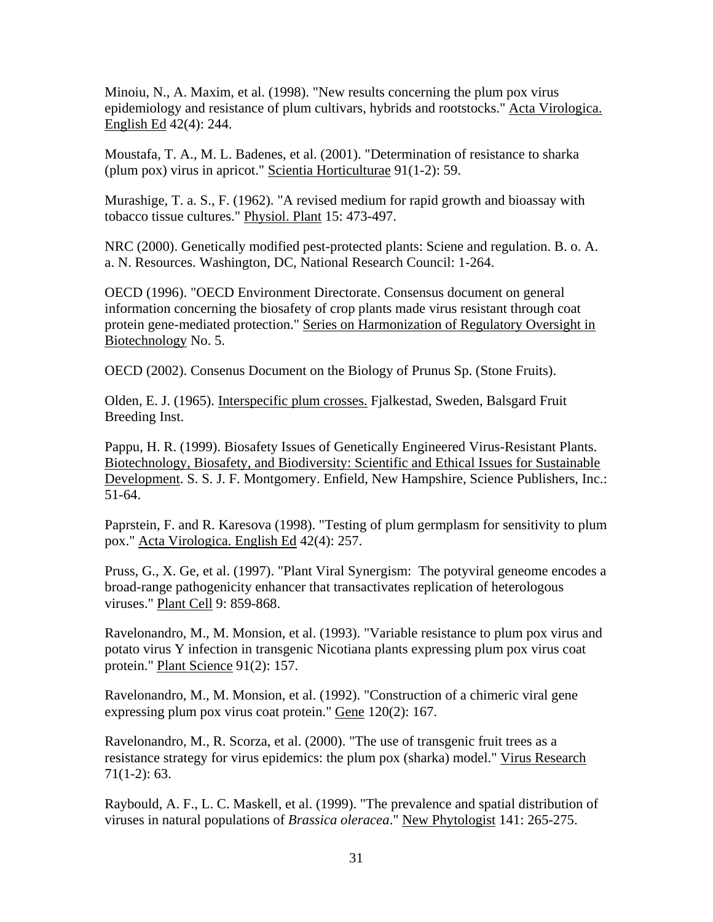Minoiu, N., A. Maxim, et al. (1998). "New results concerning the plum pox virus epidemiology and resistance of plum cultivars, hybrids and rootstocks." Acta Virologica. English Ed 42(4): 244.

Moustafa, T. A., M. L. Badenes, et al. (2001). "Determination of resistance to sharka (plum pox) virus in apricot." Scientia Horticulturae 91(1-2): 59.

Murashige, T. a. S., F. (1962). "A revised medium for rapid growth and bioassay with tobacco tissue cultures." Physiol. Plant 15: 473-497.

NRC (2000). Genetically modified pest-protected plants: Sciene and regulation. B. o. A. a. N. Resources. Washington, DC, National Research Council: 1-264.

OECD (1996). "OECD Environment Directorate. Consensus document on general information concerning the biosafety of crop plants made virus resistant through coat protein gene-mediated protection." Series on Harmonization of Regulatory Oversight in Biotechnology No. 5.

OECD (2002). Consenus Document on the Biology of Prunus Sp. (Stone Fruits).

Olden, E. J. (1965). Interspecific plum crosses. Fjalkestad, Sweden, Balsgard Fruit Breeding Inst.

Pappu, H. R. (1999). Biosafety Issues of Genetically Engineered Virus-Resistant Plants. Biotechnology, Biosafety, and Biodiversity: Scientific and Ethical Issues for Sustainable Development. S. S. J. F. Montgomery. Enfield, New Hampshire, Science Publishers, Inc.: 51-64.

Paprstein, F. and R. Karesova (1998). "Testing of plum germplasm for sensitivity to plum pox." Acta Virologica. English Ed 42(4): 257.

Pruss, G., X. Ge, et al. (1997). "Plant Viral Synergism: The potyviral geneome encodes a broad-range pathogenicity enhancer that transactivates replication of heterologous viruses." Plant Cell 9: 859-868.

Ravelonandro, M., M. Monsion, et al. (1993). "Variable resistance to plum pox virus and potato virus Y infection in transgenic Nicotiana plants expressing plum pox virus coat protein." Plant Science 91(2): 157.

Ravelonandro, M., M. Monsion, et al. (1992). "Construction of a chimeric viral gene expressing plum pox virus coat protein." Gene 120(2): 167.

Ravelonandro, M., R. Scorza, et al. (2000). "The use of transgenic fruit trees as a resistance strategy for virus epidemics: the plum pox (sharka) model." Virus Research 71(1-2): 63.

Raybould, A. F., L. C. Maskell, et al. (1999). "The prevalence and spatial distribution of viruses in natural populations of *Brassica oleracea*." New Phytologist 141: 265-275.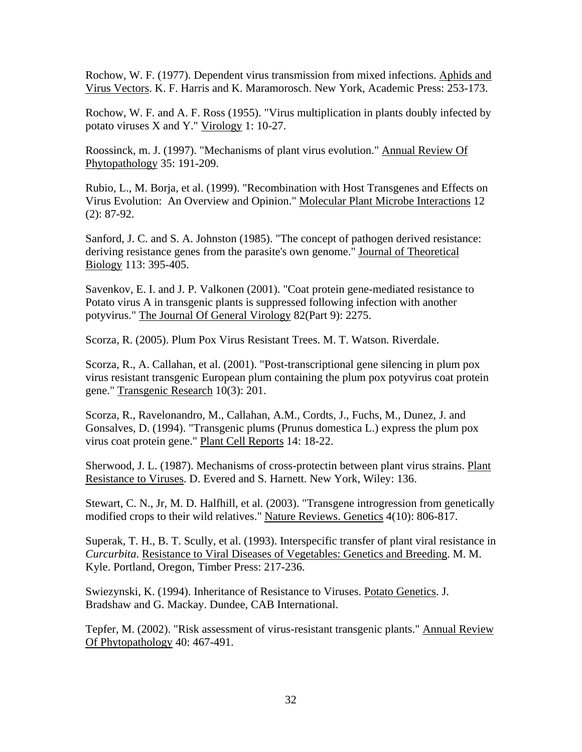Rochow, W. F. (1977). Dependent virus transmission from mixed infections. Aphids and Virus Vectors. K. F. Harris and K. Maramorosch. New York, Academic Press: 253-173.

Rochow, W. F. and A. F. Ross (1955). "Virus multiplication in plants doubly infected by potato viruses X and Y." Virology 1: 10-27.

Roossinck, m. J. (1997). "Mechanisms of plant virus evolution." Annual Review Of Phytopathology 35: 191-209.

Rubio, L., M. Borja, et al. (1999). "Recombination with Host Transgenes and Effects on Virus Evolution: An Overview and Opinion." Molecular Plant Microbe Interactions 12 (2): 87-92.

Sanford, J. C. and S. A. Johnston (1985). "The concept of pathogen derived resistance: deriving resistance genes from the parasite's own genome." Journal of Theoretical Biology 113: 395-405.

Savenkov, E. I. and J. P. Valkonen (2001). "Coat protein gene-mediated resistance to Potato virus A in transgenic plants is suppressed following infection with another potyvirus." The Journal Of General Virology 82(Part 9): 2275.

Scorza, R. (2005). Plum Pox Virus Resistant Trees. M. T. Watson. Riverdale.

Scorza, R., A. Callahan, et al. (2001). "Post-transcriptional gene silencing in plum pox virus resistant transgenic European plum containing the plum pox potyvirus coat protein gene." Transgenic Research 10(3): 201.

Scorza, R., Ravelonandro, M., Callahan, A.M., Cordts, J., Fuchs, M., Dunez, J. and Gonsalves, D. (1994). "Transgenic plums (Prunus domestica L.) express the plum pox virus coat protein gene." Plant Cell Reports 14: 18-22.

Sherwood, J. L. (1987). Mechanisms of cross-protectin between plant virus strains. Plant Resistance to Viruses. D. Evered and S. Harnett. New York, Wiley: 136.

Stewart, C. N., Jr, M. D. Halfhill, et al. (2003). "Transgene introgression from genetically modified crops to their wild relatives." Nature Reviews. Genetics 4(10): 806-817.

Superak, T. H., B. T. Scully, et al. (1993). Interspecific transfer of plant viral resistance in *Curcurbita*. Resistance to Viral Diseases of Vegetables: Genetics and Breeding. M. M. Kyle. Portland, Oregon, Timber Press: 217-236.

Swiezynski, K. (1994). Inheritance of Resistance to Viruses. Potato Genetics. J. Bradshaw and G. Mackay. Dundee, CAB International.

Tepfer, M. (2002). "Risk assessment of virus-resistant transgenic plants." Annual Review Of Phytopathology 40: 467-491.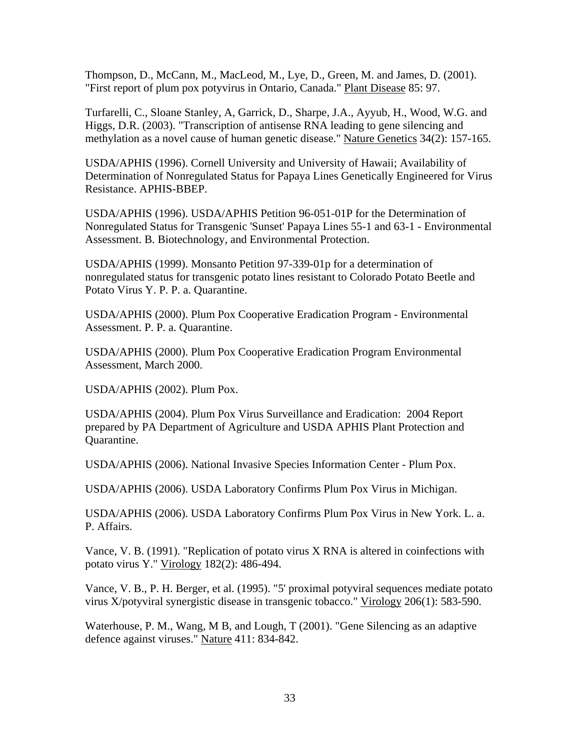Thompson, D., McCann, M., MacLeod, M., Lye, D., Green, M. and James, D. (2001). "First report of plum pox potyvirus in Ontario, Canada." Plant Disease 85: 97.

Turfarelli, C., Sloane Stanley, A, Garrick, D., Sharpe, J.A., Ayyub, H., Wood, W.G. and Higgs, D.R. (2003). "Transcription of antisense RNA leading to gene silencing and methylation as a novel cause of human genetic disease." Nature Genetics 34(2): 157-165.

USDA/APHIS (1996). Cornell University and University of Hawaii; Availability of Determination of Nonregulated Status for Papaya Lines Genetically Engineered for Virus Resistance. APHIS-BBEP.

USDA/APHIS (1996). USDA/APHIS Petition 96-051-01P for the Determination of Nonregulated Status for Transgenic 'Sunset' Papaya Lines 55-1 and 63-1 - Environmental Assessment. B. Biotechnology, and Environmental Protection.

USDA/APHIS (1999). Monsanto Petition 97-339-01p for a determination of nonregulated status for transgenic potato lines resistant to Colorado Potato Beetle and Potato Virus Y. P. P. a. Quarantine.

USDA/APHIS (2000). Plum Pox Cooperative Eradication Program - Environmental Assessment. P. P. a. Quarantine.

USDA/APHIS (2000). Plum Pox Cooperative Eradication Program Environmental Assessment, March 2000.

USDA/APHIS (2002). Plum Pox.

USDA/APHIS (2004). Plum Pox Virus Surveillance and Eradication: 2004 Report prepared by PA Department of Agriculture and USDA APHIS Plant Protection and Quarantine.

USDA/APHIS (2006). National Invasive Species Information Center - Plum Pox.

USDA/APHIS (2006). USDA Laboratory Confirms Plum Pox Virus in Michigan.

USDA/APHIS (2006). USDA Laboratory Confirms Plum Pox Virus in New York. L. a. P. Affairs.

Vance, V. B. (1991). "Replication of potato virus X RNA is altered in coinfections with potato virus Y." Virology 182(2): 486-494.

Vance, V. B., P. H. Berger, et al. (1995). "5' proximal potyviral sequences mediate potato virus X/potyviral synergistic disease in transgenic tobacco." Virology 206(1): 583-590.

Waterhouse, P. M., Wang, M B, and Lough, T (2001). "Gene Silencing as an adaptive defence against viruses." Nature 411: 834-842.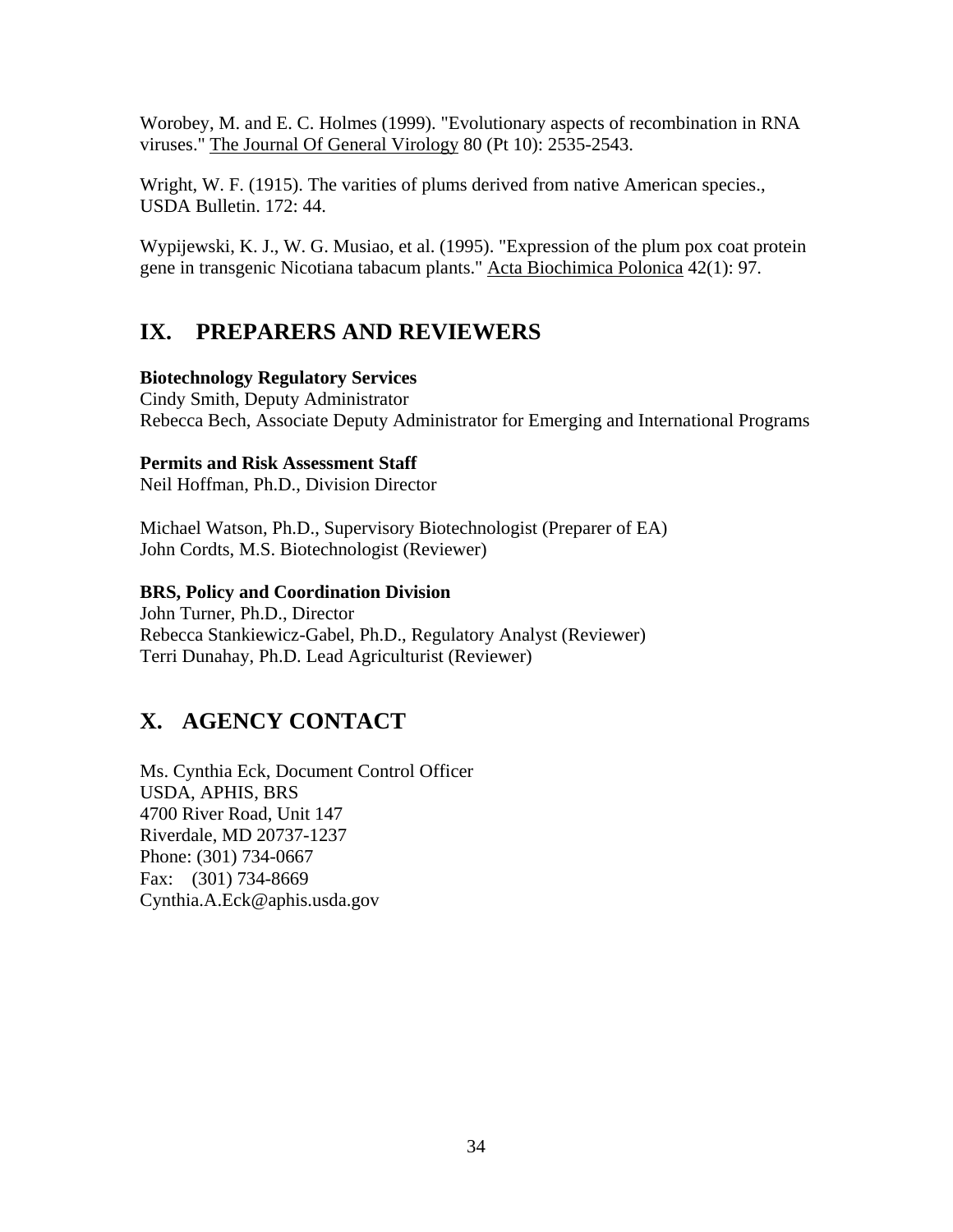Worobey, M. and E. C. Holmes (1999). "Evolutionary aspects of recombination in RNA viruses." The Journal Of General Virology 80 (Pt 10): 2535-2543.

Wright, W. F. (1915). The varities of plums derived from native American species., USDA Bulletin. 172: 44.

Wypijewski, K. J., W. G. Musiao, et al. (1995). "Expression of the plum pox coat protein gene in transgenic Nicotiana tabacum plants." Acta Biochimica Polonica 42(1): 97.

## IX. PREPARERS AND REVIEWERS

**Biotechnology Regulatory Services**
Cindy Smith, Deputy Administrator
Rebecca Bech, Associate Deputy Administrator for Emerging and International Programs

**Permits and Risk Assessment Staff**
Neil Hoffman, Ph.D., Division Director

Michael Watson, Ph.D., Supervisory Biotechnologist (Preparer of EA)
John Cordts, M.S. Biotechnologist (Reviewer)

**BRS, Policy and Coordination Division**
John Turner, Ph.D., Director
Rebecca Stankiewicz-Gabel, Ph.D., Regulatory Analyst (Reviewer)
Terri Dunahay, Ph.D. Lead Agriculturist (Reviewer)

## X. AGENCY CONTACT

Ms. Cynthia Eck, Document Control Officer
USDA, APHIS, BRS
4700 River Road, Unit 147
Riverdale, MD 20737-1237
Phone: (301) 734-0667
Fax: (301) 734-8669
Cynthia.A.Eck@aphis.usda.gov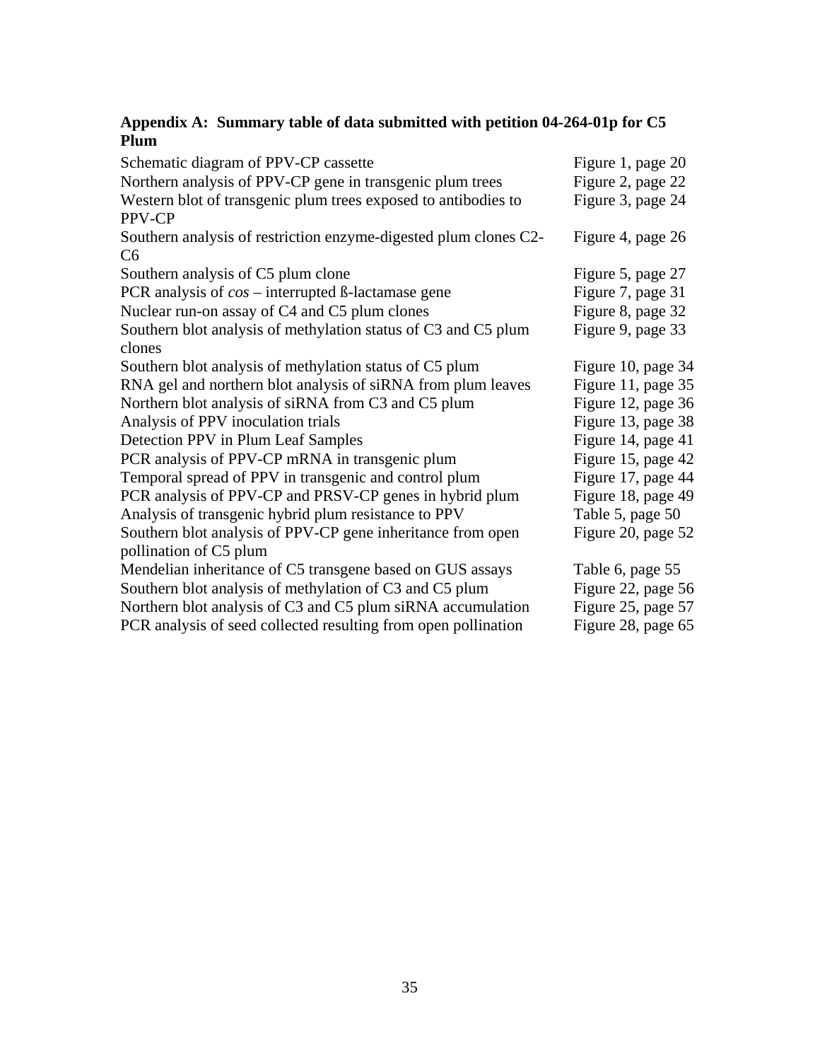## Appendix A: Summary table of data submitted with petition 04-264-01p for C5 Plum

| | |
|---|---|
| Schematic diagram of PPV-CP cassette | Figure 1, page 20 |
| Northern analysis of PPV-CP gene in transgenic plum trees | Figure 2, page 22 |
| Western blot of transgenic plum trees exposed to antibodies to PPV-CP | Figure 3, page 24 |
| Southern analysis of restriction enzyme-digested plum clones C2-C6 | Figure 4, page 26 |
| Southern analysis of C5 plum clone | Figure 5, page 27 |
| PCR analysis of *cos* – interrupted ß-lactamase gene | Figure 7, page 31 |
| Nuclear run-on assay of C4 and C5 plum clones | Figure 8, page 32 |
| Southern blot analysis of methylation status of C3 and C5 plum clones | Figure 9, page 33 |
| Southern blot analysis of methylation status of C5 plum | Figure 10, page 34 |
| RNA gel and northern blot analysis of siRNA from plum leaves | Figure 11, page 35 |
| Northern blot analysis of siRNA from C3 and C5 plum | Figure 12, page 36 |
| Analysis of PPV inoculation trials | Figure 13, page 38 |
| Detection PPV in Plum Leaf Samples | Figure 14, page 41 |
| PCR analysis of PPV-CP mRNA in transgenic plum | Figure 15, page 42 |
| Temporal spread of PPV in transgenic and control plum | Figure 17, page 44 |
| PCR analysis of PPV-CP and PRSV-CP genes in hybrid plum | Figure 18, page 49 |
| Analysis of transgenic hybrid plum resistance to PPV | Table 5, page 50 |
| Southern blot analysis of PPV-CP gene inheritance from open pollination of C5 plum | Figure 20, page 52 |
| Mendelian inheritance of C5 transgene based on GUS assays | Table 6, page 55 |
| Southern blot analysis of methylation of C3 and C5 plum | Figure 22, page 56 |
| Northern blot analysis of C3 and C5 plum siRNA accumulation | Figure 25, page 57 |
| PCR analysis of seed collected resulting from open pollination | Figure 28, page 65 |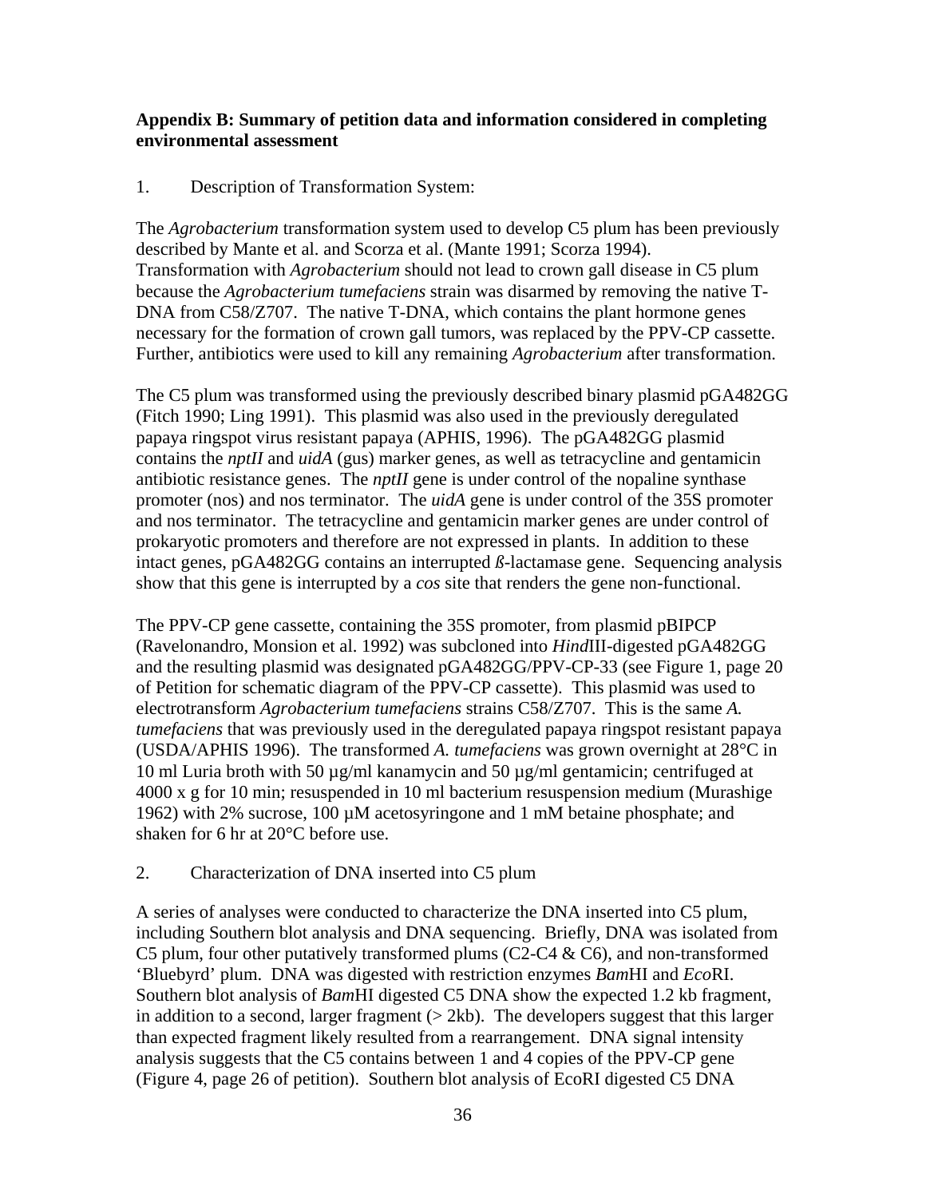**Appendix B: Summary of petition data and information considered in completing environmental assessment**

1. Description of Transformation System:

The *Agrobacterium* transformation system used to develop C5 plum has been previously described by Mante et al. and Scorza et al. (Mante 1991; Scorza 1994). Transformation with *Agrobacterium* should not lead to crown gall disease in C5 plum because the *Agrobacterium tumefaciens* strain was disarmed by removing the native T-DNA from C58/Z707. The native T-DNA, which contains the plant hormone genes necessary for the formation of crown gall tumors, was replaced by the PPV-CP cassette. Further, antibiotics were used to kill any remaining *Agrobacterium* after transformation.

The C5 plum was transformed using the previously described binary plasmid pGA482GG (Fitch 1990; Ling 1991). This plasmid was also used in the previously deregulated papaya ringspot virus resistant papaya (APHIS, 1996). The pGA482GG plasmid contains the *nptII* and *uidA* (gus) marker genes, as well as tetracycline and gentamicin antibiotic resistance genes. The *nptII* gene is under control of the nopaline synthase promoter (nos) and nos terminator. The *uidA* gene is under control of the 35S promoter and nos terminator. The tetracycline and gentamicin marker genes are under control of prokaryotic promoters and therefore are not expressed in plants. In addition to these intact genes, pGA482GG contains an interrupted ß-lactamase gene. Sequencing analysis show that this gene is interrupted by a *cos* site that renders the gene non-functional.

The PPV-CP gene cassette, containing the 35S promoter, from plasmid pBIPCP (Ravelonandro, Monsion et al. 1992) was subcloned into *Hind*III-digested pGA482GG and the resulting plasmid was designated pGA482GG/PPV-CP-33 (see Figure 1, page 20 of Petition for schematic diagram of the PPV-CP cassette). This plasmid was used to electrotransform *Agrobacterium tumefaciens* strains C58/Z707. This is the same *A. tumefaciens* that was previously used in the deregulated papaya ringspot resistant papaya (USDA/APHIS 1996). The transformed *A. tumefaciens* was grown overnight at 28°C in 10 ml Luria broth with 50 µg/ml kanamycin and 50 µg/ml gentamicin; centrifuged at 4000 x g for 10 min; resuspended in 10 ml bacterium resuspension medium (Murashige 1962) with 2% sucrose, 100 µM acetosyringone and 1 mM betaine phosphate; and shaken for 6 hr at 20°C before use.

2. Characterization of DNA inserted into C5 plum

A series of analyses were conducted to characterize the DNA inserted into C5 plum, including Southern blot analysis and DNA sequencing. Briefly, DNA was isolated from C5 plum, four other putatively transformed plums (C2-C4 & C6), and non-transformed 'Bluebyrd' plum. DNA was digested with restriction enzymes *Bam*HI and *Eco*RI. Southern blot analysis of *Bam*HI digested C5 DNA show the expected 1.2 kb fragment, in addition to a second, larger fragment (> 2kb). The developers suggest that this larger than expected fragment likely resulted from a rearrangement. DNA signal intensity analysis suggests that the C5 contains between 1 and 4 copies of the PPV-CP gene (Figure 4, page 26 of petition). Southern blot analysis of EcoRI digested C5 DNA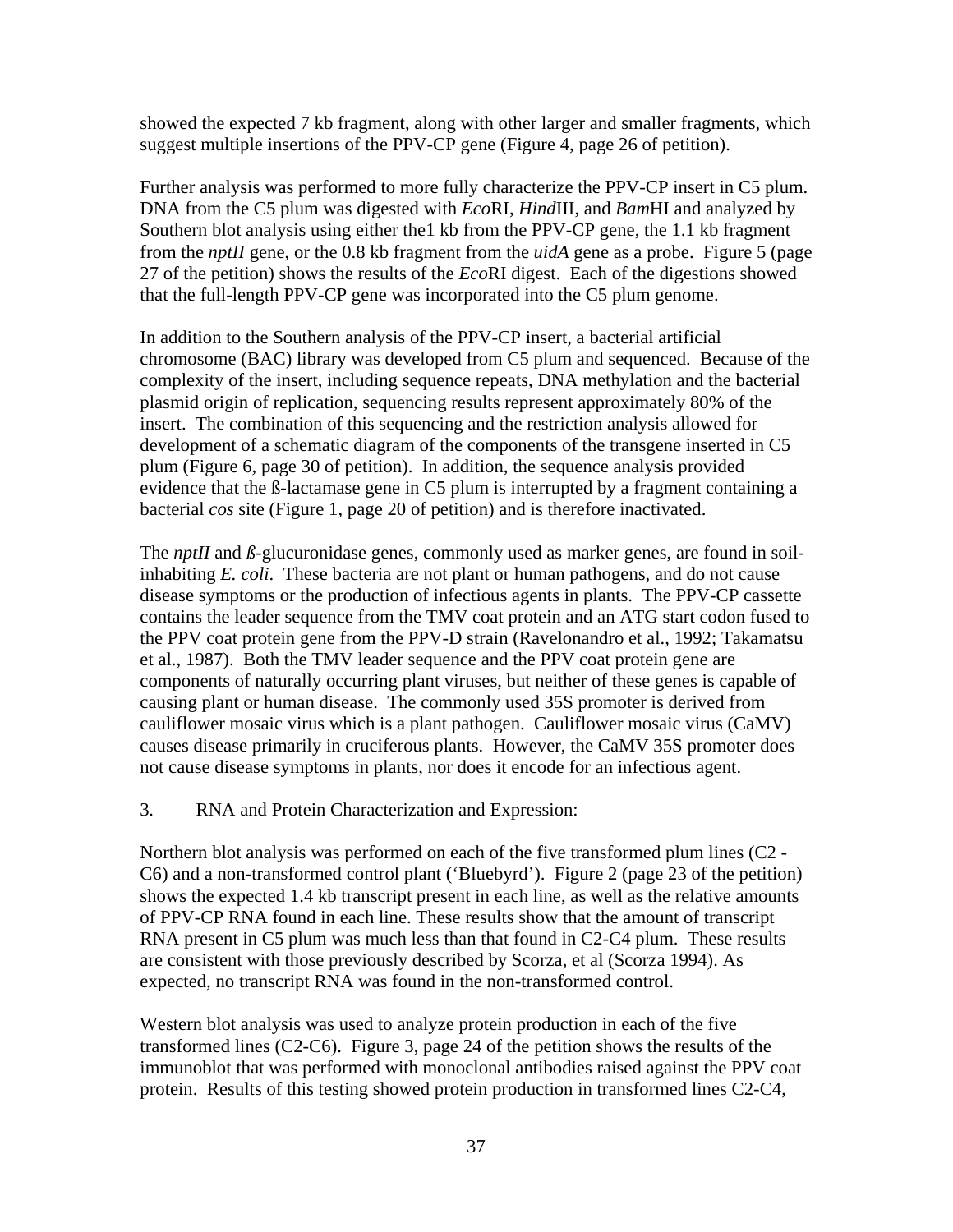showed the expected 7 kb fragment, along with other larger and smaller fragments, which suggest multiple insertions of the PPV-CP gene (Figure 4, page 26 of petition).

Further analysis was performed to more fully characterize the PPV-CP insert in C5 plum. DNA from the C5 plum was digested with *Eco*RI, *Hind*III, and *Bam*HI and analyzed by Southern blot analysis using either the1 kb from the PPV-CP gene, the 1.1 kb fragment from the *nptII* gene, or the 0.8 kb fragment from the *uidA* gene as a probe. Figure 5 (page 27 of the petition) shows the results of the *Eco*RI digest. Each of the digestions showed that the full-length PPV-CP gene was incorporated into the C5 plum genome.

In addition to the Southern analysis of the PPV-CP insert, a bacterial artificial chromosome (BAC) library was developed from C5 plum and sequenced. Because of the complexity of the insert, including sequence repeats, DNA methylation and the bacterial plasmid origin of replication, sequencing results represent approximately 80% of the insert. The combination of this sequencing and the restriction analysis allowed for development of a schematic diagram of the components of the transgene inserted in C5 plum (Figure 6, page 30 of petition). In addition, the sequence analysis provided evidence that the ß-lactamase gene in C5 plum is interrupted by a fragment containing a bacterial *cos* site (Figure 1, page 20 of petition) and is therefore inactivated.

The *nptII* and *ß*-glucuronidase genes, commonly used as marker genes, are found in soil-inhabiting *E. coli*. These bacteria are not plant or human pathogens, and do not cause disease symptoms or the production of infectious agents in plants. The PPV-CP cassette contains the leader sequence from the TMV coat protein and an ATG start codon fused to the PPV coat protein gene from the PPV-D strain (Ravelonandro et al., 1992; Takamatsu et al., 1987). Both the TMV leader sequence and the PPV coat protein gene are components of naturally occurring plant viruses, but neither of these genes is capable of causing plant or human disease. The commonly used 35S promoter is derived from cauliflower mosaic virus which is a plant pathogen. Cauliflower mosaic virus (CaMV) causes disease primarily in cruciferous plants. However, the CaMV 35S promoter does not cause disease symptoms in plants, nor does it encode for an infectious agent.

3. RNA and Protein Characterization and Expression:

Northern blot analysis was performed on each of the five transformed plum lines (C2 - C6) and a non-transformed control plant ('Bluebyrd'). Figure 2 (page 23 of the petition) shows the expected 1.4 kb transcript present in each line, as well as the relative amounts of PPV-CP RNA found in each line. These results show that the amount of transcript RNA present in C5 plum was much less than that found in C2-C4 plum. These results are consistent with those previously described by Scorza, et al (Scorza 1994). As expected, no transcript RNA was found in the non-transformed control.

Western blot analysis was used to analyze protein production in each of the five transformed lines (C2-C6). Figure 3, page 24 of the petition shows the results of the immunoblot that was performed with monoclonal antibodies raised against the PPV coat protein. Results of this testing showed protein production in transformed lines C2-C4,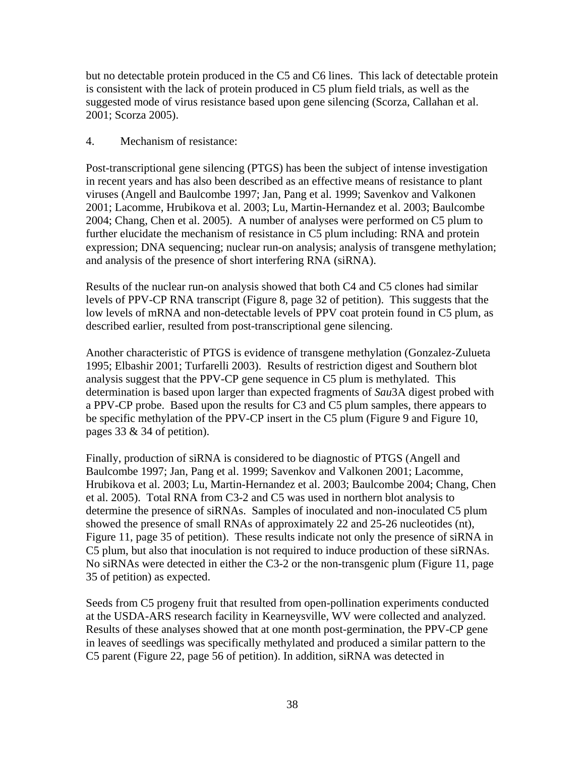but no detectable protein produced in the C5 and C6 lines. This lack of detectable protein is consistent with the lack of protein produced in C5 plum field trials, as well as the suggested mode of virus resistance based upon gene silencing (Scorza, Callahan et al. 2001; Scorza 2005).

4. Mechanism of resistance:

Post-transcriptional gene silencing (PTGS) has been the subject of intense investigation in recent years and has also been described as an effective means of resistance to plant viruses (Angell and Baulcombe 1997; Jan, Pang et al. 1999; Savenkov and Valkonen 2001; Lacomme, Hrubikova et al. 2003; Lu, Martin-Hernandez et al. 2003; Baulcombe 2004; Chang, Chen et al. 2005). A number of analyses were performed on C5 plum to further elucidate the mechanism of resistance in C5 plum including: RNA and protein expression; DNA sequencing; nuclear run-on analysis; analysis of transgene methylation; and analysis of the presence of short interfering RNA (siRNA).

Results of the nuclear run-on analysis showed that both C4 and C5 clones had similar levels of PPV-CP RNA transcript (Figure 8, page 32 of petition). This suggests that the low levels of mRNA and non-detectable levels of PPV coat protein found in C5 plum, as described earlier, resulted from post-transcriptional gene silencing.

Another characteristic of PTGS is evidence of transgene methylation (Gonzalez-Zulueta 1995; Elbashir 2001; Turfarelli 2003). Results of restriction digest and Southern blot analysis suggest that the PPV-CP gene sequence in C5 plum is methylated. This determination is based upon larger than expected fragments of *Sau*3A digest probed with a PPV-CP probe. Based upon the results for C3 and C5 plum samples, there appears to be specific methylation of the PPV-CP insert in the C5 plum (Figure 9 and Figure 10, pages 33 & 34 of petition).

Finally, production of siRNA is considered to be diagnostic of PTGS (Angell and Baulcombe 1997; Jan, Pang et al. 1999; Savenkov and Valkonen 2001; Lacomme, Hrubikova et al. 2003; Lu, Martin-Hernandez et al. 2003; Baulcombe 2004; Chang, Chen et al. 2005). Total RNA from C3-2 and C5 was used in northern blot analysis to determine the presence of siRNAs. Samples of inoculated and non-inoculated C5 plum showed the presence of small RNAs of approximately 22 and 25-26 nucleotides (nt), Figure 11, page 35 of petition). These results indicate not only the presence of siRNA in C5 plum, but also that inoculation is not required to induce production of these siRNAs. No siRNAs were detected in either the C3-2 or the non-transgenic plum (Figure 11, page 35 of petition) as expected.

Seeds from C5 progeny fruit that resulted from open-pollination experiments conducted at the USDA-ARS research facility in Kearneysville, WV were collected and analyzed. Results of these analyses showed that at one month post-germination, the PPV-CP gene in leaves of seedlings was specifically methylated and produced a similar pattern to the C5 parent (Figure 22, page 56 of petition). In addition, siRNA was detected in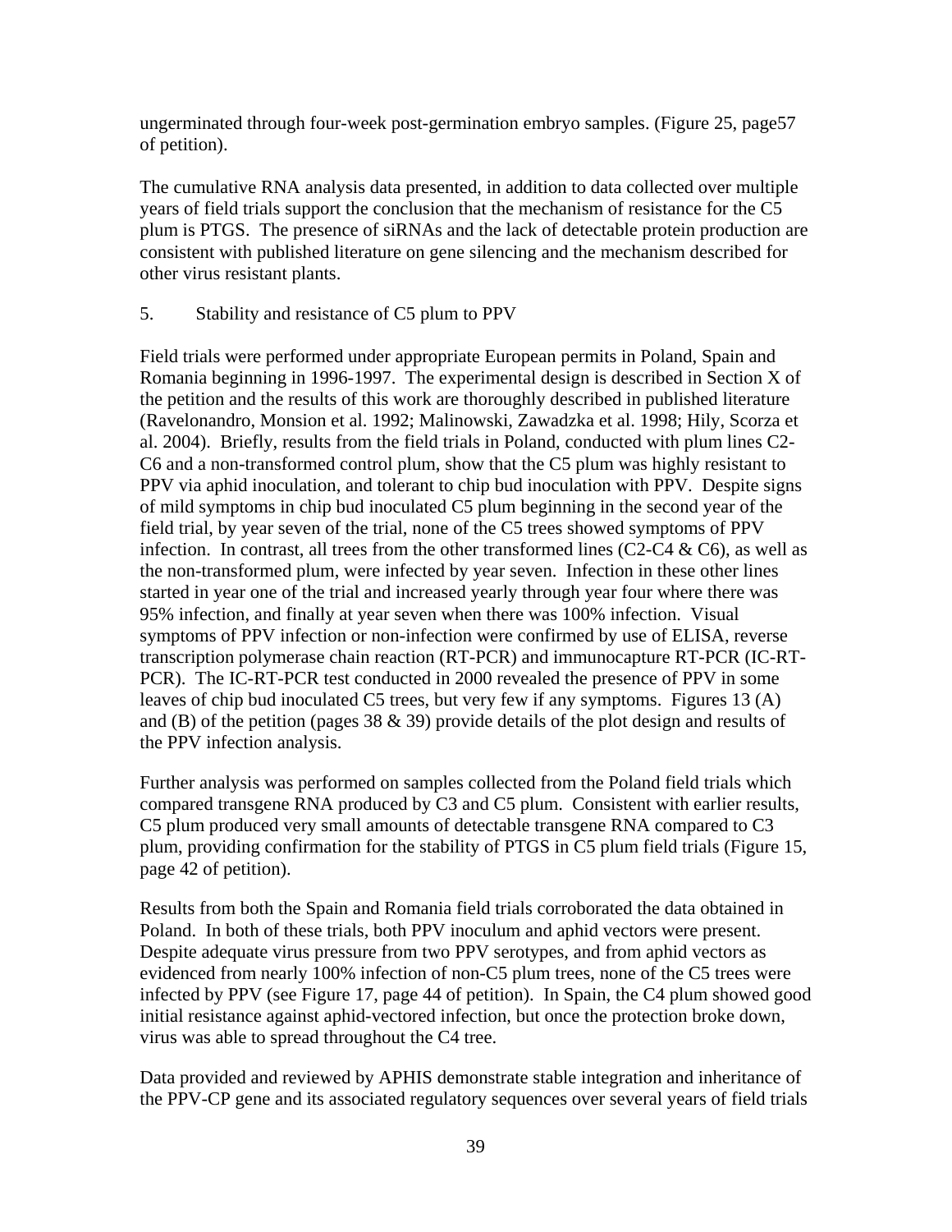ungerminated through four-week post-germination embryo samples. (Figure 25, page57 of petition).

The cumulative RNA analysis data presented, in addition to data collected over multiple years of field trials support the conclusion that the mechanism of resistance for the C5 plum is PTGS. The presence of siRNAs and the lack of detectable protein production are consistent with published literature on gene silencing and the mechanism described for other virus resistant plants.

5. Stability and resistance of C5 plum to PPV

Field trials were performed under appropriate European permits in Poland, Spain and Romania beginning in 1996-1997. The experimental design is described in Section X of the petition and the results of this work are thoroughly described in published literature (Ravelonandro, Monsion et al. 1992; Malinowski, Zawadzka et al. 1998; Hily, Scorza et al. 2004). Briefly, results from the field trials in Poland, conducted with plum lines C2-C6 and a non-transformed control plum, show that the C5 plum was highly resistant to PPV via aphid inoculation, and tolerant to chip bud inoculation with PPV. Despite signs of mild symptoms in chip bud inoculated C5 plum beginning in the second year of the field trial, by year seven of the trial, none of the C5 trees showed symptoms of PPV infection. In contrast, all trees from the other transformed lines (C2-C4 & C6), as well as the non-transformed plum, were infected by year seven. Infection in these other lines started in year one of the trial and increased yearly through year four where there was 95% infection, and finally at year seven when there was 100% infection. Visual symptoms of PPV infection or non-infection were confirmed by use of ELISA, reverse transcription polymerase chain reaction (RT-PCR) and immunocapture RT-PCR (IC-RT-PCR). The IC-RT-PCR test conducted in 2000 revealed the presence of PPV in some leaves of chip bud inoculated C5 trees, but very few if any symptoms. Figures 13 (A) and (B) of the petition (pages 38 & 39) provide details of the plot design and results of the PPV infection analysis.

Further analysis was performed on samples collected from the Poland field trials which compared transgene RNA produced by C3 and C5 plum. Consistent with earlier results, C5 plum produced very small amounts of detectable transgene RNA compared to C3 plum, providing confirmation for the stability of PTGS in C5 plum field trials (Figure 15, page 42 of petition).

Results from both the Spain and Romania field trials corroborated the data obtained in Poland. In both of these trials, both PPV inoculum and aphid vectors were present. Despite adequate virus pressure from two PPV serotypes, and from aphid vectors as evidenced from nearly 100% infection of non-C5 plum trees, none of the C5 trees were infected by PPV (see Figure 17, page 44 of petition). In Spain, the C4 plum showed good initial resistance against aphid-vectored infection, but once the protection broke down, virus was able to spread throughout the C4 tree.

Data provided and reviewed by APHIS demonstrate stable integration and inheritance of the PPV-CP gene and its associated regulatory sequences over several years of field trials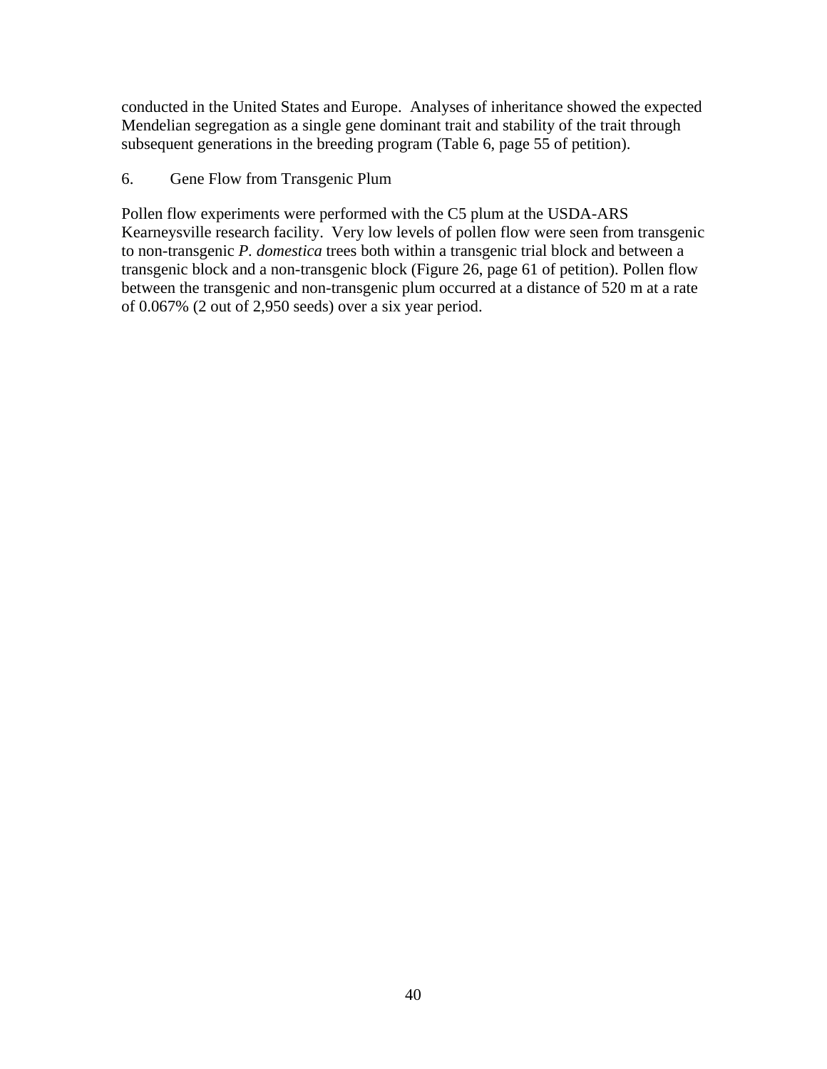conducted in the United States and Europe. Analyses of inheritance showed the expected Mendelian segregation as a single gene dominant trait and stability of the trait through subsequent generations in the breeding program (Table 6, page 55 of petition).

6. Gene Flow from Transgenic Plum

Pollen flow experiments were performed with the C5 plum at the USDA-ARS Kearneysville research facility. Very low levels of pollen flow were seen from transgenic to non-transgenic *P. domestica* trees both within a transgenic trial block and between a transgenic block and a non-transgenic block (Figure 26, page 61 of petition). Pollen flow between the transgenic and non-transgenic plum occurred at a distance of 520 m at a rate of 0.067% (2 out of 2,950 seeds) over a six year period.